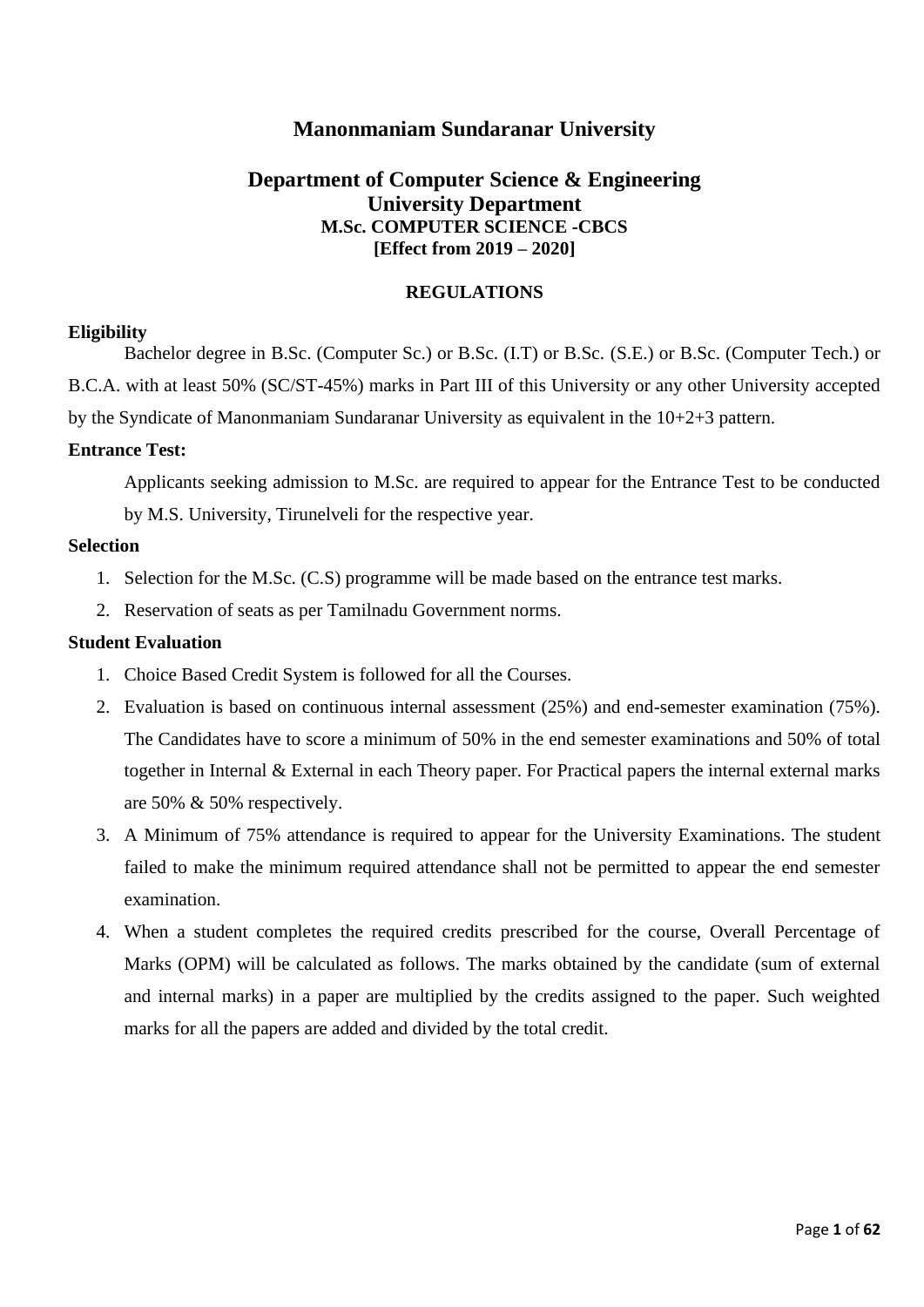# Manonmaniam Sundaranar University

## Department of Computer Science & Engineering
## University Department
### M.Sc. COMPUTER SCIENCE -CBCS
### [Effect from 2019 – 2020]

### REGULATIONS

**Eligibility**

Bachelor degree in B.Sc. (Computer Sc.) or B.Sc. (I.T) or B.Sc. (S.E.) or B.Sc. (Computer Tech.) or B.C.A. with at least 50% (SC/ST-45%) marks in Part III of this University or any other University accepted by the Syndicate of Manonmaniam Sundaranar University as equivalent in the 10+2+3 pattern.

**Entrance Test:**

Applicants seeking admission to M.Sc. are required to appear for the Entrance Test to be conducted by M.S. University, Tirunelveli for the respective year.

**Selection**

1. Selection for the M.Sc. (C.S) programme will be made based on the entrance test marks.
2. Reservation of seats as per Tamilnadu Government norms.

**Student Evaluation**

1. Choice Based Credit System is followed for all the Courses.
2. Evaluation is based on continuous internal assessment (25%) and end-semester examination (75%). The Candidates have to score a minimum of 50% in the end semester examinations and 50% of total together in Internal & External in each Theory paper. For Practical papers the internal external marks are 50% & 50% respectively.
3. A Minimum of 75% attendance is required to appear for the University Examinations. The student failed to make the minimum required attendance shall not be permitted to appear the end semester examination.
4. When a student completes the required credits prescribed for the course, Overall Percentage of Marks (OPM) will be calculated as follows. The marks obtained by the candidate (sum of external and internal marks) in a paper are multiplied by the credits assigned to the paper. Such weighted marks for all the papers are added and divided by the total credit.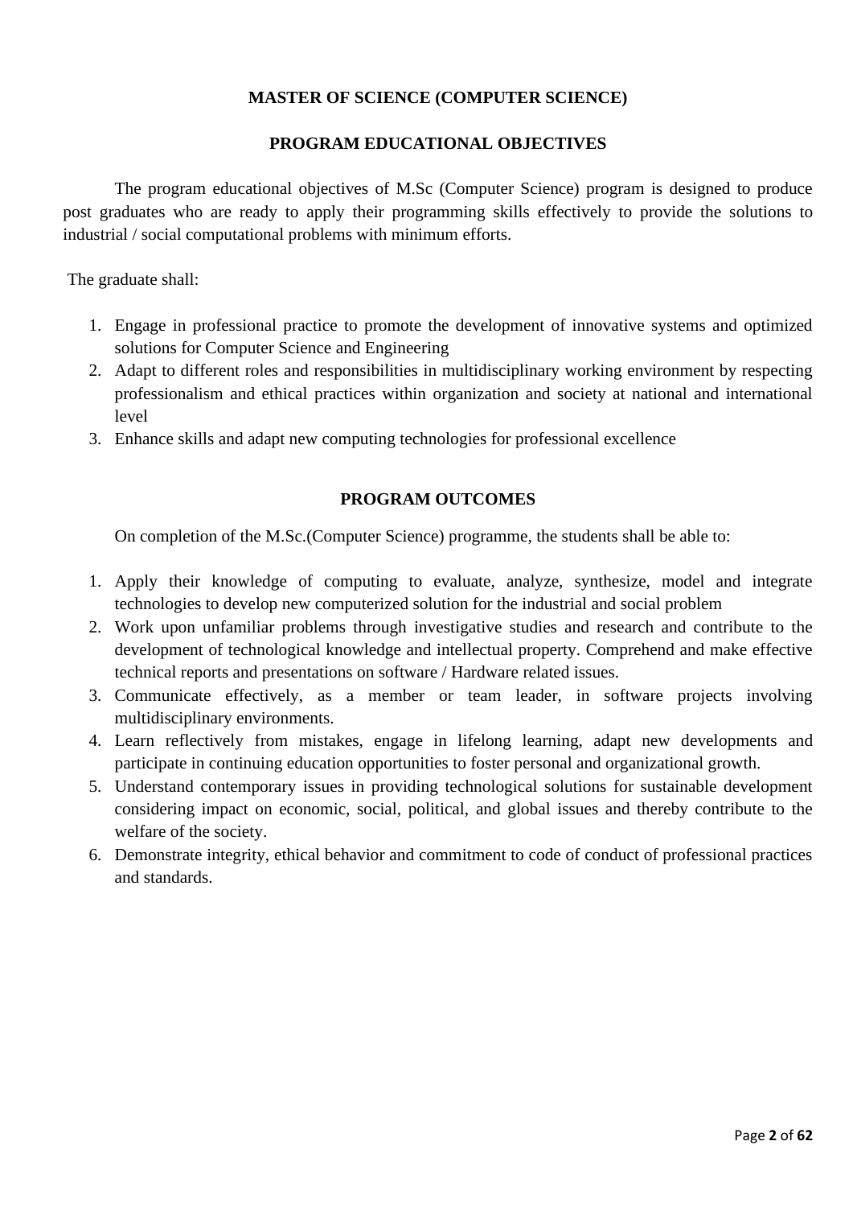## MASTER OF SCIENCE (COMPUTER SCIENCE)

### PROGRAM EDUCATIONAL OBJECTIVES

The program educational objectives of M.Sc (Computer Science) program is designed to produce post graduates who are ready to apply their programming skills effectively to provide the solutions to industrial / social computational problems with minimum efforts.

The graduate shall:

1. Engage in professional practice to promote the development of innovative systems and optimized solutions for Computer Science and Engineering
2. Adapt to different roles and responsibilities in multidisciplinary working environment by respecting professionalism and ethical practices within organization and society at national and international level
3. Enhance skills and adapt new computing technologies for professional excellence

### PROGRAM OUTCOMES

On completion of the M.Sc.(Computer Science) programme, the students shall be able to:

1. Apply their knowledge of computing to evaluate, analyze, synthesize, model and integrate technologies to develop new computerized solution for the industrial and social problem
2. Work upon unfamiliar problems through investigative studies and research and contribute to the development of technological knowledge and intellectual property. Comprehend and make effective technical reports and presentations on software / Hardware related issues.
3. Communicate effectively, as a member or team leader, in software projects involving multidisciplinary environments.
4. Learn reflectively from mistakes, engage in lifelong learning, adapt new developments and participate in continuing education opportunities to foster personal and organizational growth.
5. Understand contemporary issues in providing technological solutions for sustainable development considering impact on economic, social, political, and global issues and thereby contribute to the welfare of the society.
6. Demonstrate integrity, ethical behavior and commitment to code of conduct of professional practices and standards.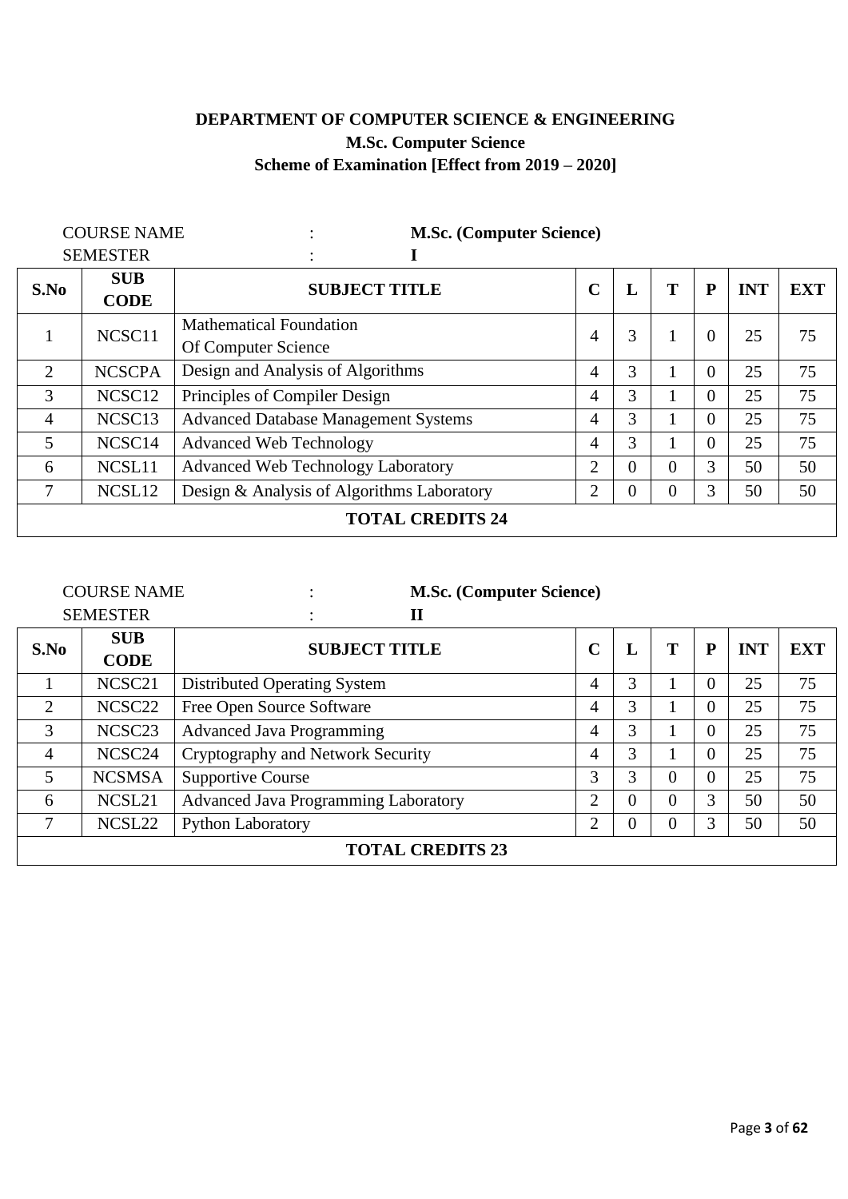**DEPARTMENT OF COMPUTER SCIENCE & ENGINEERING**

**M.Sc. Computer Science**

**Scheme of Examination [Effect from 2019 – 2020]**

COURSE NAME : **M.Sc. (Computer Science)**

SEMESTER : **I**

| S.No | SUB CODE | SUBJECT TITLE | C | L | T | P | INT | EXT |
|---|---|---|---|---|---|---|---|---|
| 1 | NCSC11 | Mathematical Foundation Of Computer Science | 4 | 3 | 1 | 0 | 25 | 75 |
| 2 | NCSCPA | Design and Analysis of Algorithms | 4 | 3 | 1 | 0 | 25 | 75 |
| 3 | NCSC12 | Principles of Compiler Design | 4 | 3 | 1 | 0 | 25 | 75 |
| 4 | NCSC13 | Advanced Database Management Systems | 4 | 3 | 1 | 0 | 25 | 75 |
| 5 | NCSC14 | Advanced Web Technology | 4 | 3 | 1 | 0 | 25 | 75 |
| 6 | NCSL11 | Advanced Web Technology Laboratory | 2 | 0 | 0 | 3 | 50 | 50 |
| 7 | NCSL12 | Design & Analysis of Algorithms Laboratory | 2 | 0 | 0 | 3 | 50 | 50 |
| **TOTAL CREDITS 24** | | | | | | | | |

COURSE NAME : **M.Sc. (Computer Science)**

SEMESTER : **II**

| S.No | SUB CODE | SUBJECT TITLE | C | L | T | P | INT | EXT |
|---|---|---|---|---|---|---|---|---|
| 1 | NCSC21 | Distributed Operating System | 4 | 3 | 1 | 0 | 25 | 75 |
| 2 | NCSC22 | Free Open Source Software | 4 | 3 | 1 | 0 | 25 | 75 |
| 3 | NCSC23 | Advanced Java Programming | 4 | 3 | 1 | 0 | 25 | 75 |
| 4 | NCSC24 | Cryptography and Network Security | 4 | 3 | 1 | 0 | 25 | 75 |
| 5 | NCSMSA | Supportive Course | 3 | 3 | 0 | 0 | 25 | 75 |
| 6 | NCSL21 | Advanced Java Programming Laboratory | 2 | 0 | 0 | 3 | 50 | 50 |
| 7 | NCSL22 | Python Laboratory | 2 | 0 | 0 | 3 | 50 | 50 |
| **TOTAL CREDITS 23** | | | | | | | | |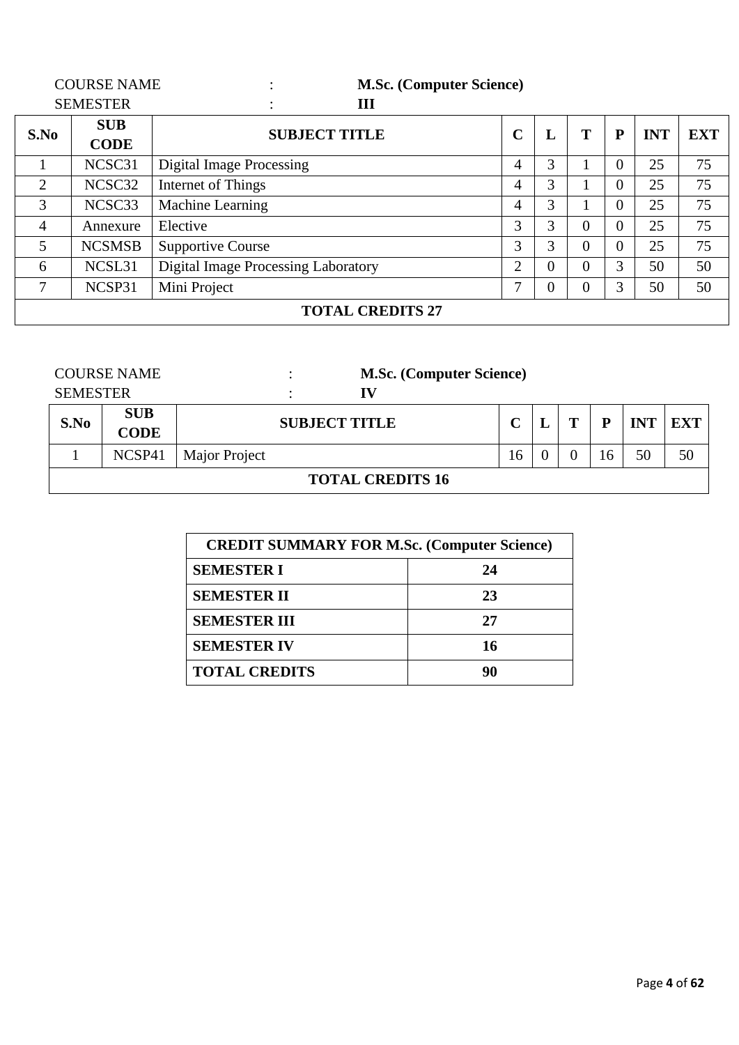COURSE NAME : **M.Sc. (Computer Science)**
SEMESTER : **III**

| S.No | SUB CODE | SUBJECT TITLE | C | L | T | P | INT | EXT |
|---|---|---|---|---|---|---|---|---|
| 1 | NCSC31 | Digital Image Processing | 4 | 3 | 1 | 0 | 25 | 75 |
| 2 | NCSC32 | Internet of Things | 4 | 3 | 1 | 0 | 25 | 75 |
| 3 | NCSC33 | Machine Learning | 4 | 3 | 1 | 0 | 25 | 75 |
| 4 | Annexure | Elective | 3 | 3 | 0 | 0 | 25 | 75 |
| 5 | NCSMSB | Supportive Course | 3 | 3 | 0 | 0 | 25 | 75 |
| 6 | NCSL31 | Digital Image Processing Laboratory | 2 | 0 | 0 | 3 | 50 | 50 |
| 7 | NCSP31 | Mini Project | 7 | 0 | 0 | 3 | 50 | 50 |
| **TOTAL CREDITS 27** | | | | | | | | |

COURSE NAME : **M.Sc. (Computer Science)**
SEMESTER : **IV**

| S.No | SUB CODE | SUBJECT TITLE | C | L | T | P | INT | EXT |
|---|---|---|---|---|---|---|---|---|
| 1 | NCSP41 | Major Project | 16 | 0 | 0 | 16 | 50 | 50 |
| **TOTAL CREDITS 16** | | | | | | | | |

| **CREDIT SUMMARY FOR M.Sc. (Computer Science)** | |
|---|---|
| **SEMESTER I** | **24** |
| **SEMESTER II** | **23** |
| **SEMESTER III** | **27** |
| **SEMESTER IV** | **16** |
| **TOTAL CREDITS** | **90** |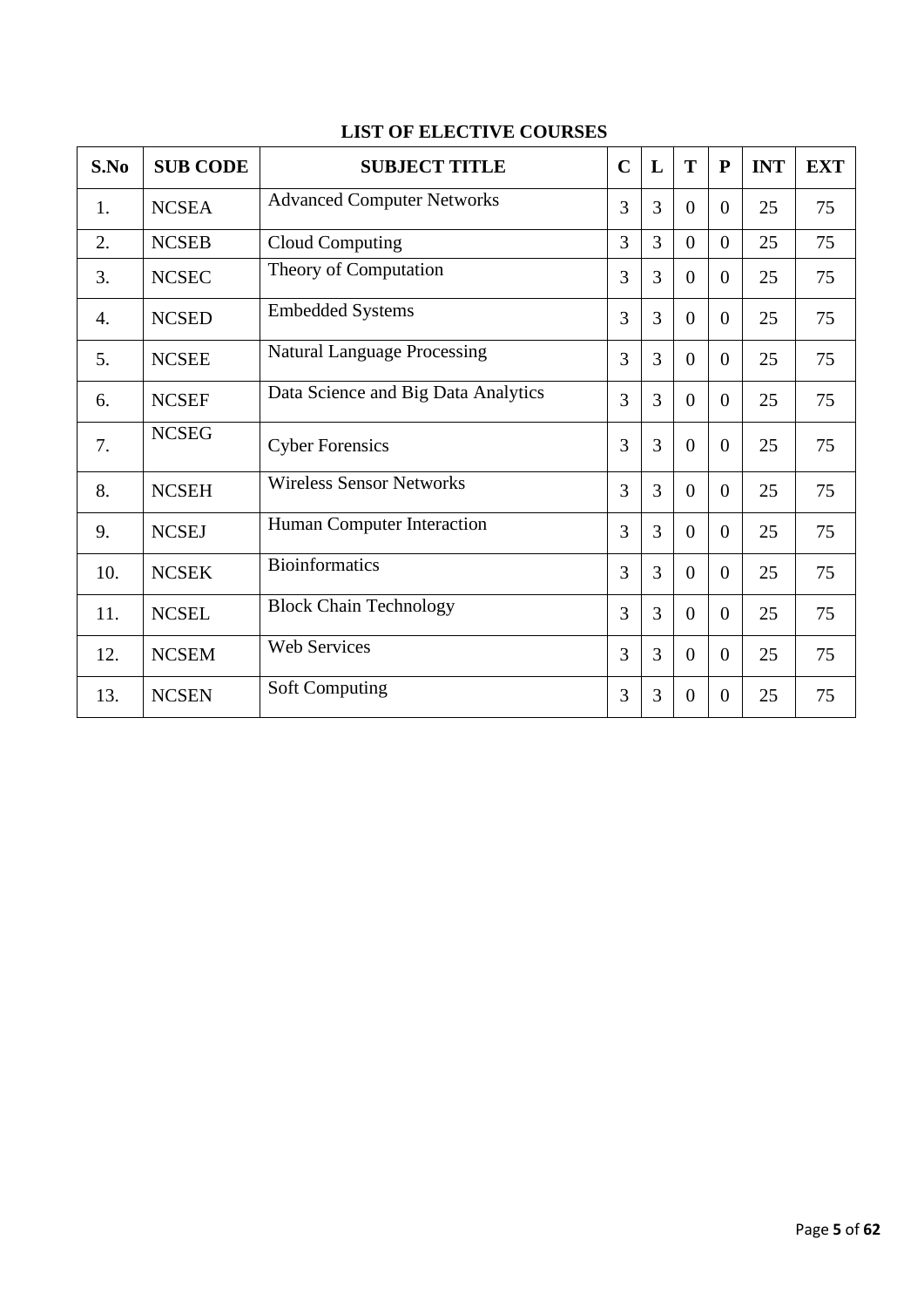# LIST OF ELECTIVE COURSES

| S.No | SUB CODE | SUBJECT TITLE | C | L | T | P | INT | EXT |
|---|---|---|---|---|---|---|---|---|
| 1. | NCSEA | Advanced Computer Networks | 3 | 3 | 0 | 0 | 25 | 75 |
| 2. | NCSEB | Cloud Computing | 3 | 3 | 0 | 0 | 25 | 75 |
| 3. | NCSEC | Theory of Computation | 3 | 3 | 0 | 0 | 25 | 75 |
| 4. | NCSED | Embedded Systems | 3 | 3 | 0 | 0 | 25 | 75 |
| 5. | NCSEE | Natural Language Processing | 3 | 3 | 0 | 0 | 25 | 75 |
| 6. | NCSEF | Data Science and Big Data Analytics | 3 | 3 | 0 | 0 | 25 | 75 |
| 7. | NCSEG | Cyber Forensics | 3 | 3 | 0 | 0 | 25 | 75 |
| 8. | NCSEH | Wireless Sensor Networks | 3 | 3 | 0 | 0 | 25 | 75 |
| 9. | NCSEJ | Human Computer Interaction | 3 | 3 | 0 | 0 | 25 | 75 |
| 10. | NCSEK | Bioinformatics | 3 | 3 | 0 | 0 | 25 | 75 |
| 11. | NCSEL | Block Chain Technology | 3 | 3 | 0 | 0 | 25 | 75 |
| 12. | NCSEM | Web Services | 3 | 3 | 0 | 0 | 25 | 75 |
| 13. | NCSEN | Soft Computing | 3 | 3 | 0 | 0 | 25 | 75 |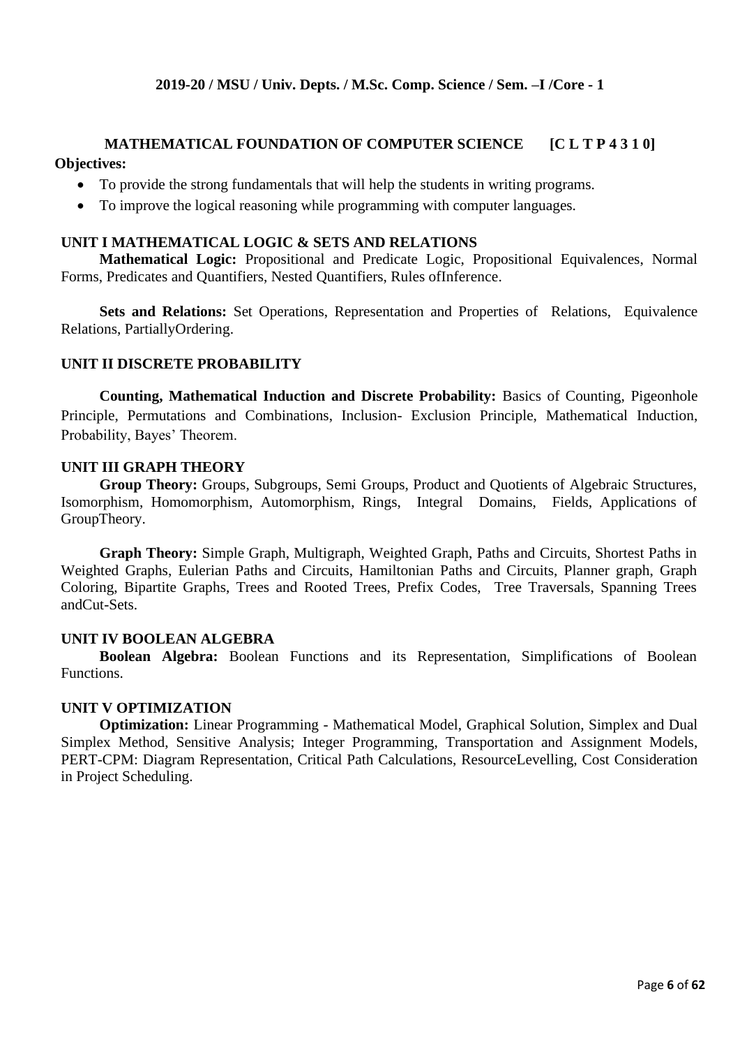**2019-20 / MSU / Univ. Depts. / M.Sc. Comp. Science / Sem. –I /Core - 1**

## MATHEMATICAL FOUNDATION OF COMPUTER SCIENCE [C L T P 4 3 1 0]

**Objectives:**

- To provide the strong fundamentals that will help the students in writing programs.
- To improve the logical reasoning while programming with computer languages.

### UNIT I MATHEMATICAL LOGIC & SETS AND RELATIONS

**Mathematical Logic:** Propositional and Predicate Logic, Propositional Equivalences, Normal Forms, Predicates and Quantifiers, Nested Quantifiers, Rules ofInference.

**Sets and Relations:** Set Operations, Representation and Properties of Relations, Equivalence Relations, PartiallyOrdering.

### UNIT II DISCRETE PROBABILITY

**Counting, Mathematical Induction and Discrete Probability:** Basics of Counting, Pigeonhole Principle, Permutations and Combinations, Inclusion- Exclusion Principle, Mathematical Induction, Probability, Bayes' Theorem.

### UNIT III GRAPH THEORY

**Group Theory:** Groups, Subgroups, Semi Groups, Product and Quotients of Algebraic Structures, Isomorphism, Homomorphism, Automorphism, Rings, Integral Domains, Fields, Applications of GroupTheory.

**Graph Theory:** Simple Graph, Multigraph, Weighted Graph, Paths and Circuits, Shortest Paths in Weighted Graphs, Eulerian Paths and Circuits, Hamiltonian Paths and Circuits, Planner graph, Graph Coloring, Bipartite Graphs, Trees and Rooted Trees, Prefix Codes, Tree Traversals, Spanning Trees andCut-Sets.

### UNIT IV BOOLEAN ALGEBRA

**Boolean Algebra:** Boolean Functions and its Representation, Simplifications of Boolean Functions.

### UNIT V OPTIMIZATION

**Optimization:** Linear Programming - Mathematical Model, Graphical Solution, Simplex and Dual Simplex Method, Sensitive Analysis; Integer Programming, Transportation and Assignment Models, PERT-CPM: Diagram Representation, Critical Path Calculations, ResourceLevelling, Cost Consideration in Project Scheduling.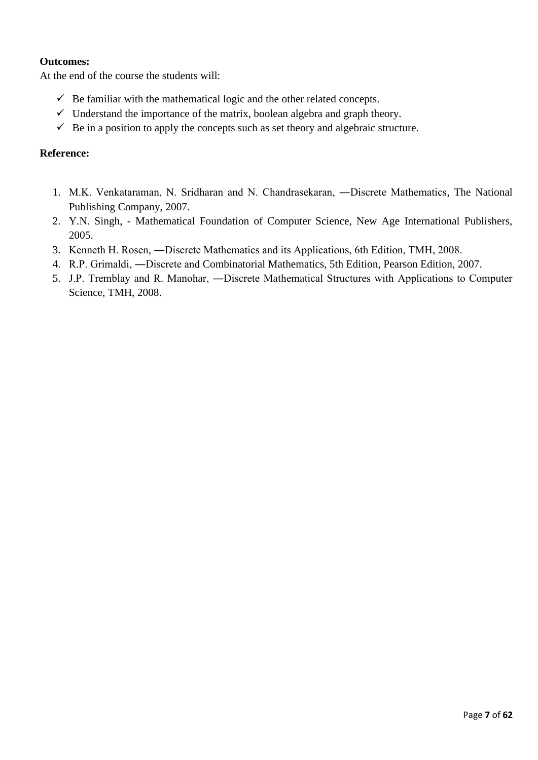**Outcomes:**

At the end of the course the students will:

- ✓ Be familiar with the mathematical logic and the other related concepts.
- ✓ Understand the importance of the matrix, boolean algebra and graph theory.
- ✓ Be in a position to apply the concepts such as set theory and algebraic structure.

**Reference:**

1. M.K. Venkataraman, N. Sridharan and N. Chandrasekaran, ―Discrete Mathematics, The National Publishing Company, 2007.
2. Y.N. Singh, - Mathematical Foundation of Computer Science, New Age International Publishers, 2005.
3. Kenneth H. Rosen, ―Discrete Mathematics and its Applications, 6th Edition, TMH, 2008.
4. R.P. Grimaldi, ―Discrete and Combinatorial Mathematics, 5th Edition, Pearson Edition, 2007.
5. J.P. Tremblay and R. Manohar, ―Discrete Mathematical Structures with Applications to Computer Science, TMH, 2008.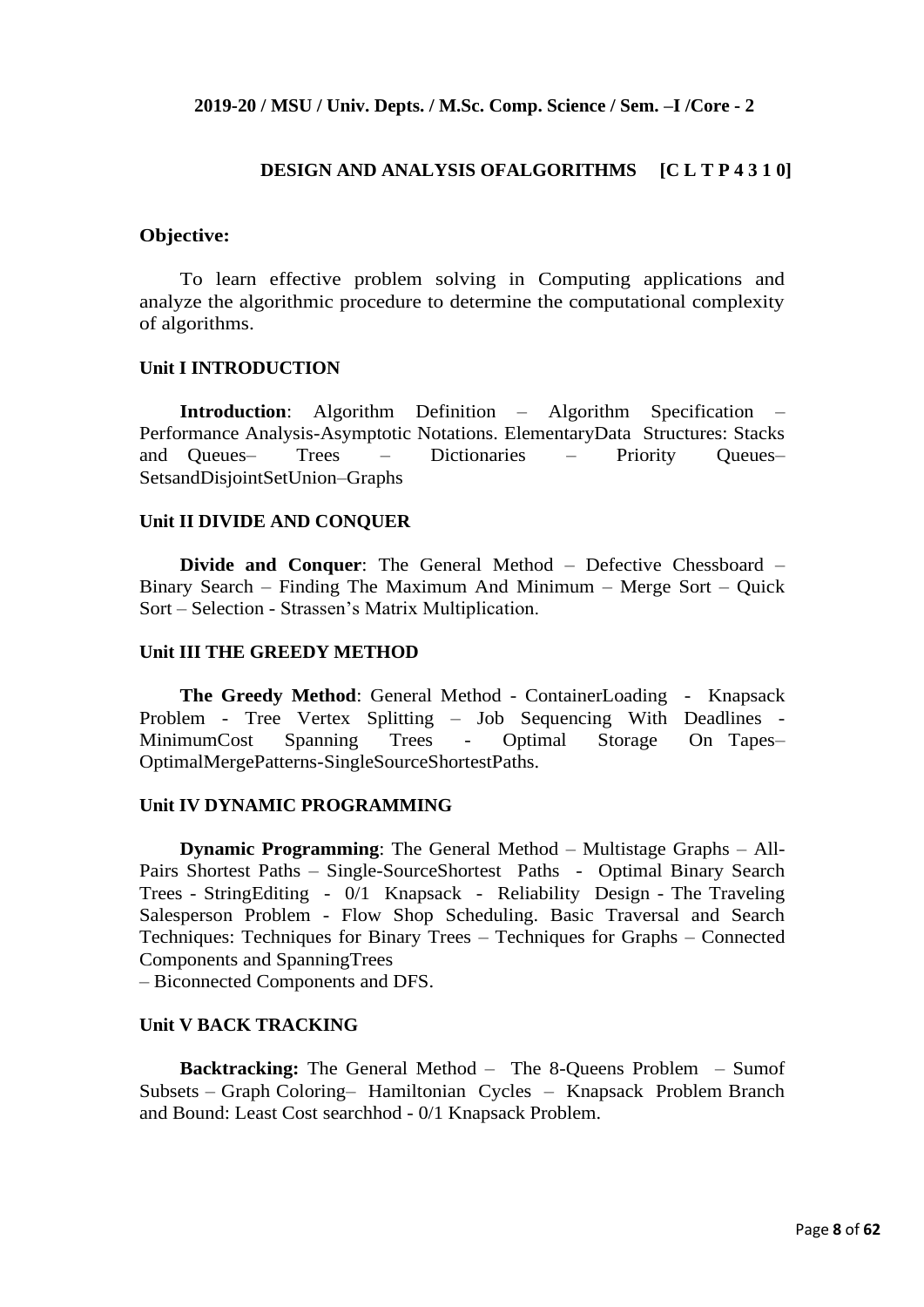**2019-20 / MSU / Univ. Depts. / M.Sc. Comp. Science / Sem. –I /Core - 2**

**DESIGN AND ANALYSIS OFALGORITHMS [C L T P 4 3 1 0]**

**Objective:**

To learn effective problem solving in Computing applications and analyze the algorithmic procedure to determine the computational complexity of algorithms.

**Unit I INTRODUCTION**

**Introduction**: Algorithm Definition – Algorithm Specification – Performance Analysis-Asymptotic Notations. ElementaryData Structures: Stacks and Queues– Trees – Dictionaries – Priority Queues– SetsandDisjointSetUnion–Graphs

**Unit II DIVIDE AND CONQUER**

**Divide and Conquer**: The General Method – Defective Chessboard – Binary Search – Finding The Maximum And Minimum – Merge Sort – Quick Sort – Selection - Strassen's Matrix Multiplication.

**Unit III THE GREEDY METHOD**

**The Greedy Method**: General Method - ContainerLoading - Knapsack Problem - Tree Vertex Splitting – Job Sequencing With Deadlines - MinimumCost Spanning Trees - Optimal Storage On Tapes– OptimalMergePatterns-SingleSourceShortestPaths.

**Unit IV DYNAMIC PROGRAMMING**

**Dynamic Programming**: The General Method – Multistage Graphs – All-Pairs Shortest Paths – Single-SourceShortest Paths - Optimal Binary Search Trees - StringEditing - 0/1 Knapsack - Reliability Design - The Traveling Salesperson Problem - Flow Shop Scheduling. Basic Traversal and Search Techniques: Techniques for Binary Trees – Techniques for Graphs – Connected Components and SpanningTrees
– Biconnected Components and DFS.

**Unit V BACK TRACKING**

**Backtracking:** The General Method – The 8-Queens Problem – Sumof Subsets – Graph Coloring– Hamiltonian Cycles – Knapsack Problem Branch and Bound: Least Cost searchhod - 0/1 Knapsack Problem.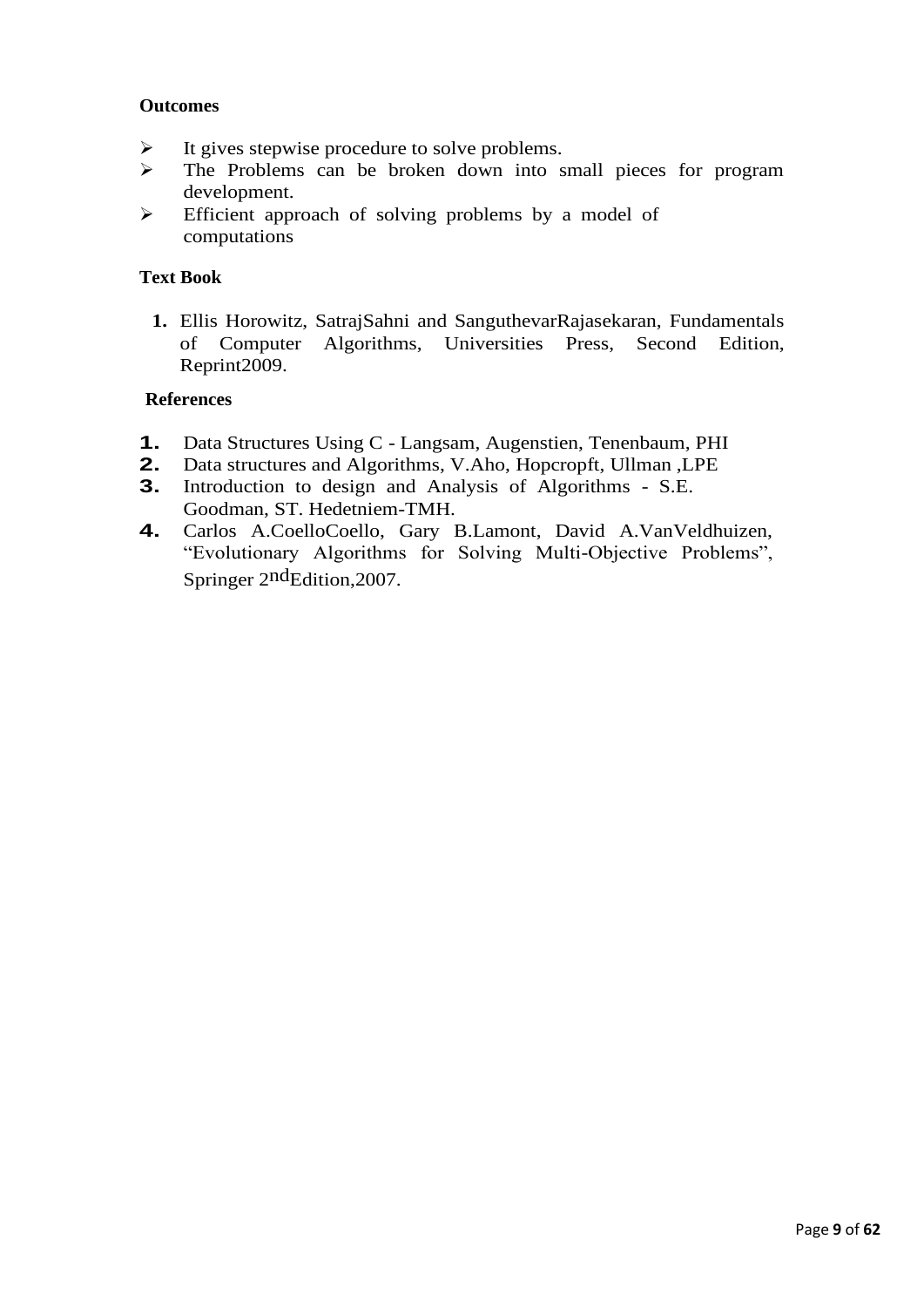**Outcomes**

- It gives stepwise procedure to solve problems.
- The Problems can be broken down into small pieces for program development.
- Efficient approach of solving problems by a model of computations

**Text Book**

1. Ellis Horowitz, SatrajSahni and SanguthevarRajasekaran, Fundamentals of Computer Algorithms, Universities Press, Second Edition, Reprint2009.

**References**

1. Data Structures Using C - Langsam, Augenstien, Tenenbaum, PHI
2. Data structures and Algorithms, V.Aho, Hopcropft, Ullman ,LPE
3. Introduction to design and Analysis of Algorithms - S.E. Goodman, ST. Hedetniem-TMH.
4. Carlos A.CoelloCoello, Gary B.Lamont, David A.VanVeldhuizen, “Evolutionary Algorithms for Solving Multi-Objective Problems”, Springer 2ndEdition,2007.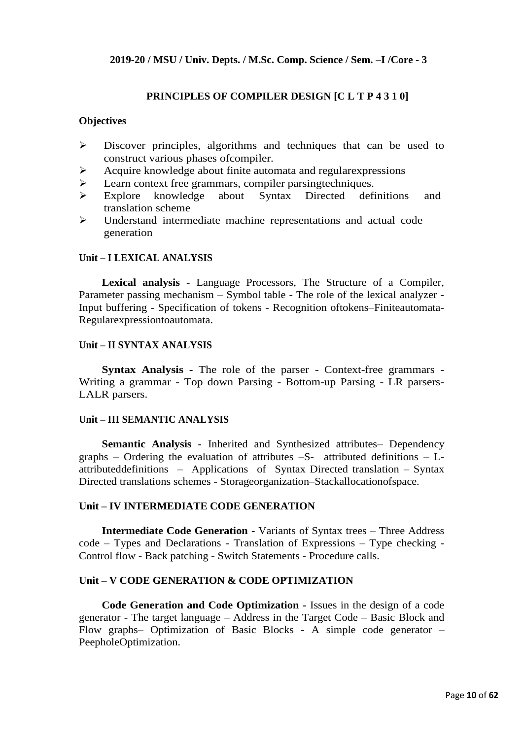**2019-20 / MSU / Univ. Depts. / M.Sc. Comp. Science / Sem. –I /Core - 3**

## PRINCIPLES OF COMPILER DESIGN [C L T P 4 3 1 0]

### Objectives

- Discover principles, algorithms and techniques that can be used to construct various phases ofcompiler.
- Acquire knowledge about finite automata and regularexpressions
- Learn context free grammars, compiler parsingtechniques.
- Explore knowledge about Syntax Directed definitions and translation scheme
- Understand intermediate machine representations and actual code generation

### Unit – I LEXICAL ANALYSIS

**Lexical analysis** - Language Processors, The Structure of a Compiler, Parameter passing mechanism – Symbol table - The role of the lexical analyzer - Input buffering - Specification of tokens - Recognition oftokens–Finiteautomata-Regularexpressiontoautomata.

### Unit – II SYNTAX ANALYSIS

**Syntax Analysis** - The role of the parser - Context-free grammars - Writing a grammar - Top down Parsing - Bottom-up Parsing - LR parsers-LALR parsers.

### Unit – III SEMANTIC ANALYSIS

**Semantic Analysis** - Inherited and Synthesized attributes– Dependency graphs – Ordering the evaluation of attributes –S- attributed definitions – L-attributeddefinitions – Applications of Syntax Directed translation – Syntax Directed translations schemes - Storageorganization–Stackallocationofspace.

### Unit – IV INTERMEDIATE CODE GENERATION

**Intermediate Code Generation** - Variants of Syntax trees – Three Address code – Types and Declarations - Translation of Expressions – Type checking - Control flow - Back patching - Switch Statements - Procedure calls.

### Unit – V CODE GENERATION & CODE OPTIMIZATION

**Code Generation and Code Optimization** - Issues in the design of a code generator - The target language – Address in the Target Code – Basic Block and Flow graphs– Optimization of Basic Blocks - A simple code generator – PeepholeOptimization.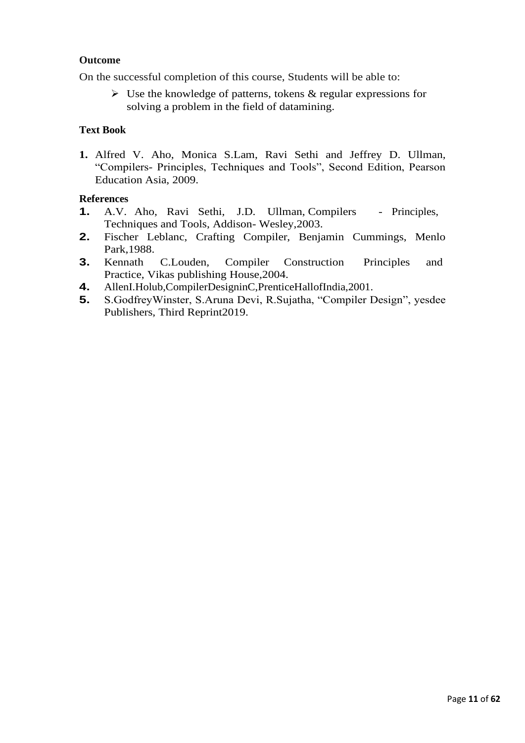**Outcome**

On the successful completion of this course, Students will be able to:

- Use the knowledge of patterns, tokens & regular expressions for solving a problem in the field of datamining.

**Text Book**

1. Alfred V. Aho, Monica S.Lam, Ravi Sethi and Jeffrey D. Ullman, "Compilers- Principles, Techniques and Tools", Second Edition, Pearson Education Asia, 2009.

**References**

1. A.V. Aho, Ravi Sethi, J.D. Ullman, Compilers - Principles, Techniques and Tools, Addison- Wesley,2003.
2. Fischer Leblanc, Crafting Compiler, Benjamin Cummings, Menlo Park,1988.
3. Kennath C.Louden, Compiler Construction Principles and Practice, Vikas publishing House,2004.
4. AllenI.Holub,CompilerDesigninC,PrenticeHallofIndia,2001.
5. S.GodfreyWinster, S.Aruna Devi, R.Sujatha, "Compiler Design", yesdee Publishers, Third Reprint2019.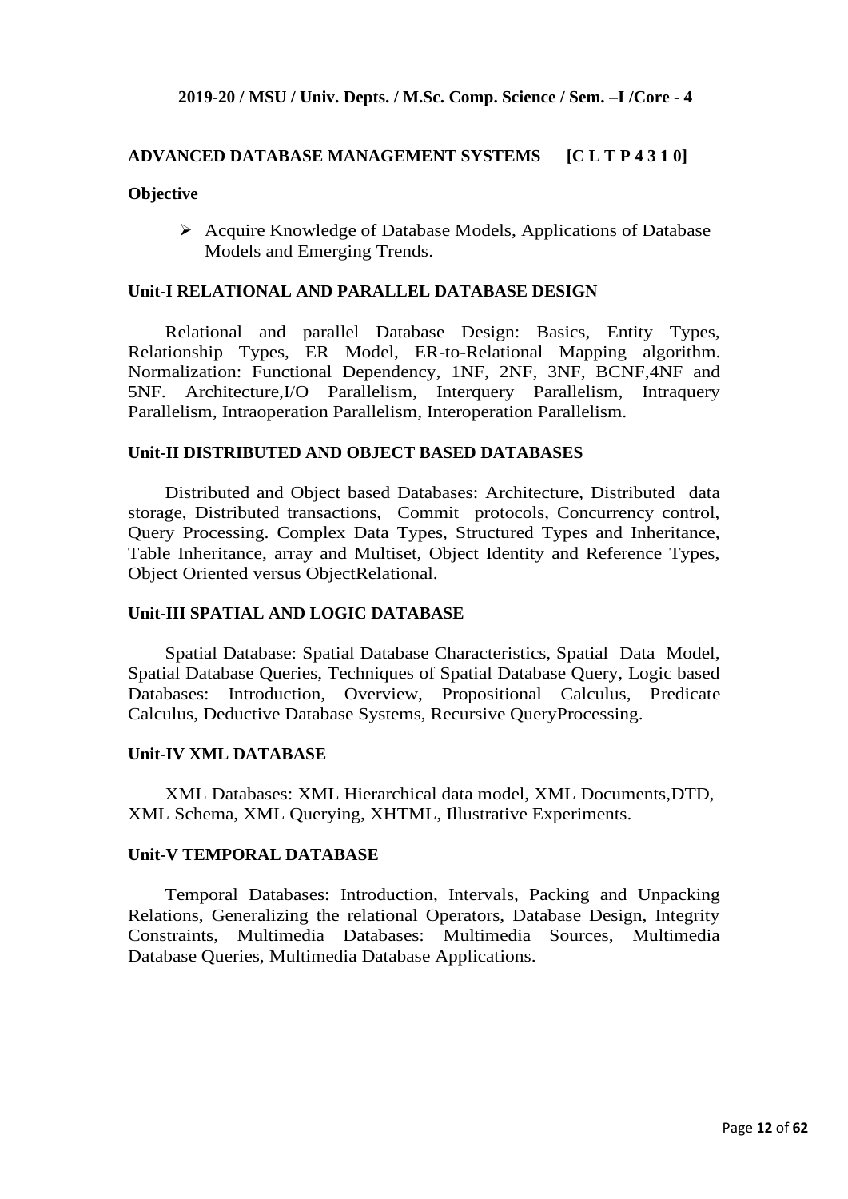**2019-20 / MSU / Univ. Depts. / M.Sc. Comp. Science / Sem. –I /Core - 4**

## ADVANCED DATABASE MANAGEMENT SYSTEMS [C L T P 4 3 1 0]

**Objective**

- Acquire Knowledge of Database Models, Applications of Database Models and Emerging Trends.

### Unit-I RELATIONAL AND PARALLEL DATABASE DESIGN

Relational and parallel Database Design: Basics, Entity Types, Relationship Types, ER Model, ER-to-Relational Mapping algorithm. Normalization: Functional Dependency, 1NF, 2NF, 3NF, BCNF,4NF and 5NF. Architecture,I/O Parallelism, Interquery Parallelism, Intraquery Parallelism, Intraoperation Parallelism, Interoperation Parallelism.

### Unit-II DISTRIBUTED AND OBJECT BASED DATABASES

Distributed and Object based Databases: Architecture, Distributed data storage, Distributed transactions, Commit protocols, Concurrency control, Query Processing. Complex Data Types, Structured Types and Inheritance, Table Inheritance, array and Multiset, Object Identity and Reference Types, Object Oriented versus ObjectRelational.

### Unit-III SPATIAL AND LOGIC DATABASE

Spatial Database: Spatial Database Characteristics, Spatial Data Model, Spatial Database Queries, Techniques of Spatial Database Query, Logic based Databases: Introduction, Overview, Propositional Calculus, Predicate Calculus, Deductive Database Systems, Recursive QueryProcessing.

### Unit-IV XML DATABASE

XML Databases: XML Hierarchical data model, XML Documents,DTD, XML Schema, XML Querying, XHTML, Illustrative Experiments.

### Unit-V TEMPORAL DATABASE

Temporal Databases: Introduction, Intervals, Packing and Unpacking Relations, Generalizing the relational Operators, Database Design, Integrity Constraints, Multimedia Databases: Multimedia Sources, Multimedia Database Queries, Multimedia Database Applications.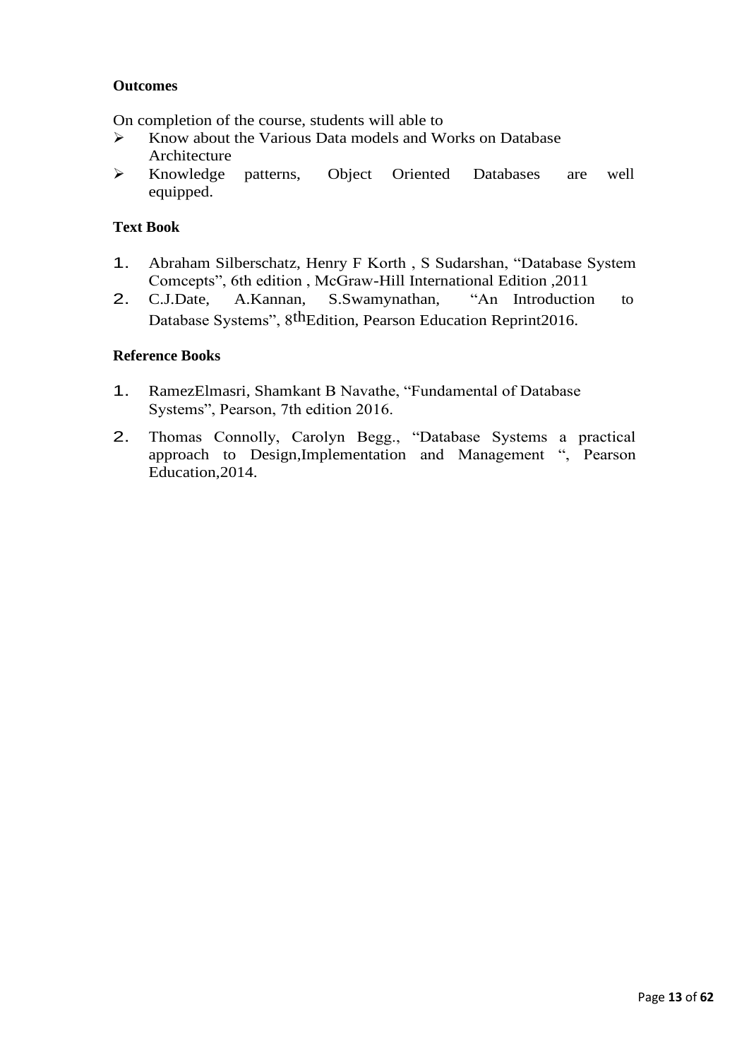**Outcomes**

On completion of the course, students will able to

- Know about the Various Data models and Works on Database Architecture
- Knowledge patterns, Object Oriented Databases are well equipped.

**Text Book**

1. Abraham Silberschatz, Henry F Korth , S Sudarshan, "Database System Comcepts", 6th edition , McGraw-Hill International Edition ,2011
2. C.J.Date, A.Kannan, S.Swamynathan, "An Introduction to Database Systems", 8thEdition, Pearson Education Reprint2016.

**Reference Books**

1. RamezElmasri, Shamkant B Navathe, "Fundamental of Database Systems", Pearson, 7th edition 2016.
2. Thomas Connolly, Carolyn Begg., "Database Systems a practical approach to Design,Implementation and Management ", Pearson Education,2014.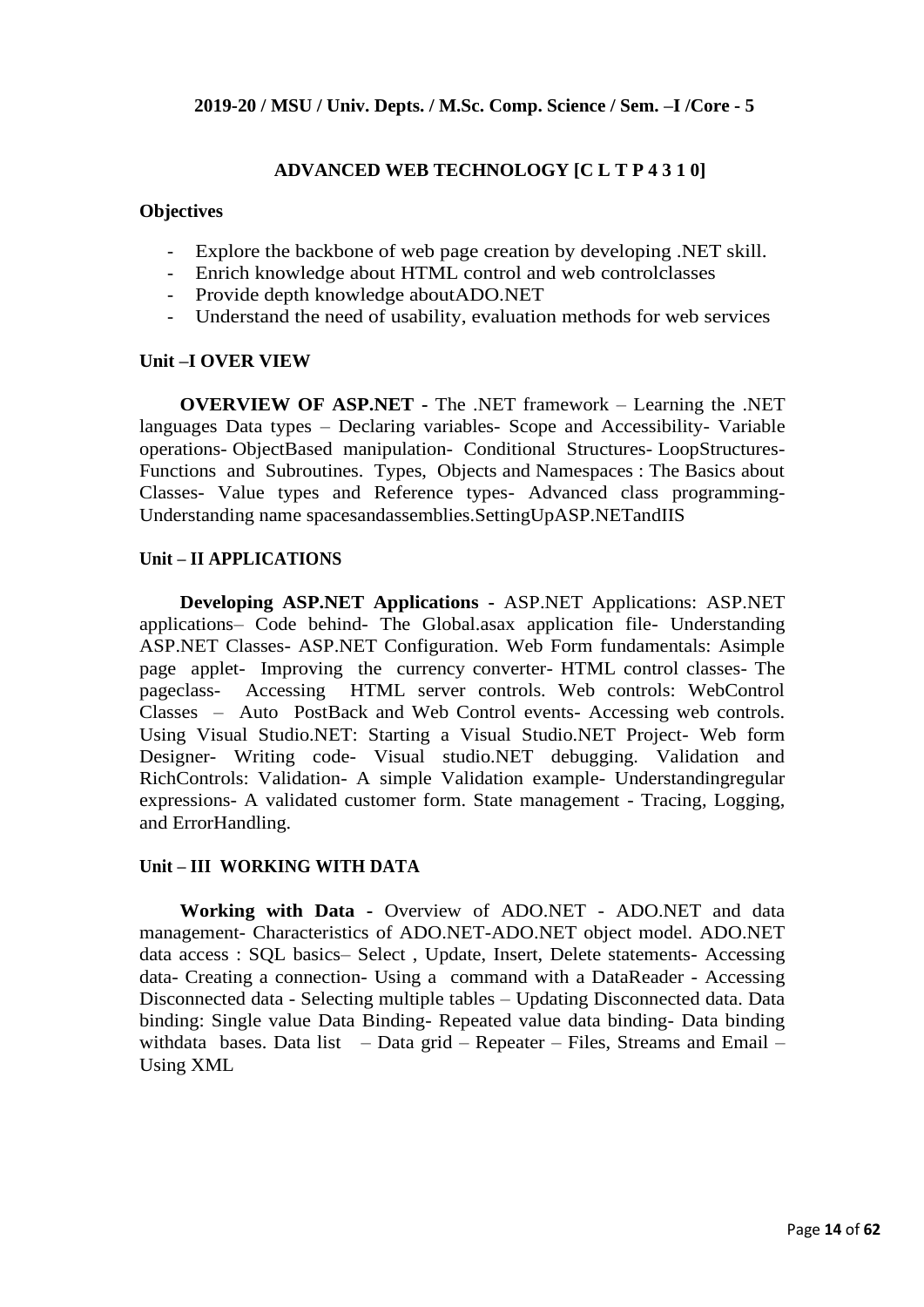**2019-20 / MSU / Univ. Depts. / M.Sc. Comp. Science / Sem. –I /Core - 5**

## ADVANCED WEB TECHNOLOGY [C L T P 4 3 1 0]

### Objectives

- Explore the backbone of web page creation by developing .NET skill.
- Enrich knowledge about HTML control and web controlclasses
- Provide depth knowledge aboutADO.NET
- Understand the need of usability, evaluation methods for web services

### Unit –I OVER VIEW

**OVERVIEW OF ASP.NET -** The .NET framework – Learning the .NET languages Data types – Declaring variables- Scope and Accessibility- Variable operations- ObjectBased manipulation- Conditional Structures- LoopStructures- Functions and Subroutines. Types, Objects and Namespaces : The Basics about Classes- Value types and Reference types- Advanced class programming- Understanding name spacesandassemblies.SettingUpASP.NETandIIS

### Unit – II APPLICATIONS

**Developing ASP.NET Applications -** ASP.NET Applications: ASP.NET applications– Code behind- The Global.asax application file- Understanding ASP.NET Classes- ASP.NET Configuration. Web Form fundamentals: Asimple page applet- Improving the currency converter- HTML control classes- The pageclass- Accessing HTML server controls. Web controls: WebControl Classes – Auto PostBack and Web Control events- Accessing web controls. Using Visual Studio.NET: Starting a Visual Studio.NET Project- Web form Designer- Writing code- Visual studio.NET debugging. Validation and RichControls: Validation- A simple Validation example- Understandingregular expressions- A validated customer form. State management - Tracing, Logging, and ErrorHandling.

### Unit – III WORKING WITH DATA

**Working with Data -** Overview of ADO.NET - ADO.NET and data management- Characteristics of ADO.NET-ADO.NET object model. ADO.NET data access : SQL basics– Select , Update, Insert, Delete statements- Accessing data- Creating a connection- Using a command with a DataReader - Accessing Disconnected data - Selecting multiple tables – Updating Disconnected data. Data binding: Single value Data Binding- Repeated value data binding- Data binding withdata bases. Data list – Data grid – Repeater – Files, Streams and Email – Using XML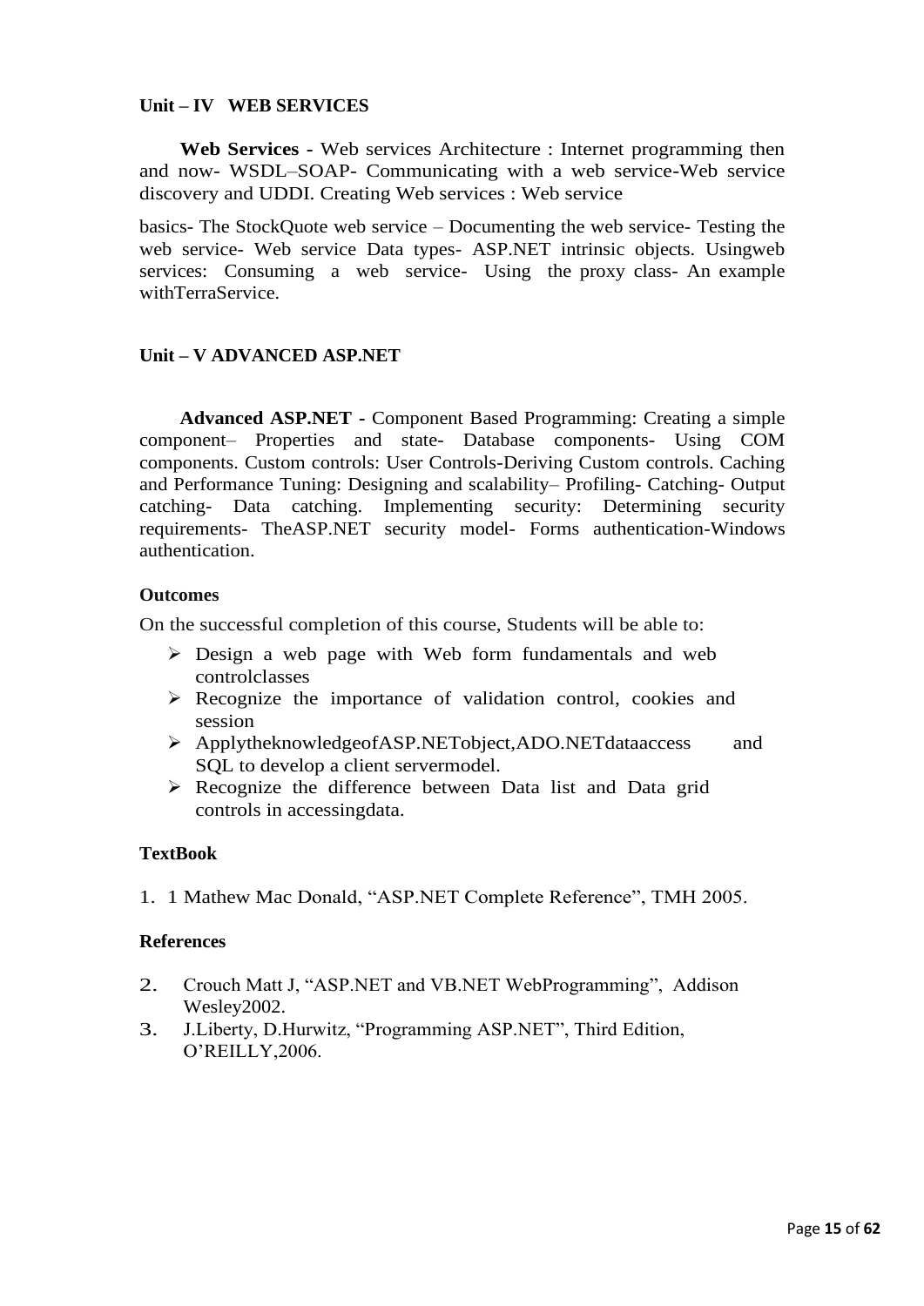**Unit – IV WEB SERVICES**

**Web Services -** Web services Architecture : Internet programming then and now- WSDL–SOAP- Communicating with a web service-Web service discovery and UDDI. Creating Web services : Web service

basics- The StockQuote web service – Documenting the web service- Testing the web service- Web service Data types- ASP.NET intrinsic objects. Usingweb services: Consuming a web service- Using the proxy class- An example withTerraService.

**Unit – V ADVANCED ASP.NET**

**Advanced ASP.NET -** Component Based Programming: Creating a simple component– Properties and state- Database components- Using COM components. Custom controls: User Controls-Deriving Custom controls. Caching and Performance Tuning: Designing and scalability– Profiling- Catching- Output catching- Data catching. Implementing security: Determining security requirements- TheASP.NET security model- Forms authentication-Windows authentication.

**Outcomes**

On the successful completion of this course, Students will be able to:

- Design a web page with Web form fundamentals and web controlclasses
- Recognize the importance of validation control, cookies and session
- ApplytheknowledgeofASP.NETobject,ADO.NETdataaccess and SQL to develop a client servermodel.
- Recognize the difference between Data list and Data grid controls in accessingdata.

**TextBook**

1. 1 Mathew Mac Donald, "ASP.NET Complete Reference", TMH 2005.

**References**

2. Crouch Matt J, "ASP.NET and VB.NET WebProgramming", Addison Wesley2002.
3. J.Liberty, D.Hurwitz, "Programming ASP.NET", Third Edition, O'REILLY,2006.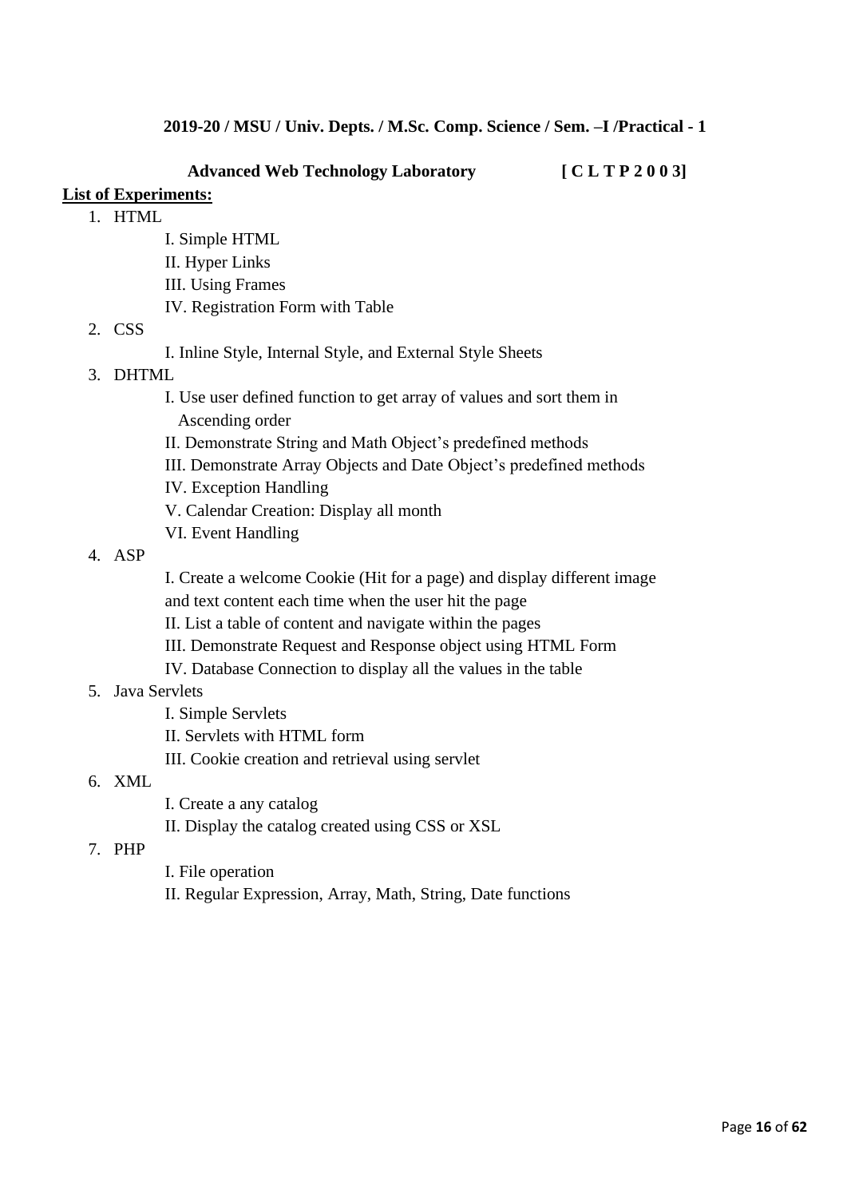**2019-20 / MSU / Univ. Depts. / M.Sc. Comp. Science / Sem. –I /Practical - 1**

**Advanced Web Technology Laboratory [ C L T P 2 0 0 3]**

**List of Experiments:**

1. HTML
   - I. Simple HTML
   - II. Hyper Links
   - III. Using Frames
   - IV. Registration Form with Table
2. CSS
   - I. Inline Style, Internal Style, and External Style Sheets
3. DHTML
   - I. Use user defined function to get array of values and sort them in Ascending order
   - II. Demonstrate String and Math Object's predefined methods
   - III. Demonstrate Array Objects and Date Object's predefined methods
   - IV. Exception Handling
   - V. Calendar Creation: Display all month
   - VI. Event Handling
4. ASP
   - I. Create a welcome Cookie (Hit for a page) and display different image and text content each time when the user hit the page
   - II. List a table of content and navigate within the pages
   - III. Demonstrate Request and Response object using HTML Form
   - IV. Database Connection to display all the values in the table
5. Java Servlets
   - I. Simple Servlets
   - II. Servlets with HTML form
   - III. Cookie creation and retrieval using servlet
6. XML
   - I. Create a any catalog
   - II. Display the catalog created using CSS or XSL
7. PHP
   - I. File operation
   - II. Regular Expression, Array, Math, String, Date functions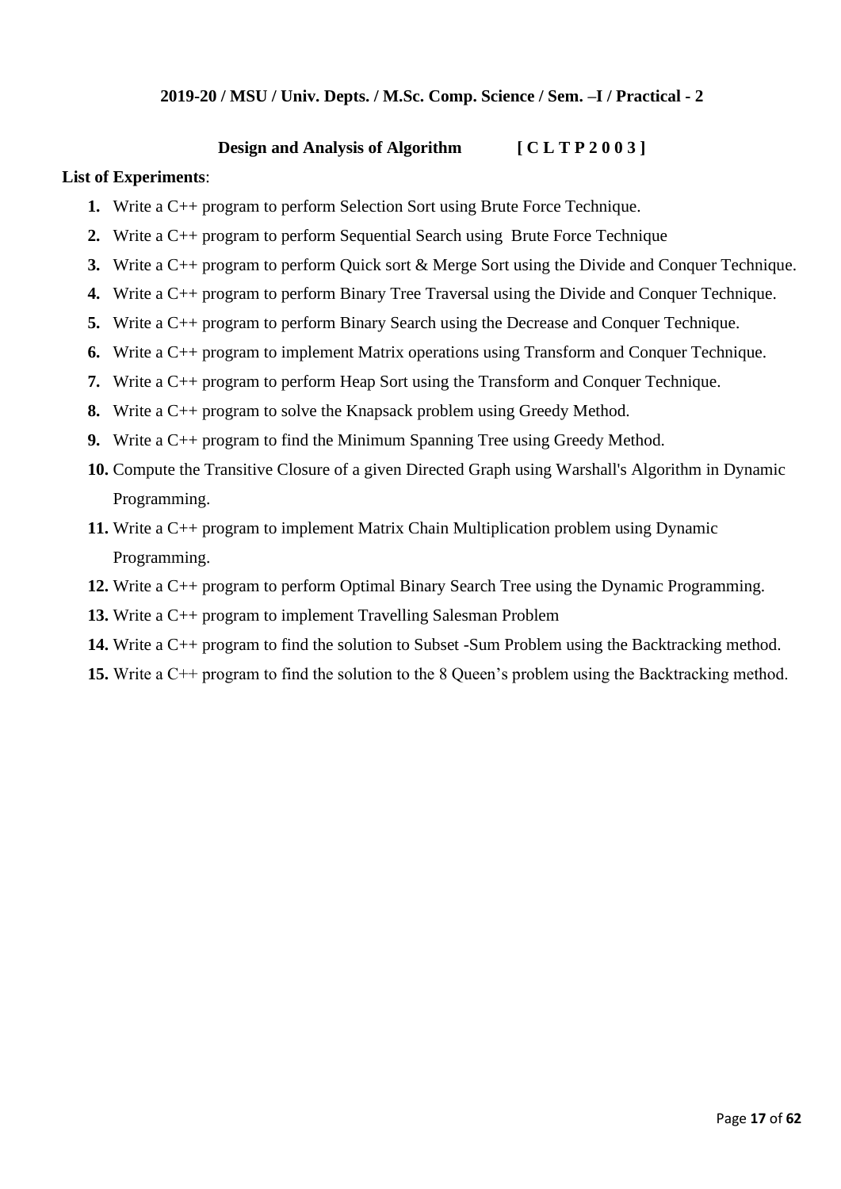**2019-20 / MSU / Univ. Depts. / M.Sc. Comp. Science / Sem. –I / Practical - 2**

**Design and Analysis of Algorithm [ C L T P 2 0 0 3 ]**

**List of Experiments**:

1. Write a C++ program to perform Selection Sort using Brute Force Technique.
2. Write a C++ program to perform Sequential Search using Brute Force Technique
3. Write a C++ program to perform Quick sort & Merge Sort using the Divide and Conquer Technique.
4. Write a C++ program to perform Binary Tree Traversal using the Divide and Conquer Technique.
5. Write a C++ program to perform Binary Search using the Decrease and Conquer Technique.
6. Write a C++ program to implement Matrix operations using Transform and Conquer Technique.
7. Write a C++ program to perform Heap Sort using the Transform and Conquer Technique.
8. Write a C++ program to solve the Knapsack problem using Greedy Method.
9. Write a C++ program to find the Minimum Spanning Tree using Greedy Method.
10. Compute the Transitive Closure of a given Directed Graph using Warshall's Algorithm in Dynamic Programming.
11. Write a C++ program to implement Matrix Chain Multiplication problem using Dynamic Programming.
12. Write a C++ program to perform Optimal Binary Search Tree using the Dynamic Programming.
13. Write a C++ program to implement Travelling Salesman Problem
14. Write a C++ program to find the solution to Subset -Sum Problem using the Backtracking method.
15. Write a C++ program to find the solution to the 8 Queen's problem using the Backtracking method.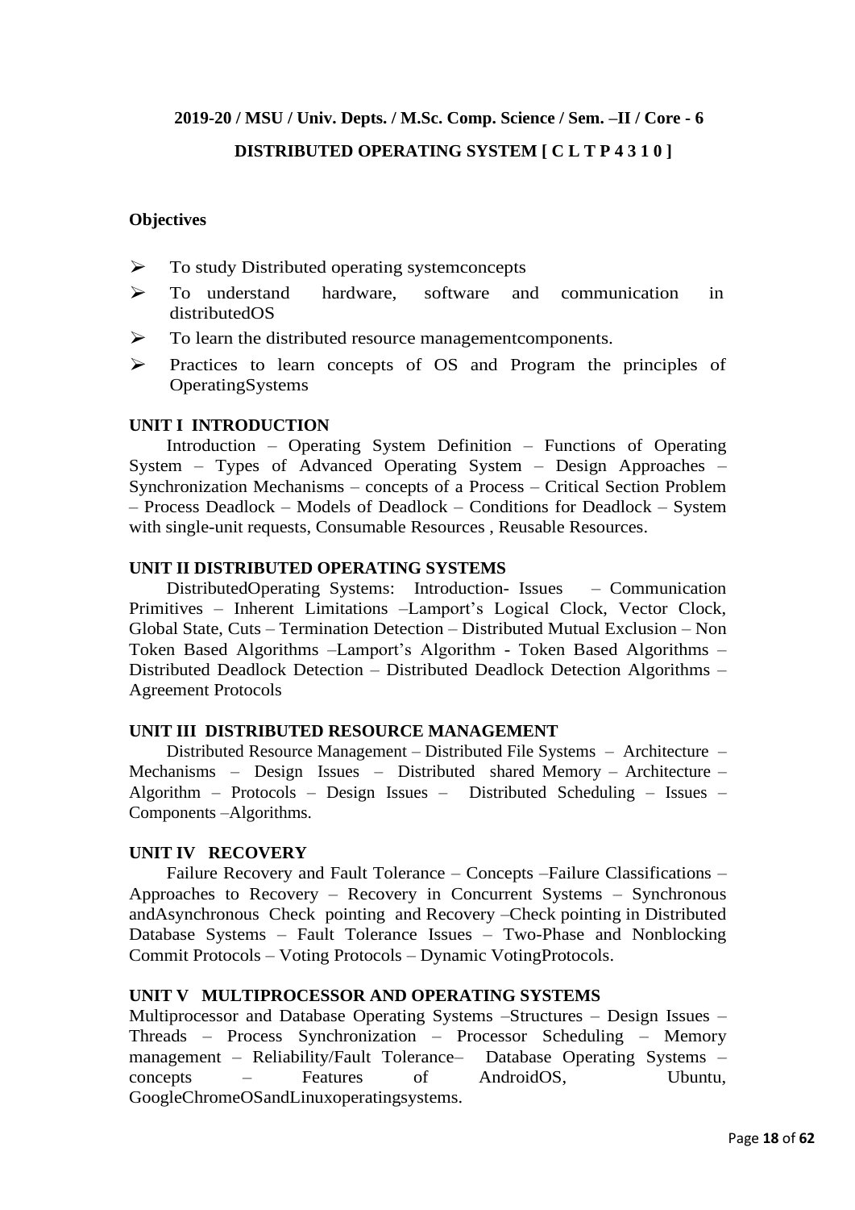**2019-20 / MSU / Univ. Depts. / M.Sc. Comp. Science / Sem. –II / Core - 6**

**DISTRIBUTED OPERATING SYSTEM [ C L T P 4 3 1 0 ]**

**Objectives**

- To study Distributed operating systemconcepts
- To understand hardware, software and communication in distributedOS
- To learn the distributed resource managementcomponents.
- Practices to learn concepts of OS and Program the principles of OperatingSystems

**UNIT I INTRODUCTION**

Introduction – Operating System Definition – Functions of Operating System – Types of Advanced Operating System – Design Approaches – Synchronization Mechanisms – concepts of a Process – Critical Section Problem – Process Deadlock – Models of Deadlock – Conditions for Deadlock – System with single-unit requests, Consumable Resources , Reusable Resources.

**UNIT II DISTRIBUTED OPERATING SYSTEMS**

DistributedOperating Systems: Introduction- Issues – Communication Primitives – Inherent Limitations –Lamport's Logical Clock, Vector Clock, Global State, Cuts – Termination Detection – Distributed Mutual Exclusion – Non Token Based Algorithms –Lamport's Algorithm - Token Based Algorithms – Distributed Deadlock Detection – Distributed Deadlock Detection Algorithms – Agreement Protocols

**UNIT III DISTRIBUTED RESOURCE MANAGEMENT**

Distributed Resource Management – Distributed File Systems – Architecture – Mechanisms – Design Issues – Distributed shared Memory – Architecture – Algorithm – Protocols – Design Issues – Distributed Scheduling – Issues – Components –Algorithms.

**UNIT IV RECOVERY**

Failure Recovery and Fault Tolerance – Concepts –Failure Classifications – Approaches to Recovery – Recovery in Concurrent Systems – Synchronous andAsynchronous Check pointing and Recovery –Check pointing in Distributed Database Systems – Fault Tolerance Issues – Two-Phase and Nonblocking Commit Protocols – Voting Protocols – Dynamic VotingProtocols.

**UNIT V MULTIPROCESSOR AND OPERATING SYSTEMS**

Multiprocessor and Database Operating Systems –Structures – Design Issues – Threads – Process Synchronization – Processor Scheduling – Memory management – Reliability/Fault Tolerance– Database Operating Systems – concepts – Features of AndroidOS, Ubuntu, GoogleChromeOSandLinuxoperatingsystems.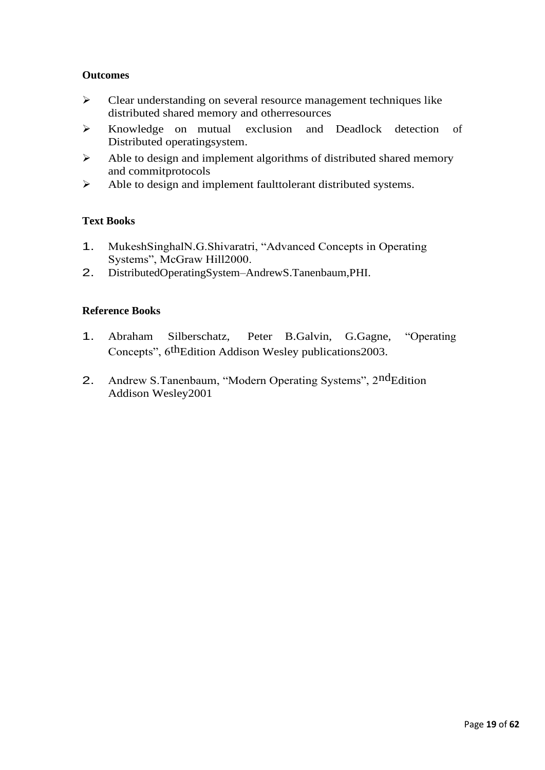**Outcomes**

- Clear understanding on several resource management techniques like distributed shared memory and otherresources
- Knowledge on mutual exclusion and Deadlock detection of Distributed operatingsystem.
- Able to design and implement algorithms of distributed shared memory and commitprotocols
- Able to design and implement faulttolerant distributed systems.

**Text Books**

1. MukeshSinghalN.G.Shivaratri, "Advanced Concepts in Operating Systems", McGraw Hill2000.
2. DistributedOperatingSystem–AndrewS.Tanenbaum,PHI.

**Reference Books**

1. Abraham Silberschatz, Peter B.Galvin, G.Gagne, "Operating Concepts", 6thEdition Addison Wesley publications2003.
2. Andrew S.Tanenbaum, "Modern Operating Systems", 2ndEdition Addison Wesley2001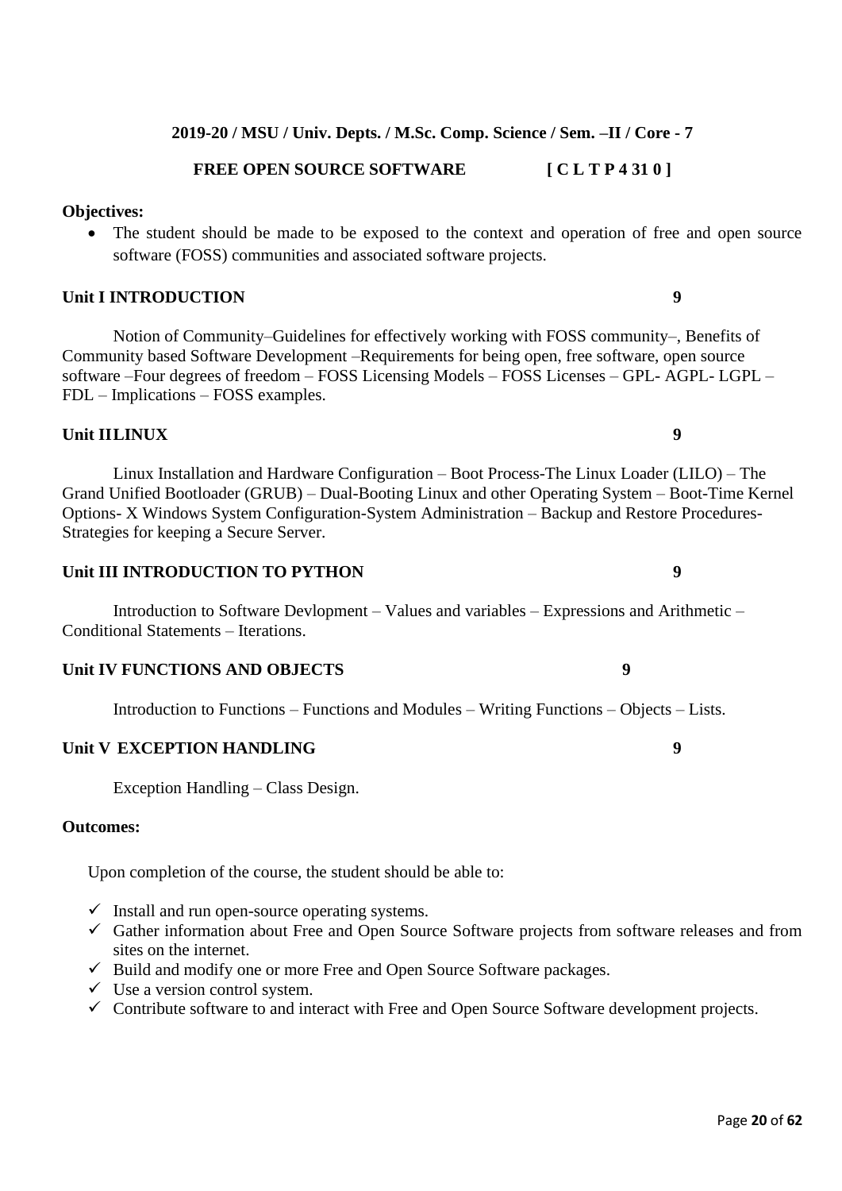**2019-20 / MSU / Univ. Depts. / M.Sc. Comp. Science / Sem. –II / Core - 7**

**FREE OPEN SOURCE SOFTWARE [ C L T P 4 31 0 ]**

**Objectives:**

- The student should be made to be exposed to the context and operation of free and open source software (FOSS) communities and associated software projects.

**Unit I INTRODUCTION 9**

Notion of Community–Guidelines for effectively working with FOSS community–, Benefits of Community based Software Development –Requirements for being open, free software, open source software –Four degrees of freedom – FOSS Licensing Models – FOSS Licenses – GPL- AGPL- LGPL – FDL – Implications – FOSS examples.

**Unit IILINUX 9**

Linux Installation and Hardware Configuration – Boot Process-The Linux Loader (LILO) – The Grand Unified Bootloader (GRUB) – Dual-Booting Linux and other Operating System – Boot-Time Kernel Options- X Windows System Configuration-System Administration – Backup and Restore Procedures- Strategies for keeping a Secure Server.

**Unit III INTRODUCTION TO PYTHON 9**

Introduction to Software Devlopment – Values and variables – Expressions and Arithmetic – Conditional Statements – Iterations.

**Unit IV FUNCTIONS AND OBJECTS 9**

Introduction to Functions – Functions and Modules – Writing Functions – Objects – Lists.

**Unit V EXCEPTION HANDLING 9**

Exception Handling – Class Design.

**Outcomes:**

Upon completion of the course, the student should be able to:

- ✓ Install and run open-source operating systems.
- ✓ Gather information about Free and Open Source Software projects from software releases and from sites on the internet.
- ✓ Build and modify one or more Free and Open Source Software packages.
- ✓ Use a version control system.
- ✓ Contribute software to and interact with Free and Open Source Software development projects.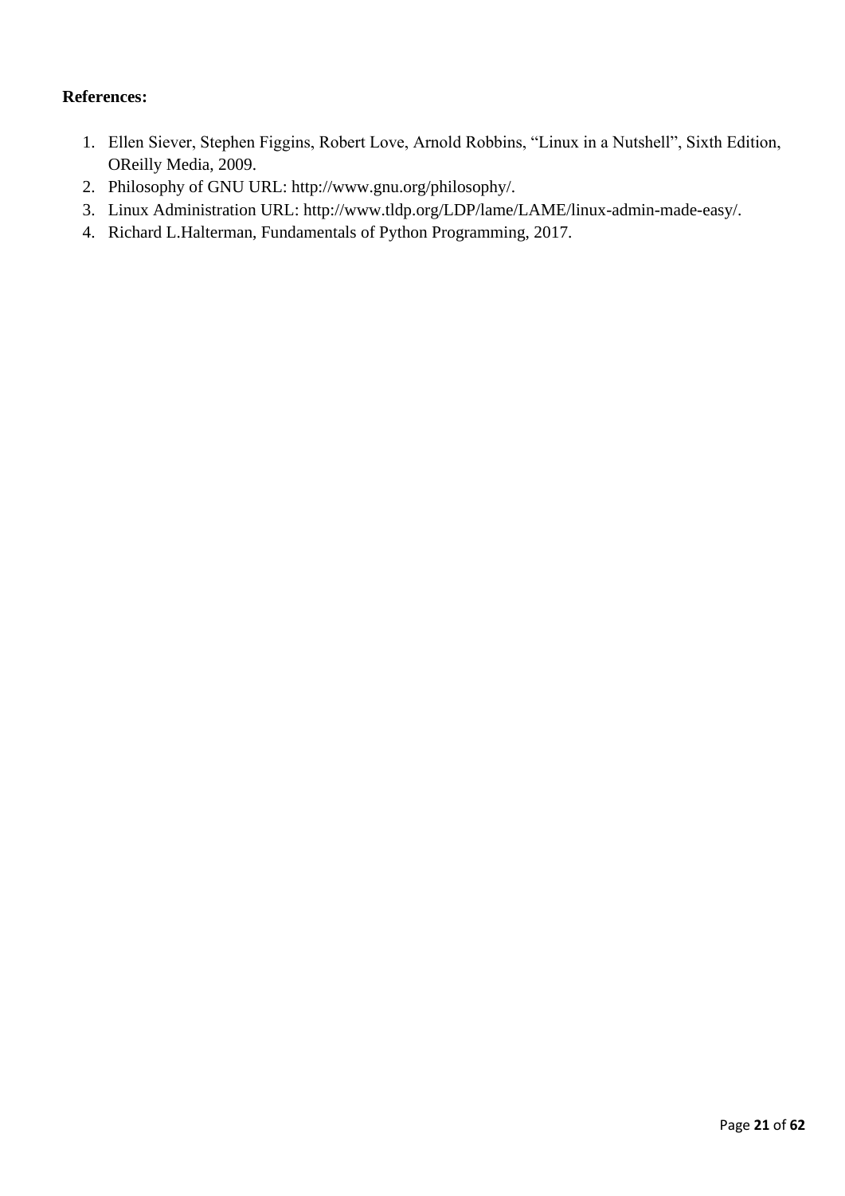**References:**

1. Ellen Siever, Stephen Figgins, Robert Love, Arnold Robbins, “Linux in a Nutshell”, Sixth Edition, OReilly Media, 2009.
2. Philosophy of GNU URL: http://www.gnu.org/philosophy/.
3. Linux Administration URL: http://www.tldp.org/LDP/lame/LAME/linux-admin-made-easy/.
4. Richard L.Halterman, Fundamentals of Python Programming, 2017.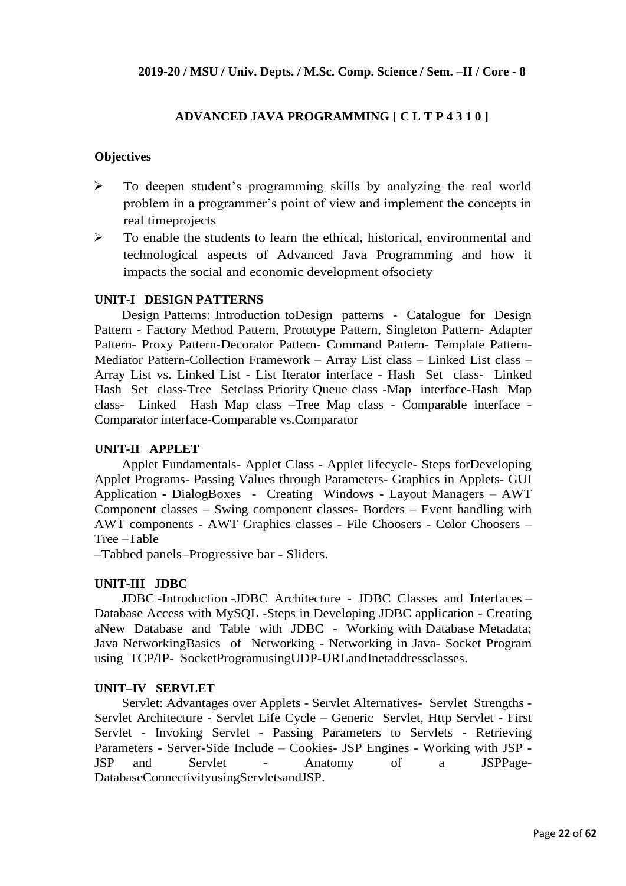**2019-20 / MSU / Univ. Depts. / M.Sc. Comp. Science / Sem. –II / Core - 8**

## ADVANCED JAVA PROGRAMMING [ C L T P 4 3 1 0 ]

### Objectives

- To deepen student's programming skills by analyzing the real world problem in a programmer's point of view and implement the concepts in real timeprojects
- To enable the students to learn the ethical, historical, environmental and technological aspects of Advanced Java Programming and how it impacts the social and economic development ofsociety

### UNIT-I DESIGN PATTERNS

Design Patterns: Introduction toDesign patterns - Catalogue for Design Pattern - Factory Method Pattern, Prototype Pattern, Singleton Pattern- Adapter Pattern- Proxy Pattern-Decorator Pattern- Command Pattern- Template Pattern-Mediator Pattern-Collection Framework – Array List class – Linked List class – Array List vs. Linked List - List Iterator interface - Hash Set class- Linked Hash Set class-Tree Setclass Priority Queue class -Map interface-Hash Map class- Linked Hash Map class –Tree Map class - Comparable interface - Comparator interface-Comparable vs.Comparator

### UNIT-II APPLET

Applet Fundamentals- Applet Class - Applet lifecycle- Steps forDeveloping Applet Programs- Passing Values through Parameters- Graphics in Applets- GUI Application - DialogBoxes - Creating Windows - Layout Managers – AWT Component classes – Swing component classes- Borders – Event handling with AWT components - AWT Graphics classes - File Choosers - Color Choosers – Tree –Table
–Tabbed panels–Progressive bar - Sliders.

### UNIT-III JDBC

JDBC -Introduction -JDBC Architecture - JDBC Classes and Interfaces – Database Access with MySQL -Steps in Developing JDBC application - Creating aNew Database and Table with JDBC - Working with Database Metadata; Java NetworkingBasics of Networking - Networking in Java- Socket Program using TCP/IP- SocketProgramusingUDP-URLandInetaddressclasses.

### UNIT–IV SERVLET

Servlet: Advantages over Applets - Servlet Alternatives- Servlet Strengths - Servlet Architecture - Servlet Life Cycle – Generic Servlet, Http Servlet - First Servlet - Invoking Servlet - Passing Parameters to Servlets - Retrieving Parameters - Server-Side Include – Cookies- JSP Engines - Working with JSP - JSP and Servlet - Anatomy of a JSPPage-DatabaseConnectivityusingServletsandJSP.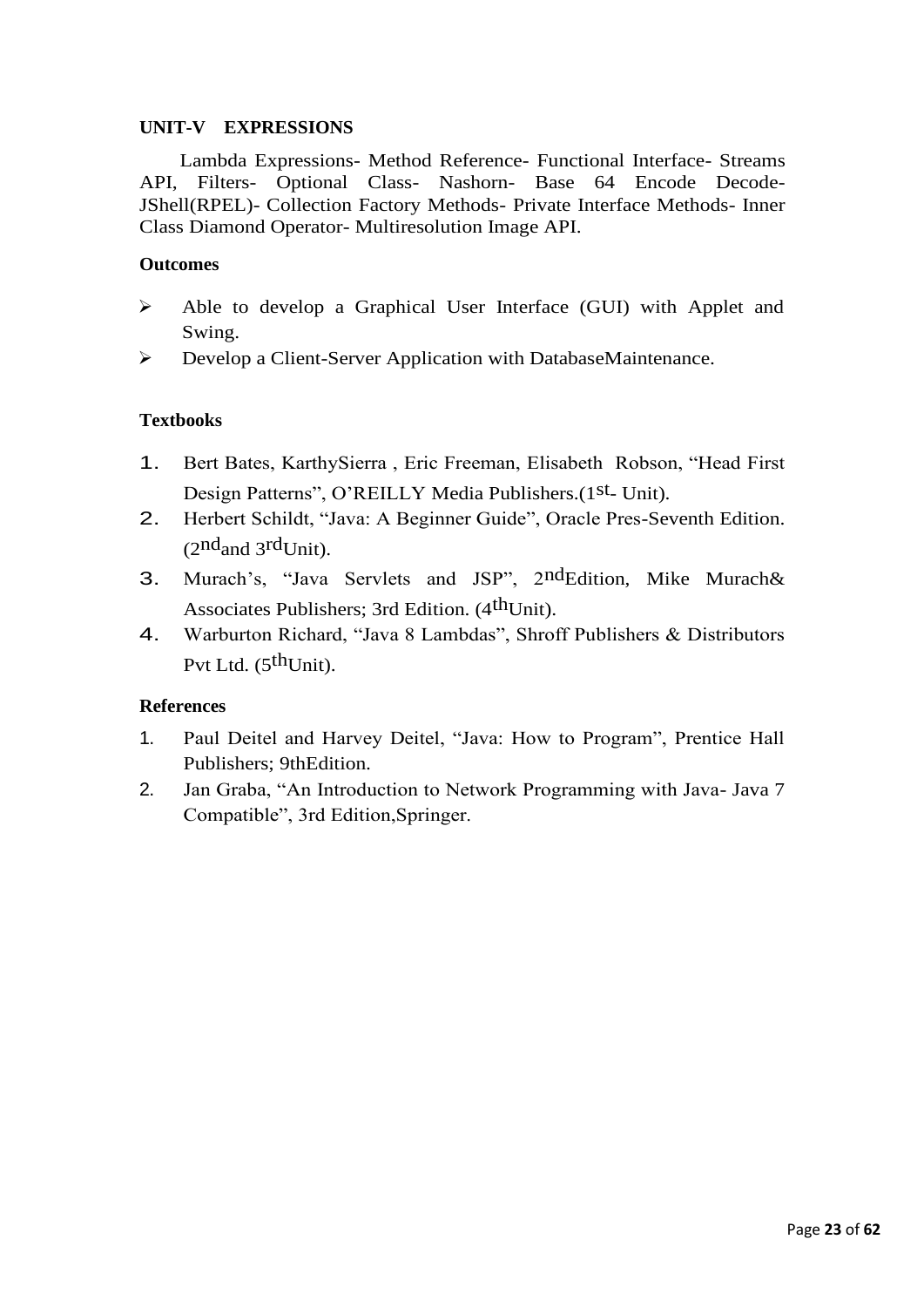**UNIT-V EXPRESSIONS**

Lambda Expressions- Method Reference- Functional Interface- Streams API, Filters- Optional Class- Nashorn- Base 64 Encode Decode- JShell(RPEL)- Collection Factory Methods- Private Interface Methods- Inner Class Diamond Operator- Multiresolution Image API.

**Outcomes**

- Able to develop a Graphical User Interface (GUI) with Applet and Swing.
- Develop a Client-Server Application with DatabaseMaintenance.

**Textbooks**

1. Bert Bates, KarthySierra , Eric Freeman, Elisabeth Robson, “Head First Design Patterns”, O’REILLY Media Publishers.(1st- Unit).
2. Herbert Schildt, “Java: A Beginner Guide”, Oracle Pres-Seventh Edition. (2ndand 3rdUnit).
3. Murach’s, “Java Servlets and JSP”, 2ndEdition, Mike Murach& Associates Publishers; 3rd Edition. (4thUnit).
4. Warburton Richard, “Java 8 Lambdas”, Shroff Publishers & Distributors Pvt Ltd. (5thUnit).

**References**

1. Paul Deitel and Harvey Deitel, “Java: How to Program”, Prentice Hall Publishers; 9thEdition.
2. Jan Graba, “An Introduction to Network Programming with Java- Java 7 Compatible”, 3rd Edition,Springer.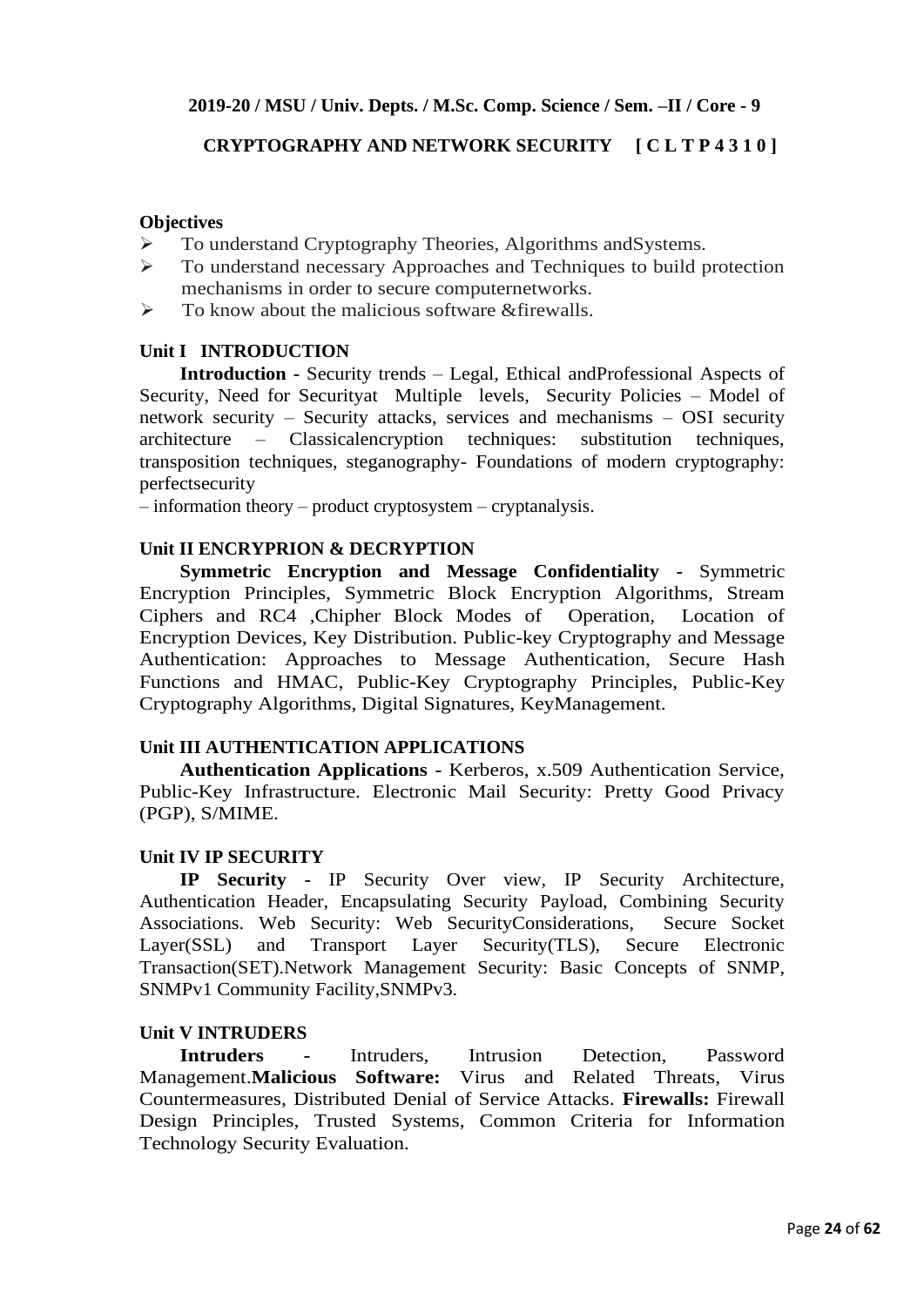**2019-20 / MSU / Univ. Depts. / M.Sc. Comp. Science / Sem. –II / Core - 9**

**CRYPTOGRAPHY AND NETWORK SECURITY [ C L T P 4 3 1 0 ]**

**Objectives**

- To understand Cryptography Theories, Algorithms andSystems.
- To understand necessary Approaches and Techniques to build protection mechanisms in order to secure computernetworks.
- To know about the malicious software &firewalls.

**Unit I INTRODUCTION**

**Introduction -** Security trends – Legal, Ethical andProfessional Aspects of Security, Need for Securityat Multiple levels, Security Policies – Model of network security – Security attacks, services and mechanisms – OSI security architecture – Classicalencryption techniques: substitution techniques, transposition techniques, steganography- Foundations of modern cryptography: perfectsecurity
– information theory – product cryptosystem – cryptanalysis.

**Unit II ENCRYPRION & DECRYPTION**

**Symmetric Encryption and Message Confidentiality -** Symmetric Encryption Principles, Symmetric Block Encryption Algorithms, Stream Ciphers and RC4 ,Chipher Block Modes of Operation, Location of Encryption Devices, Key Distribution. Public-key Cryptography and Message Authentication: Approaches to Message Authentication, Secure Hash Functions and HMAC, Public-Key Cryptography Principles, Public-Key Cryptography Algorithms, Digital Signatures, KeyManagement.

**Unit III AUTHENTICATION APPLICATIONS**

**Authentication Applications -** Kerberos, x.509 Authentication Service, Public-Key Infrastructure. Electronic Mail Security: Pretty Good Privacy (PGP), S/MIME.

**Unit IV IP SECURITY**

**IP Security -** IP Security Over view, IP Security Architecture, Authentication Header, Encapsulating Security Payload, Combining Security Associations. Web Security: Web SecurityConsiderations, Secure Socket Layer(SSL) and Transport Layer Security(TLS), Secure Electronic Transaction(SET).Network Management Security: Basic Concepts of SNMP, SNMPv1 Community Facility,SNMPv3.

**Unit V INTRUDERS**

**Intruders -** Intruders, Intrusion Detection, Password Management.**Malicious Software:** Virus and Related Threats, Virus Countermeasures, Distributed Denial of Service Attacks. **Firewalls:** Firewall Design Principles, Trusted Systems, Common Criteria for Information Technology Security Evaluation.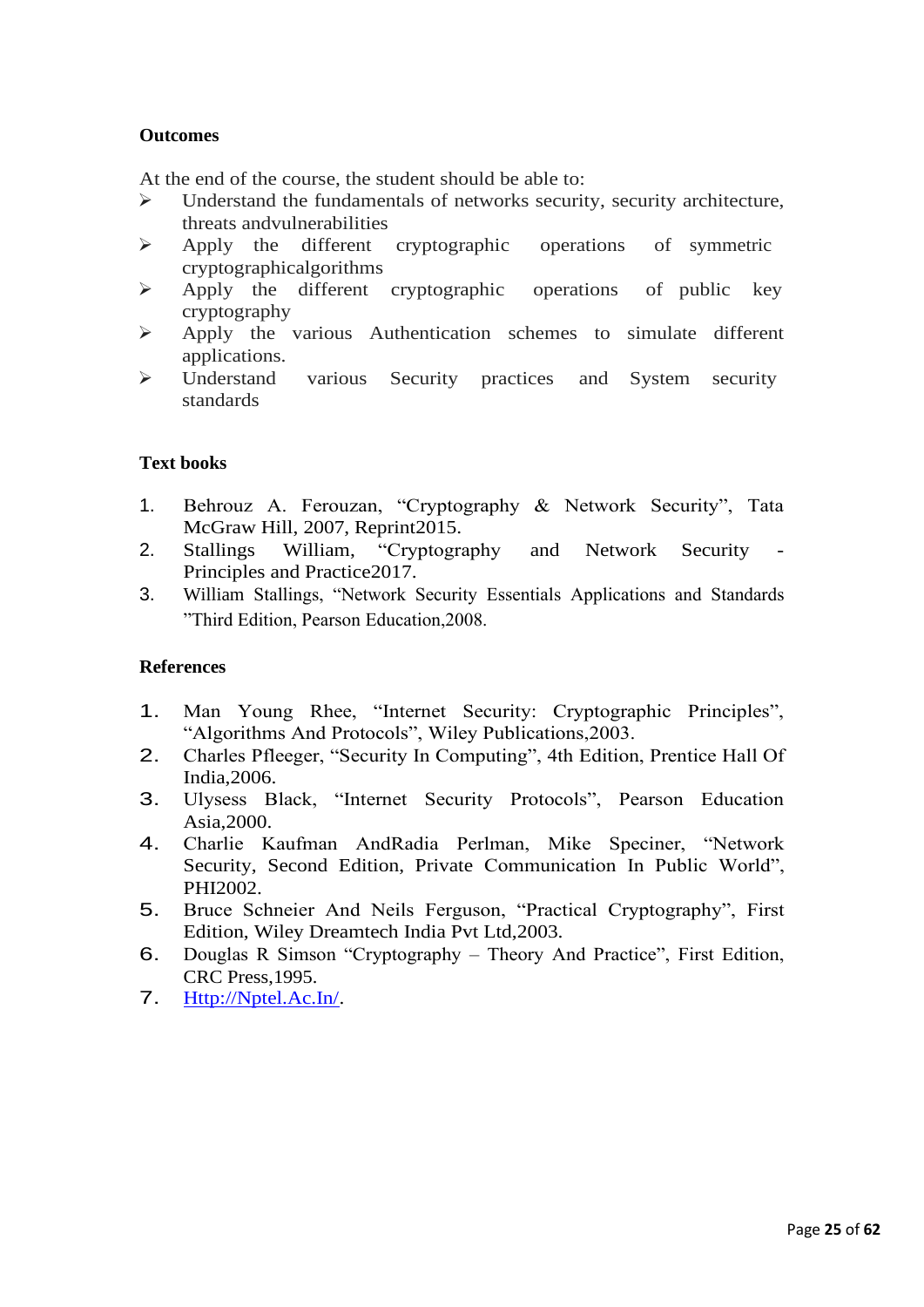**Outcomes**

At the end of the course, the student should be able to:

- Understand the fundamentals of networks security, security architecture, threats andvulnerabilities
- Apply the different cryptographic operations of symmetric cryptographicalgorithms
- Apply the different cryptographic operations of public key cryptography
- Apply the various Authentication schemes to simulate different applications.
- Understand various Security practices and System security standards

**Text books**

1. Behrouz A. Ferouzan, "Cryptography & Network Security", Tata McGraw Hill, 2007, Reprint2015.
2. Stallings William, "Cryptography and Network Security - Principles and Practice2017.
3. William Stallings, "Network Security Essentials Applications and Standards "Third Edition, Pearson Education,2008.

**References**

1. Man Young Rhee, "Internet Security: Cryptographic Principles", "Algorithms And Protocols", Wiley Publications,2003.
2. Charles Pfleeger, "Security In Computing", 4th Edition, Prentice Hall Of India,2006.
3. Ulysess Black, "Internet Security Protocols", Pearson Education Asia,2000.
4. Charlie Kaufman AndRadia Perlman, Mike Speciner, "Network Security, Second Edition, Private Communication In Public World", PHI2002.
5. Bruce Schneier And Neils Ferguson, "Practical Cryptography", First Edition, Wiley Dreamtech India Pvt Ltd,2003.
6. Douglas R Simson "Cryptography – Theory And Practice", First Edition, CRC Press,1995.
7. [Http://Nptel.Ac.In/](Http://Nptel.Ac.In/).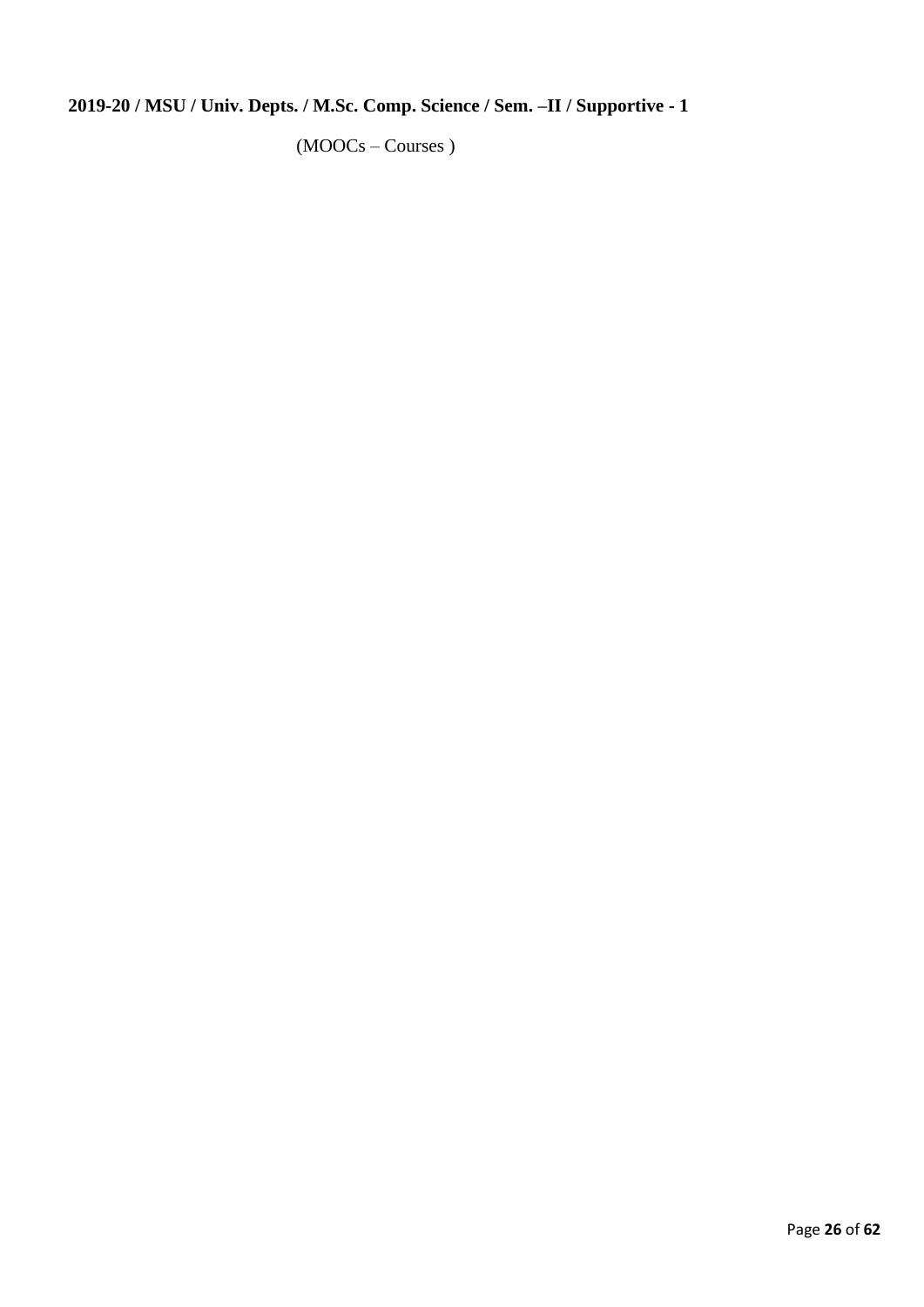**2019-20 / MSU / Univ. Depts. / M.Sc. Comp. Science / Sem. –II / Supportive - 1**

(MOOCs – Courses )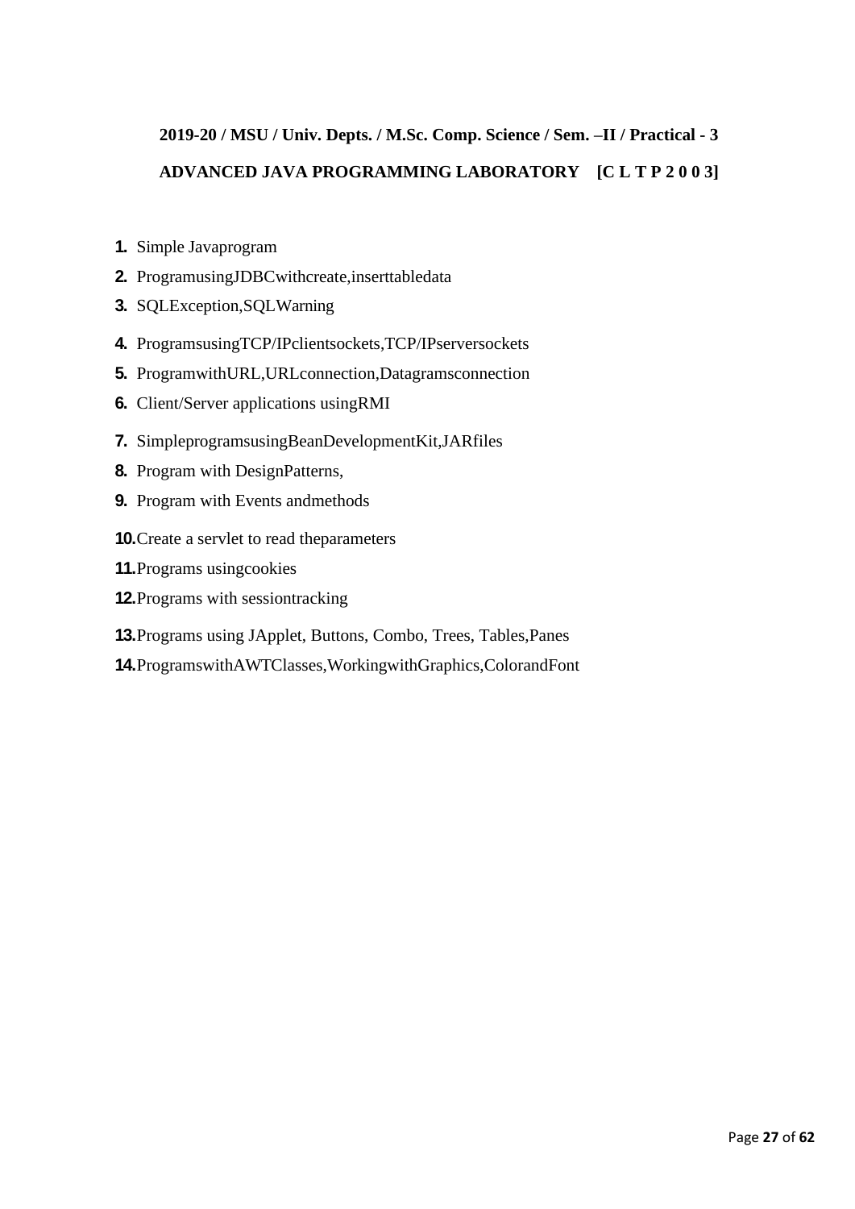**2019-20 / MSU / Univ. Depts. / M.Sc. Comp. Science / Sem. –II / Practical - 3**

**ADVANCED JAVA PROGRAMMING LABORATORY [C L T P 2 0 0 3]**

1. Simple Javaprogram
2. ProgramusingJDBCwithcreate,inserttabledata
3. SQLException,SQLWarning
4. ProgramsusingTCP/IPclientsockets,TCP/IPserversockets
5. ProgramwithURL,URLconnection,Datagramsconnection
6. Client/Server applications usingRMI
7. SimpleprogramsusingBeanDevelopmentKit,JARfiles
8. Program with DesignPatterns,
9. Program with Events andmethods
10. Create a servlet to read theparameters
11. Programs usingcookies
12. Programs with sessiontracking
13. Programs using JApplet, Buttons, Combo, Trees, Tables,Panes
14. ProgramswithAWTClasses,WorkingwithGraphics,ColorandFont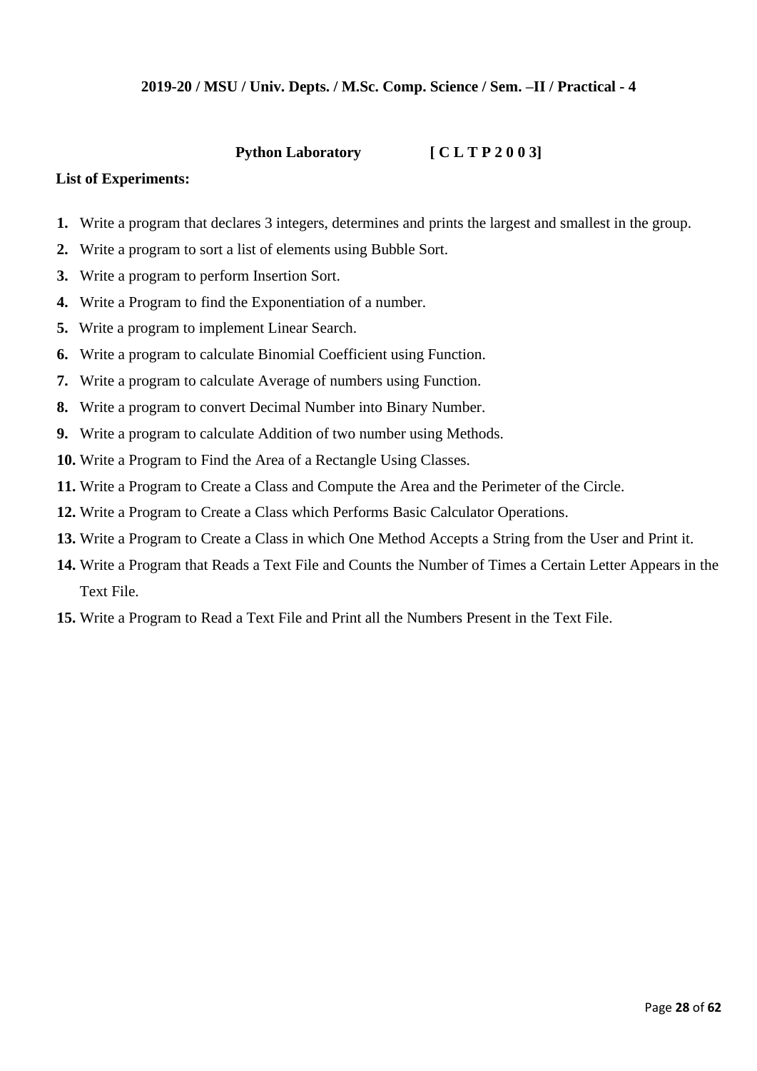**2019-20 / MSU / Univ. Depts. / M.Sc. Comp. Science / Sem. –II / Practical - 4**

**Python Laboratory [ C L T P 2 0 0 3]**

**List of Experiments:**

1. Write a program that declares 3 integers, determines and prints the largest and smallest in the group.
2. Write a program to sort a list of elements using Bubble Sort.
3. Write a program to perform Insertion Sort.
4. Write a Program to find the Exponentiation of a number.
5. Write a program to implement Linear Search.
6. Write a program to calculate Binomial Coefficient using Function.
7. Write a program to calculate Average of numbers using Function.
8. Write a program to convert Decimal Number into Binary Number.
9. Write a program to calculate Addition of two number using Methods.
10. Write a Program to Find the Area of a Rectangle Using Classes.
11. Write a Program to Create a Class and Compute the Area and the Perimeter of the Circle.
12. Write a Program to Create a Class which Performs Basic Calculator Operations.
13. Write a Program to Create a Class in which One Method Accepts a String from the User and Print it.
14. Write a Program that Reads a Text File and Counts the Number of Times a Certain Letter Appears in the Text File.
15. Write a Program to Read a Text File and Print all the Numbers Present in the Text File.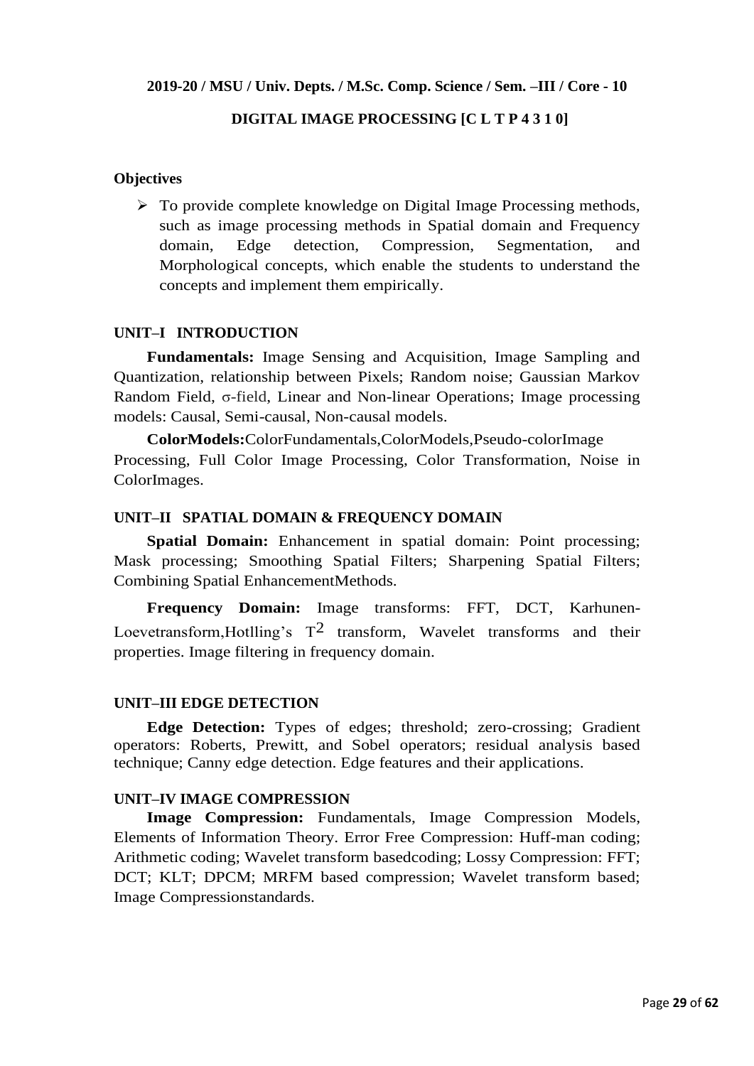**2019-20 / MSU / Univ. Depts. / M.Sc. Comp. Science / Sem. –III / Core - 10**

# DIGITAL IMAGE PROCESSING [C L T P 4 3 1 0]

**Objectives**

- To provide complete knowledge on Digital Image Processing methods, such as image processing methods in Spatial domain and Frequency domain, Edge detection, Compression, Segmentation, and Morphological concepts, which enable the students to understand the concepts and implement them empirically.

## UNIT–I INTRODUCTION

**Fundamentals:** Image Sensing and Acquisition, Image Sampling and Quantization, relationship between Pixels; Random noise; Gaussian Markov Random Field, σ-field, Linear and Non-linear Operations; Image processing models: Causal, Semi-causal, Non-causal models.

**ColorModels:**ColorFundamentals,ColorModels,Pseudo-colorImage Processing, Full Color Image Processing, Color Transformation, Noise in ColorImages.

## UNIT–II SPATIAL DOMAIN & FREQUENCY DOMAIN

**Spatial Domain:** Enhancement in spatial domain: Point processing; Mask processing; Smoothing Spatial Filters; Sharpening Spatial Filters; Combining Spatial EnhancementMethods.

**Frequency Domain:** Image transforms: FFT, DCT, Karhunen-Loevetransform,Hotlling's $T^2$ transform, Wavelet transforms and their properties. Image filtering in frequency domain.

## UNIT–III EDGE DETECTION

**Edge Detection:** Types of edges; threshold; zero-crossing; Gradient operators: Roberts, Prewitt, and Sobel operators; residual analysis based technique; Canny edge detection. Edge features and their applications.

## UNIT–IV IMAGE COMPRESSION

**Image Compression:** Fundamentals, Image Compression Models, Elements of Information Theory. Error Free Compression: Huff-man coding; Arithmetic coding; Wavelet transform basedcoding; Lossy Compression: FFT; DCT; KLT; DPCM; MRFM based compression; Wavelet transform based; Image Compressionstandards.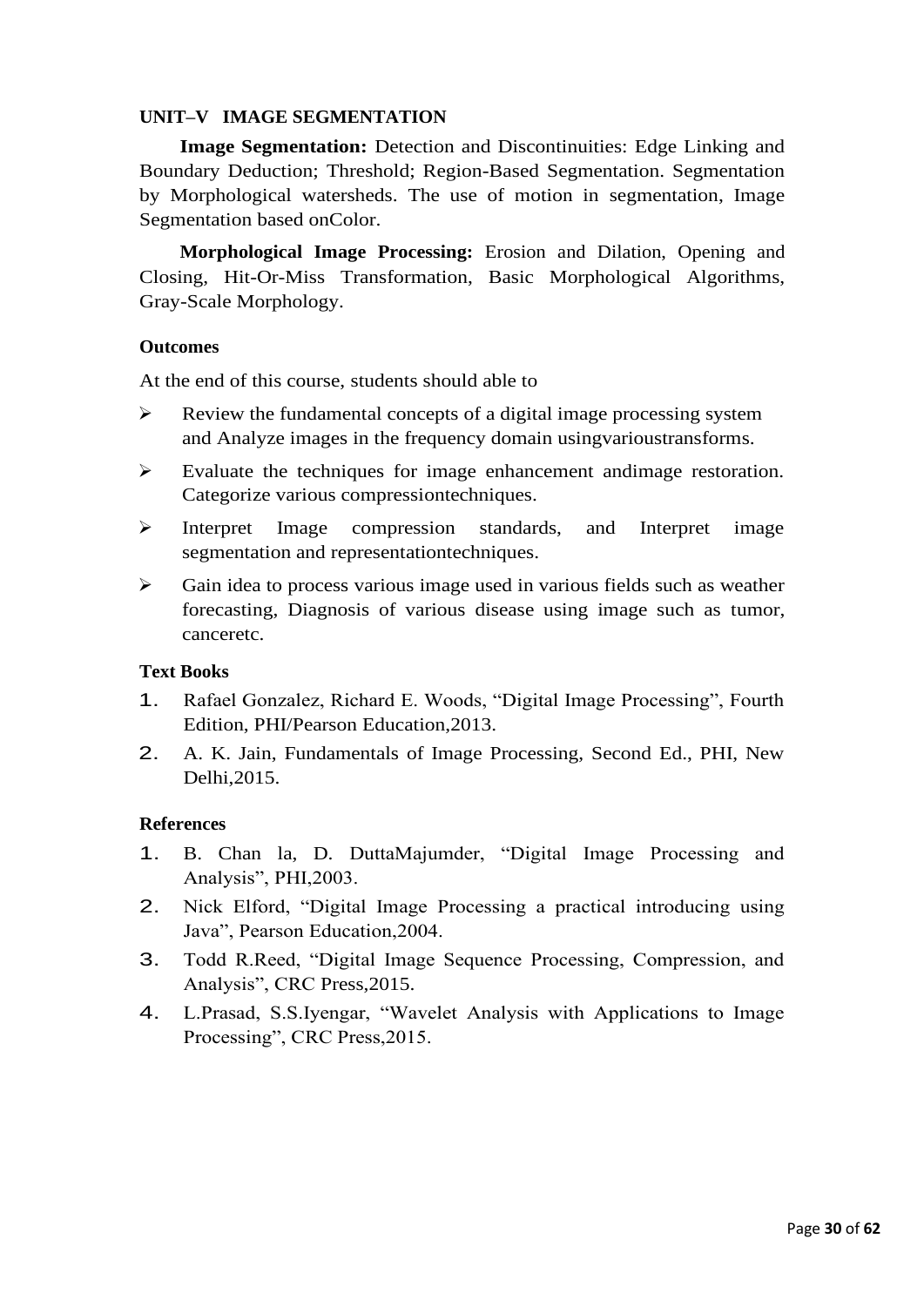**UNIT–V IMAGE SEGMENTATION**

**Image Segmentation:** Detection and Discontinuities: Edge Linking and Boundary Deduction; Threshold; Region-Based Segmentation. Segmentation by Morphological watersheds. The use of motion in segmentation, Image Segmentation based onColor.

**Morphological Image Processing:** Erosion and Dilation, Opening and Closing, Hit-Or-Miss Transformation, Basic Morphological Algorithms, Gray-Scale Morphology.

**Outcomes**

At the end of this course, students should able to

- Review the fundamental concepts of a digital image processing system and Analyze images in the frequency domain usingvarioustransforms.
- Evaluate the techniques for image enhancement andimage restoration. Categorize various compressiontechniques.
- Interpret Image compression standards, and Interpret image segmentation and representationtechniques.
- Gain idea to process various image used in various fields such as weather forecasting, Diagnosis of various disease using image such as tumor, canceretc.

**Text Books**

1. Rafael Gonzalez, Richard E. Woods, "Digital Image Processing", Fourth Edition, PHI/Pearson Education,2013.
2. A. K. Jain, Fundamentals of Image Processing, Second Ed., PHI, New Delhi,2015.

**References**

1. B. Chan la, D. DuttaMajumder, "Digital Image Processing and Analysis", PHI,2003.
2. Nick Elford, "Digital Image Processing a practical introducing using Java", Pearson Education,2004.
3. Todd R.Reed, "Digital Image Sequence Processing, Compression, and Analysis", CRC Press,2015.
4. L.Prasad, S.S.Iyengar, "Wavelet Analysis with Applications to Image Processing", CRC Press,2015.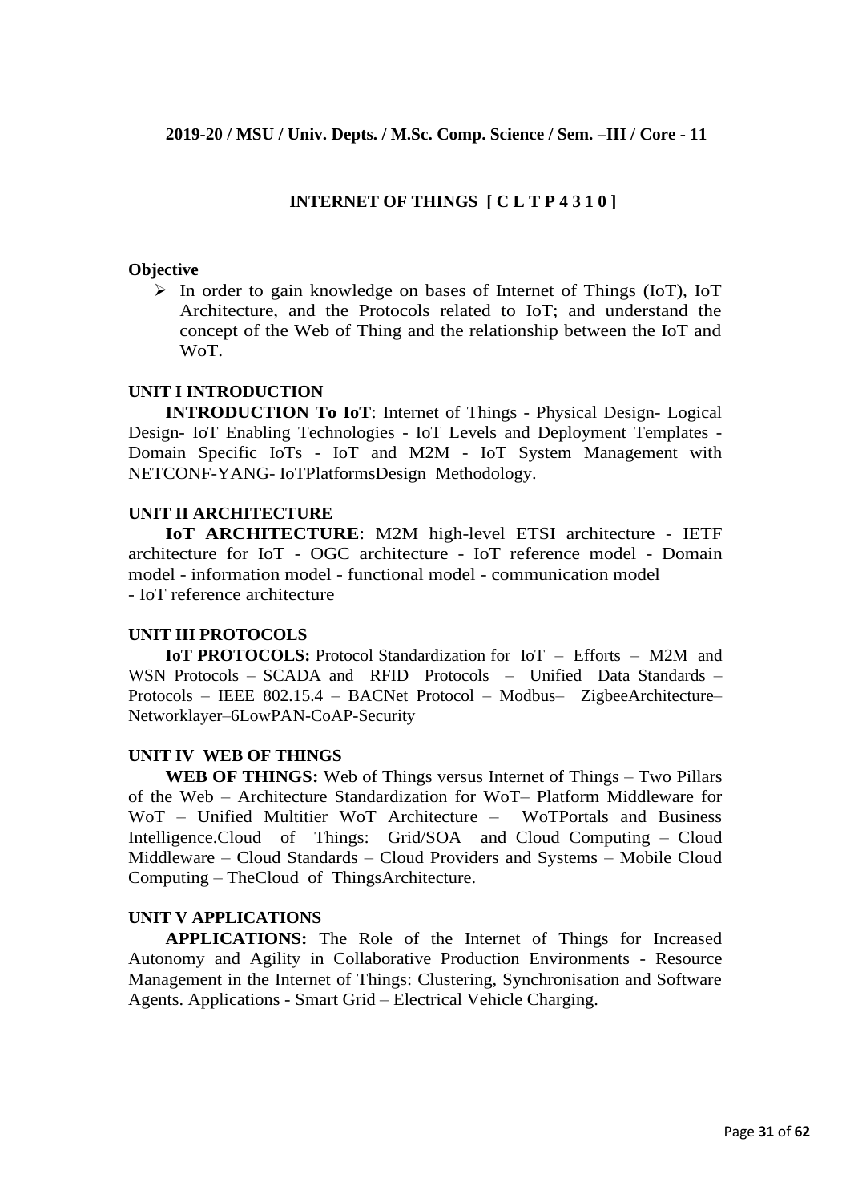**2019-20 / MSU / Univ. Depts. / M.Sc. Comp. Science / Sem. –III / Core - 11**

# INTERNET OF THINGS [ C L T P 4 3 1 0 ]

**Objective**

- In order to gain knowledge on bases of Internet of Things (IoT), IoT Architecture, and the Protocols related to IoT; and understand the concept of the Web of Thing and the relationship between the IoT and WoT.

## UNIT I INTRODUCTION

**INTRODUCTION To IoT**: Internet of Things - Physical Design- Logical Design- IoT Enabling Technologies - IoT Levels and Deployment Templates - Domain Specific IoTs - IoT and M2M - IoT System Management with NETCONF-YANG- IoTPlatformsDesign Methodology.

## UNIT II ARCHITECTURE

**IoT ARCHITECTURE**: M2M high-level ETSI architecture - IETF architecture for IoT - OGC architecture - IoT reference model - Domain model - information model - functional model - communication model - IoT reference architecture

## UNIT III PROTOCOLS

**IoT PROTOCOLS:** Protocol Standardization for IoT – Efforts – M2M and WSN Protocols – SCADA and RFID Protocols – Unified Data Standards – Protocols – IEEE 802.15.4 – BACNet Protocol – Modbus– ZigbeeArchitecture– Networklayer–6LowPAN-CoAP-Security

## UNIT IV WEB OF THINGS

**WEB OF THINGS:** Web of Things versus Internet of Things – Two Pillars of the Web – Architecture Standardization for WoT– Platform Middleware for WoT – Unified Multitier WoT Architecture – WoTPortals and Business Intelligence.Cloud of Things: Grid/SOA and Cloud Computing – Cloud Middleware – Cloud Standards – Cloud Providers and Systems – Mobile Cloud Computing – TheCloud of ThingsArchitecture.

## UNIT V APPLICATIONS

**APPLICATIONS:** The Role of the Internet of Things for Increased Autonomy and Agility in Collaborative Production Environments - Resource Management in the Internet of Things: Clustering, Synchronisation and Software Agents. Applications - Smart Grid – Electrical Vehicle Charging.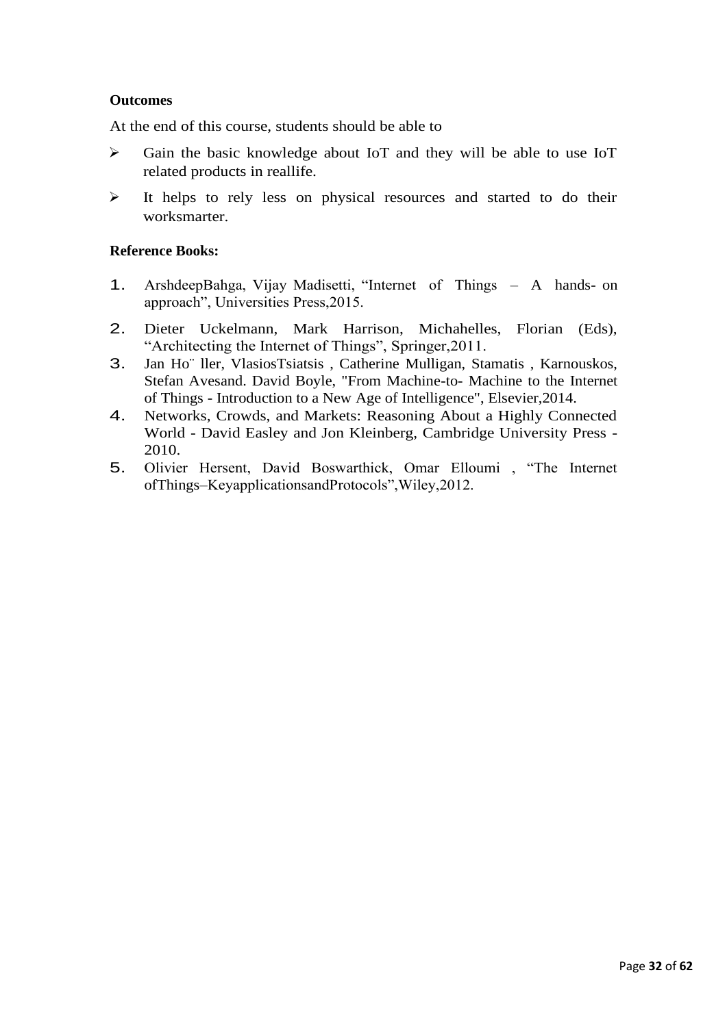**Outcomes**

At the end of this course, students should be able to

- Gain the basic knowledge about IoT and they will be able to use IoT related products in reallife.
- It helps to rely less on physical resources and started to do their worksmarter.

**Reference Books:**

1. ArshdeepBahga, Vijay Madisetti, “Internet of Things – A hands- on approach”, Universities Press,2015.
2. Dieter Uckelmann, Mark Harrison, Michahelles, Florian (Eds), “Architecting the Internet of Things”, Springer,2011.
3. Jan Ho¨ ller, VlasiosTsiatsis , Catherine Mulligan, Stamatis , Karnouskos, Stefan Avesand. David Boyle, "From Machine-to- Machine to the Internet of Things - Introduction to a New Age of Intelligence", Elsevier,2014.
4. Networks, Crowds, and Markets: Reasoning About a Highly Connected World - David Easley and Jon Kleinberg, Cambridge University Press - 2010.
5. Olivier Hersent, David Boswarthick, Omar Elloumi , “The Internet ofThings–KeyapplicationsandProtocols”,Wiley,2012.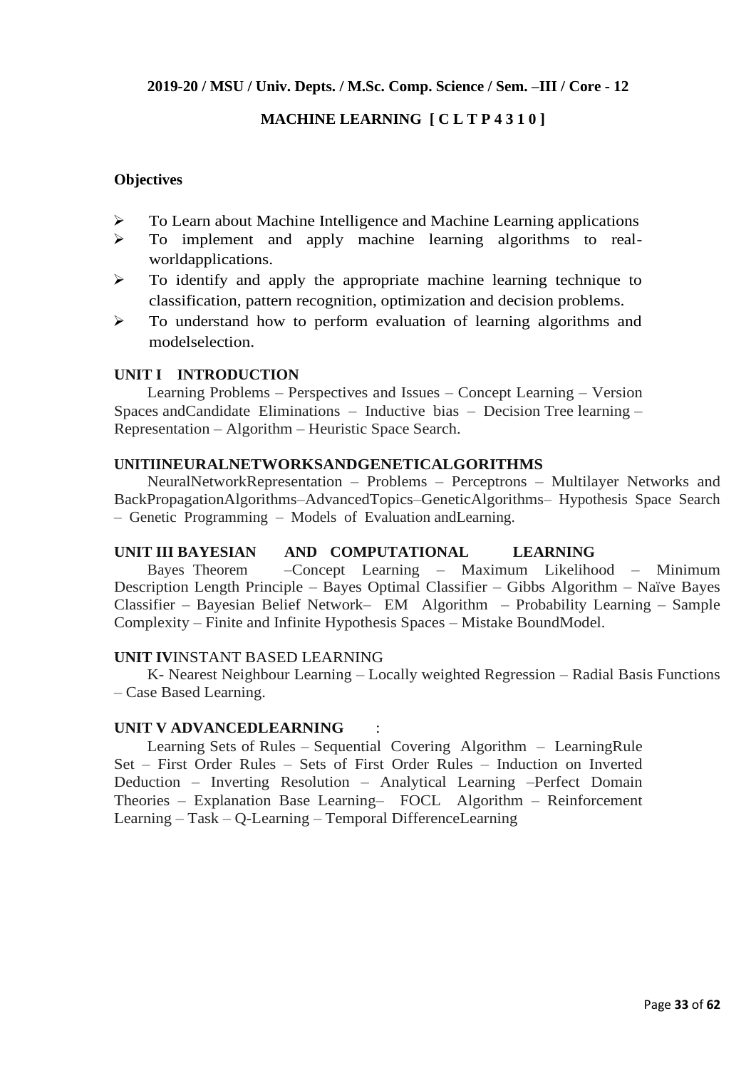**2019-20 / MSU / Univ. Depts. / M.Sc. Comp. Science / Sem. –III / Core - 12**

**MACHINE LEARNING [ C L T P 4 3 1 0 ]**

**Objectives**

- To Learn about Machine Intelligence and Machine Learning applications
- To implement and apply machine learning algorithms to real-worldapplications.
- To identify and apply the appropriate machine learning technique to classification, pattern recognition, optimization and decision problems.
- To understand how to perform evaluation of learning algorithms and modelselection.

**UNIT I INTRODUCTION**

Learning Problems – Perspectives and Issues – Concept Learning – Version Spaces andCandidate Eliminations – Inductive bias – Decision Tree learning – Representation – Algorithm – Heuristic Space Search.

**UNITIINEURALNETWORKSANDGENETICALGORITHMS**

NeuralNetworkRepresentation – Problems – Perceptrons – Multilayer Networks and BackPropagationAlgorithms–AdvancedTopics–GeneticAlgorithms– Hypothesis Space Search – Genetic Programming – Models of Evaluation andLearning.

**UNIT III BAYESIAN AND COMPUTATIONAL LEARNING**

Bayes Theorem –Concept Learning – Maximum Likelihood – Minimum Description Length Principle – Bayes Optimal Classifier – Gibbs Algorithm – Naïve Bayes Classifier – Bayesian Belief Network– EM Algorithm – Probability Learning – Sample Complexity – Finite and Infinite Hypothesis Spaces – Mistake BoundModel.

**UNIT IV**INSTANT BASED LEARNING

K- Nearest Neighbour Learning – Locally weighted Regression – Radial Basis Functions – Case Based Learning.

**UNIT V ADVANCEDLEARNING** :

Learning Sets of Rules – Sequential Covering Algorithm – LearningRule Set – First Order Rules – Sets of First Order Rules – Induction on Inverted Deduction – Inverting Resolution – Analytical Learning –Perfect Domain Theories – Explanation Base Learning– FOCL Algorithm – Reinforcement Learning – Task – Q-Learning – Temporal DifferenceLearning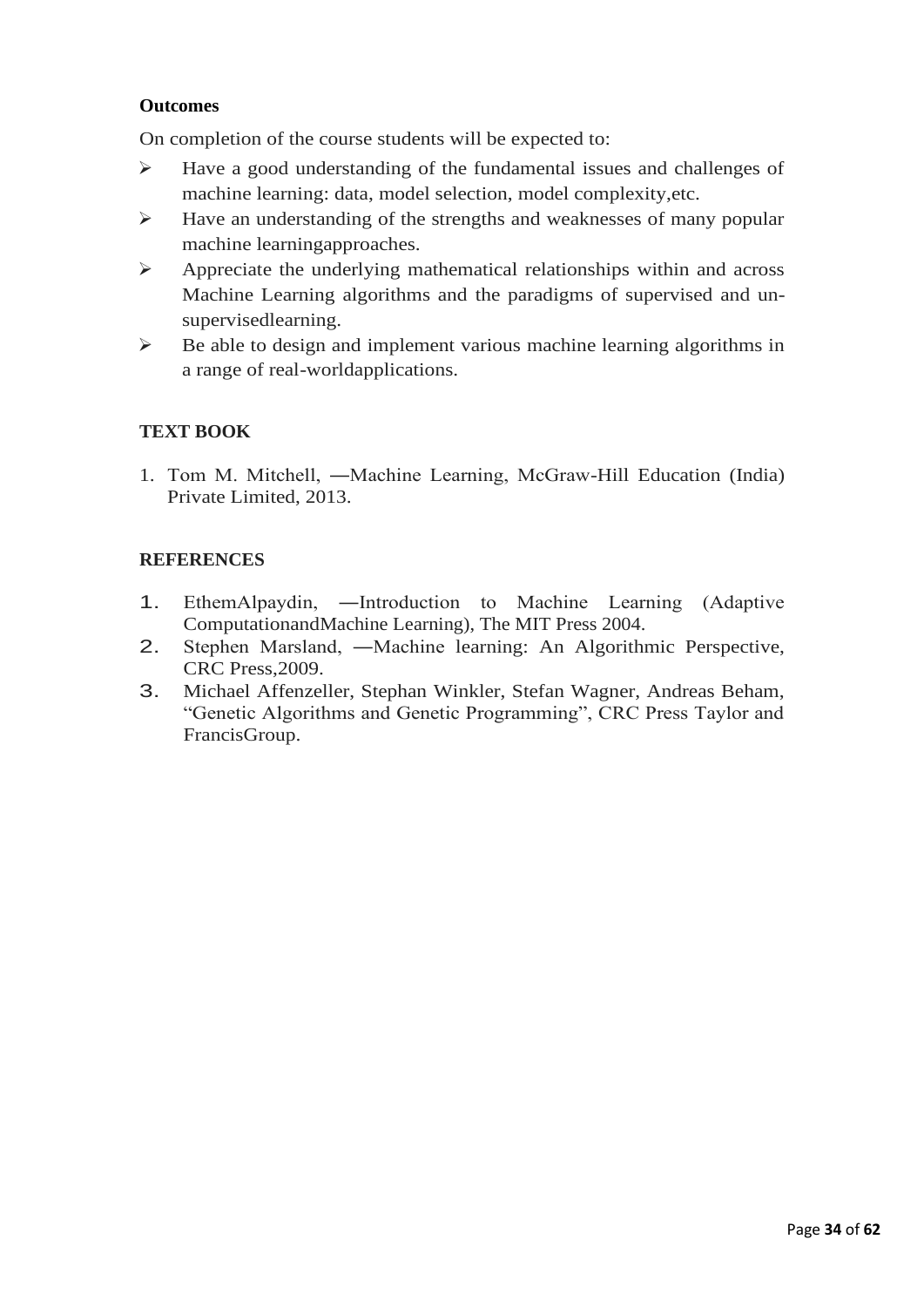**Outcomes**

On completion of the course students will be expected to:

- Have a good understanding of the fundamental issues and challenges of machine learning: data, model selection, model complexity,etc.
- Have an understanding of the strengths and weaknesses of many popular machine learningapproaches.
- Appreciate the underlying mathematical relationships within and across Machine Learning algorithms and the paradigms of supervised and un-supervisedlearning.
- Be able to design and implement various machine learning algorithms in a range of real-worldapplications.

**TEXT BOOK**

1. Tom M. Mitchell, ―Machine Learning, McGraw-Hill Education (India) Private Limited, 2013.

**REFERENCES**

1. EthemAlpaydin, ―Introduction to Machine Learning (Adaptive ComputationandMachine Learning), The MIT Press 2004.
2. Stephen Marsland, ―Machine learning: An Algorithmic Perspective, CRC Press,2009.
3. Michael Affenzeller, Stephan Winkler, Stefan Wagner, Andreas Beham, "Genetic Algorithms and Genetic Programming", CRC Press Taylor and FrancisGroup.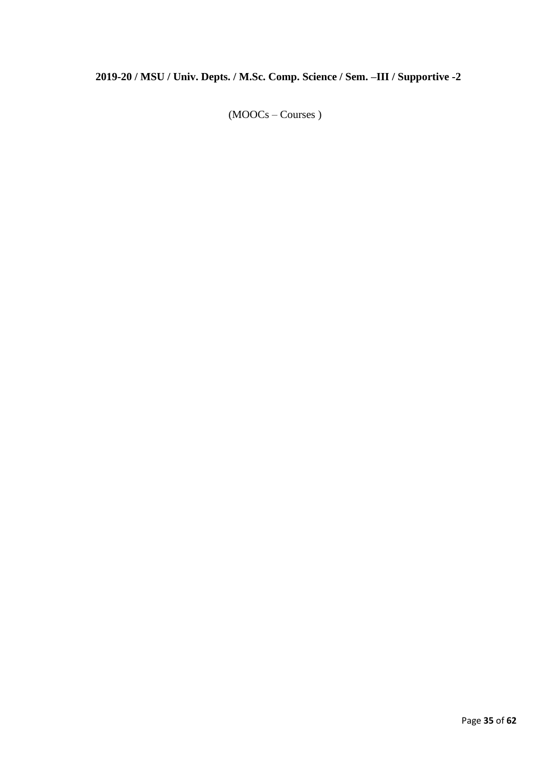**2019-20 / MSU / Univ. Depts. / M.Sc. Comp. Science / Sem. –III / Supportive -2**

(MOOCs – Courses )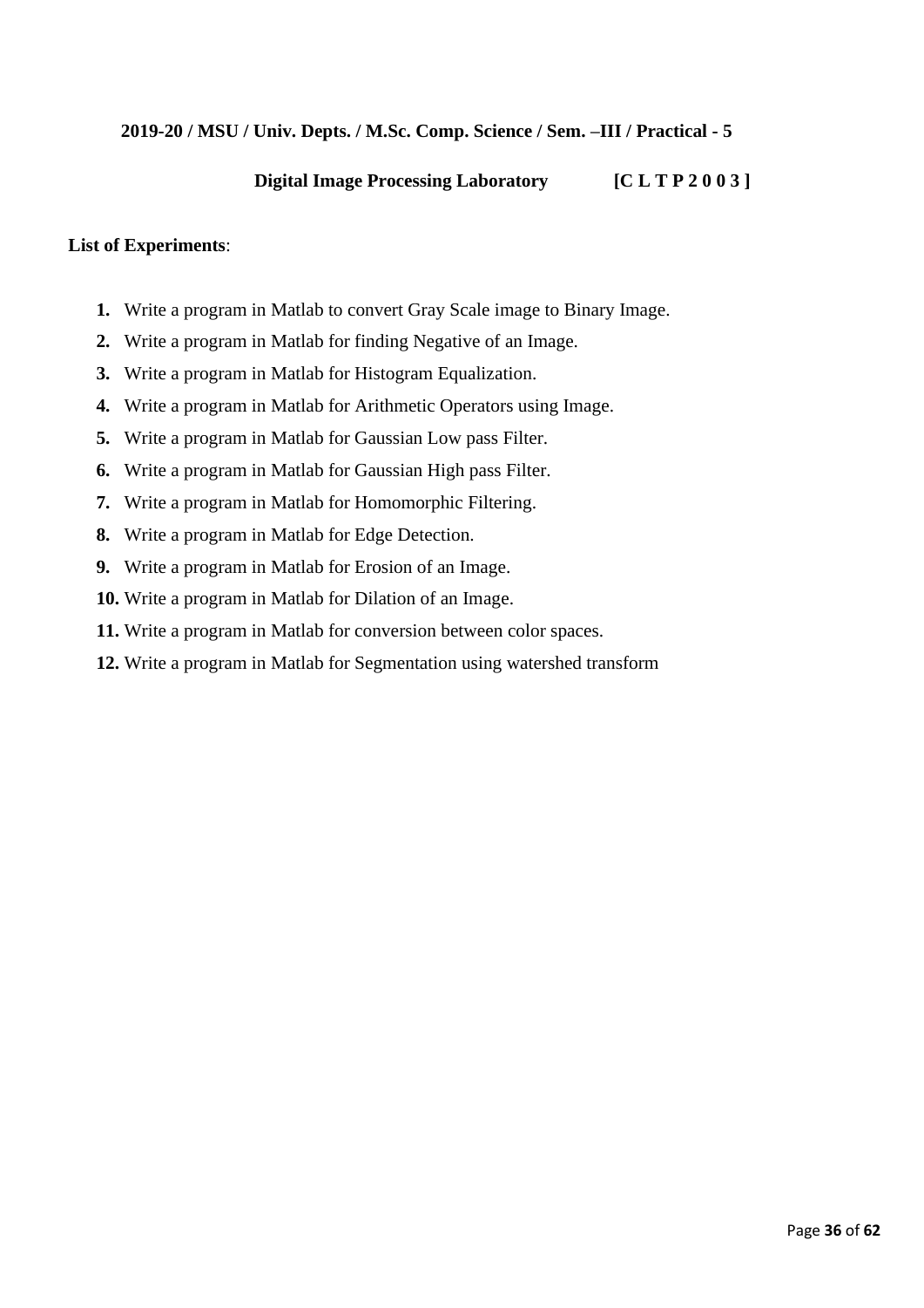**2019-20 / MSU / Univ. Depts. / M.Sc. Comp. Science / Sem. –III / Practical - 5**

**Digital Image Processing Laboratory [C L T P 2 0 0 3 ]**

**List of Experiments**:

1. Write a program in Matlab to convert Gray Scale image to Binary Image.
2. Write a program in Matlab for finding Negative of an Image.
3. Write a program in Matlab for Histogram Equalization.
4. Write a program in Matlab for Arithmetic Operators using Image.
5. Write a program in Matlab for Gaussian Low pass Filter.
6. Write a program in Matlab for Gaussian High pass Filter.
7. Write a program in Matlab for Homomorphic Filtering.
8. Write a program in Matlab for Edge Detection.
9. Write a program in Matlab for Erosion of an Image.
10. Write a program in Matlab for Dilation of an Image.
11. Write a program in Matlab for conversion between color spaces.
12. Write a program in Matlab for Segmentation using watershed transform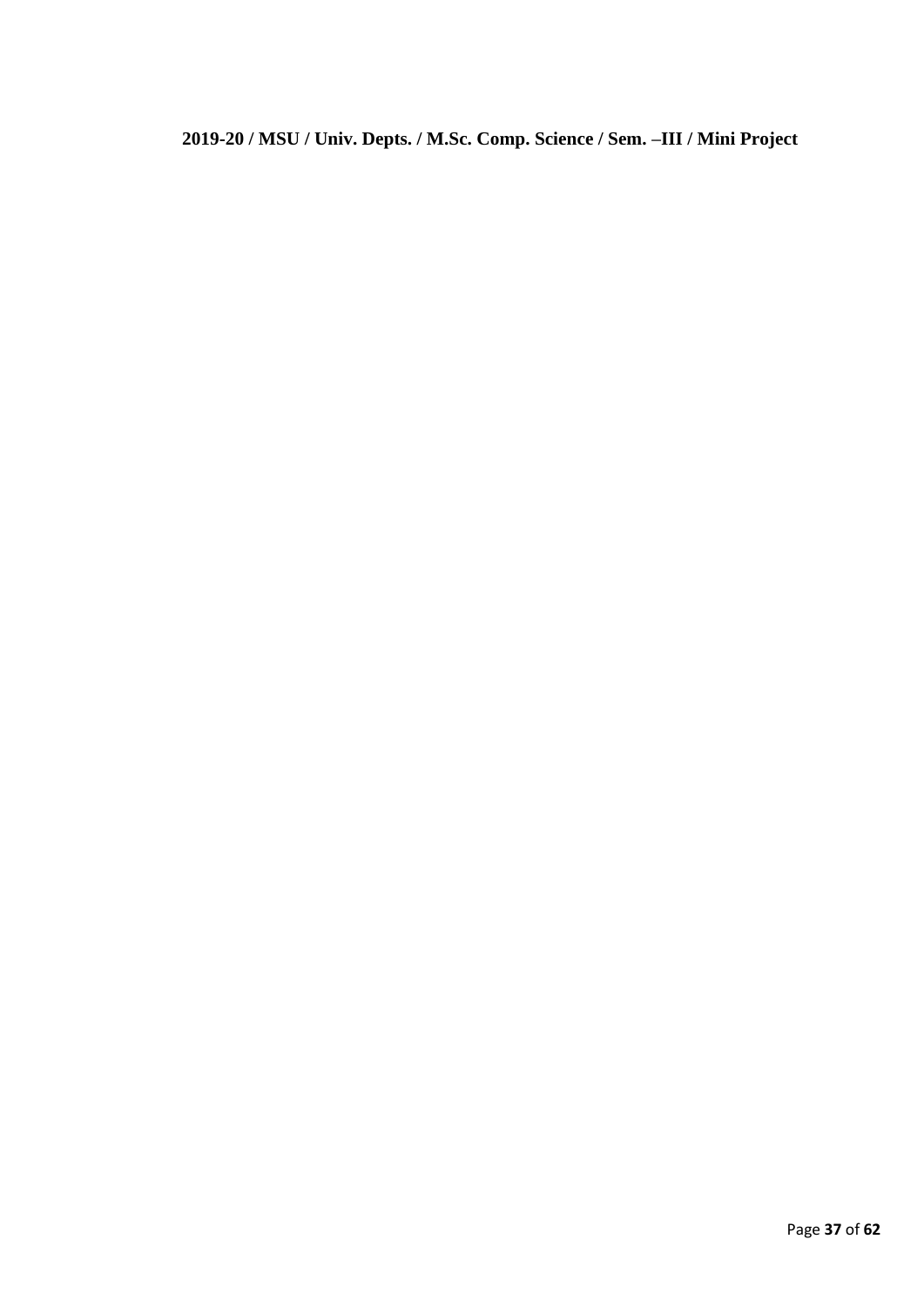**2019-20 / MSU / Univ. Depts. / M.Sc. Comp. Science / Sem. –III / Mini Project**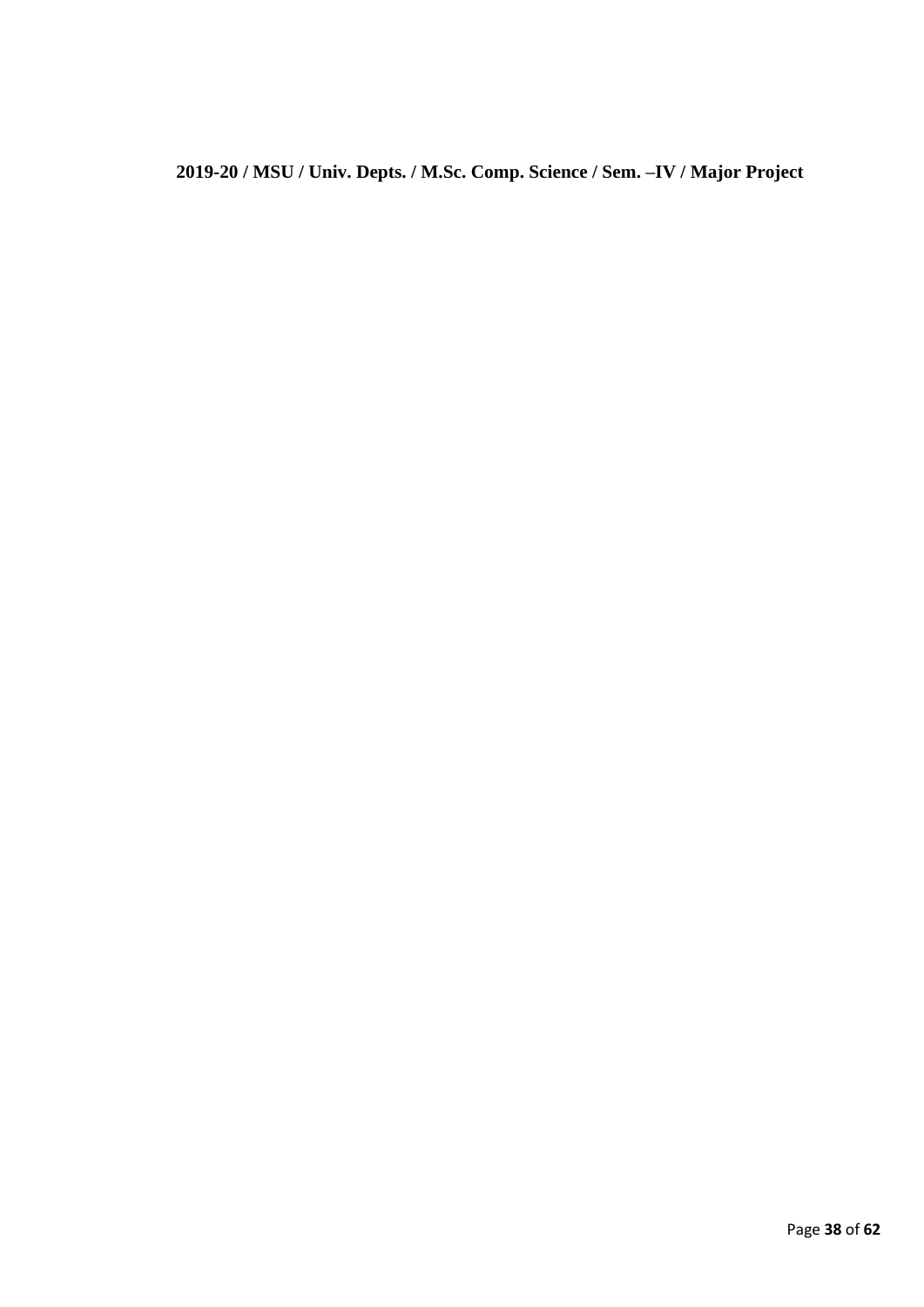**2019-20 / MSU / Univ. Depts. / M.Sc. Comp. Science / Sem. –IV / Major Project**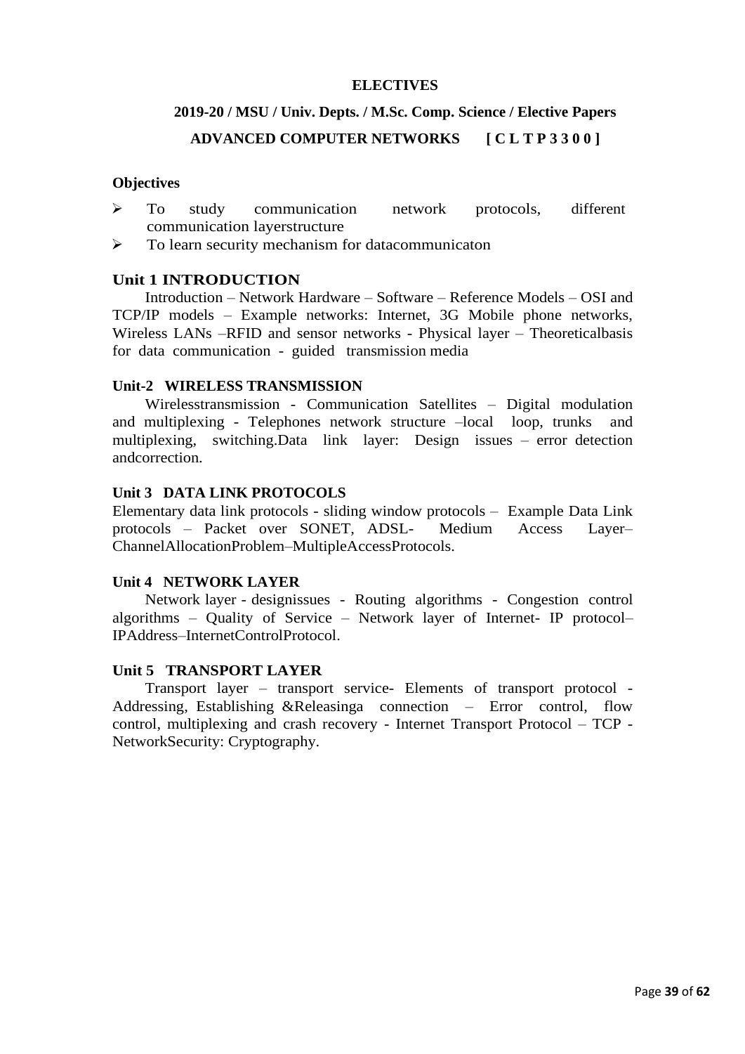**ELECTIVES**

**2019-20 / MSU / Univ. Depts. / M.Sc. Comp. Science / Elective Papers**

**ADVANCED COMPUTER NETWORKS [ C L T P 3 3 0 0 ]**

**Objectives**

- To study communication network protocols, different communication layerstructure
- To learn security mechanism for datacommunicaton

## Unit 1 INTRODUCTION

Introduction – Network Hardware – Software – Reference Models – OSI and TCP/IP models – Example networks: Internet, 3G Mobile phone networks, Wireless LANs –RFID and sensor networks - Physical layer – Theoreticalbasis for data communication - guided transmission media

## Unit-2 WIRELESS TRANSMISSION

Wirelesstransmission - Communication Satellites – Digital modulation and multiplexing - Telephones network structure –local loop, trunks and multiplexing, switching.Data link layer: Design issues – error detection andcorrection.

## Unit 3 DATA LINK PROTOCOLS

Elementary data link protocols - sliding window protocols – Example Data Link protocols – Packet over SONET, ADSL- Medium Access Layer– ChannelAllocationProblem–MultipleAccessProtocols.

## Unit 4 NETWORK LAYER

Network layer - designissues - Routing algorithms - Congestion control algorithms – Quality of Service – Network layer of Internet- IP protocol– IPAddress–InternetControlProtocol.

## Unit 5 TRANSPORT LAYER

Transport layer – transport service- Elements of transport protocol - Addressing, Establishing &Releasinga connection – Error control, flow control, multiplexing and crash recovery - Internet Transport Protocol – TCP - NetworkSecurity: Cryptography.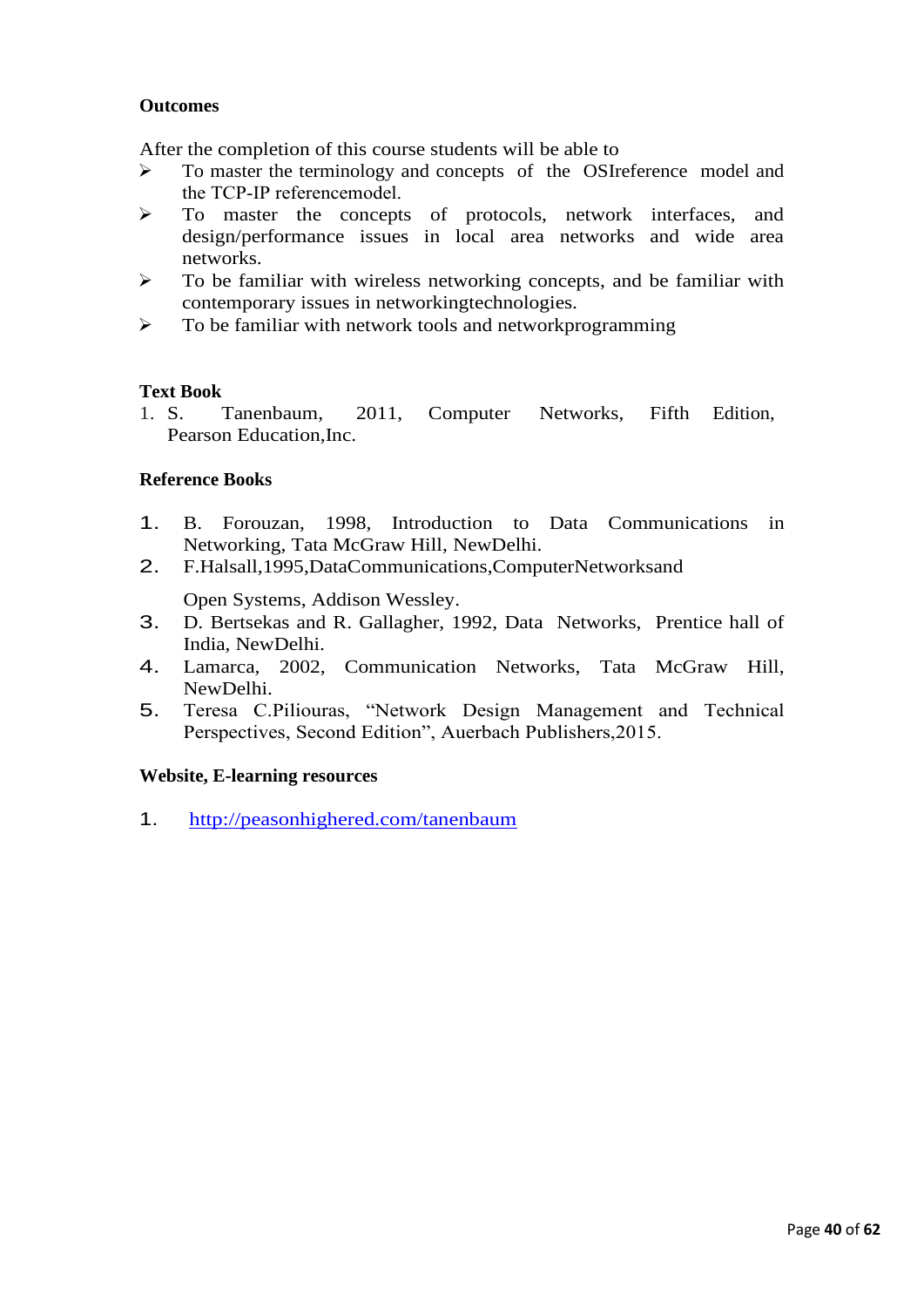**Outcomes**

After the completion of this course students will be able to

- To master the terminology and concepts of the OSIreference model and the TCP-IP referencemodel.
- To master the concepts of protocols, network interfaces, and design/performance issues in local area networks and wide area networks.
- To be familiar with wireless networking concepts, and be familiar with contemporary issues in networkingtechnologies.
- To be familiar with network tools and networkprogramming

**Text Book**

1. S. Tanenbaum, 2011, Computer Networks, Fifth Edition, Pearson Education,Inc.

**Reference Books**

1. B. Forouzan, 1998, Introduction to Data Communications in Networking, Tata McGraw Hill, NewDelhi.
2. F.Halsall,1995,DataCommunications,ComputerNetworksand Open Systems, Addison Wessley.
3. D. Bertsekas and R. Gallagher, 1992, Data Networks, Prentice hall of India, NewDelhi.
4. Lamarca, 2002, Communication Networks, Tata McGraw Hill, NewDelhi.
5. Teresa C.Piliouras, “Network Design Management and Technical Perspectives, Second Edition”, Auerbach Publishers,2015.

**Website, E-learning resources**

1. http://peasonhighered.com/tanenbaum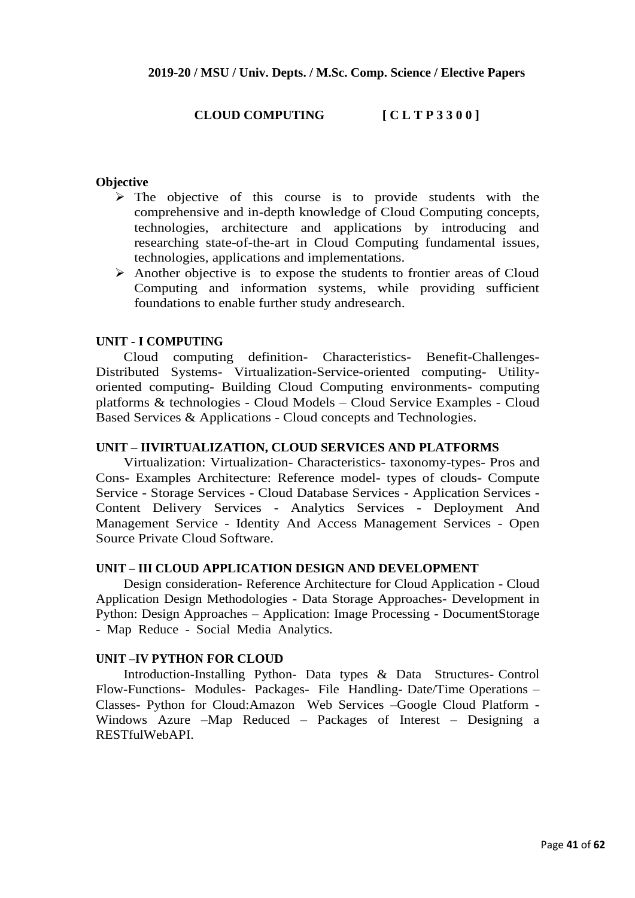**2019-20 / MSU / Univ. Depts. / M.Sc. Comp. Science / Elective Papers**

## CLOUD COMPUTING [ C L T P 3 3 0 0 ]

**Objective**

- The objective of this course is to provide students with the comprehensive and in-depth knowledge of Cloud Computing concepts, technologies, architecture and applications by introducing and researching state-of-the-art in Cloud Computing fundamental issues, technologies, applications and implementations.
- Another objective is to expose the students to frontier areas of Cloud Computing and information systems, while providing sufficient foundations to enable further study andresearch.

### UNIT - I COMPUTING

Cloud computing definition- Characteristics- Benefit-Challenges- Distributed Systems- Virtualization-Service-oriented computing- Utility-oriented computing- Building Cloud Computing environments- computing platforms & technologies - Cloud Models – Cloud Service Examples - Cloud Based Services & Applications - Cloud concepts and Technologies.

### UNIT – IIVIRTUALIZATION, CLOUD SERVICES AND PLATFORMS

Virtualization: Virtualization- Characteristics- taxonomy-types- Pros and Cons- Examples Architecture: Reference model- types of clouds- Compute Service - Storage Services - Cloud Database Services - Application Services - Content Delivery Services - Analytics Services - Deployment And Management Service - Identity And Access Management Services - Open Source Private Cloud Software.

### UNIT – III CLOUD APPLICATION DESIGN AND DEVELOPMENT

Design consideration- Reference Architecture for Cloud Application - Cloud Application Design Methodologies - Data Storage Approaches- Development in Python: Design Approaches – Application: Image Processing - DocumentStorage - Map Reduce - Social Media Analytics.

### UNIT –IV PYTHON FOR CLOUD

Introduction-Installing Python- Data types & Data Structures- Control Flow-Functions- Modules- Packages- File Handling- Date/Time Operations – Classes- Python for Cloud:Amazon Web Services –Google Cloud Platform - Windows Azure –Map Reduced – Packages of Interest – Designing a RESTfulWebAPI.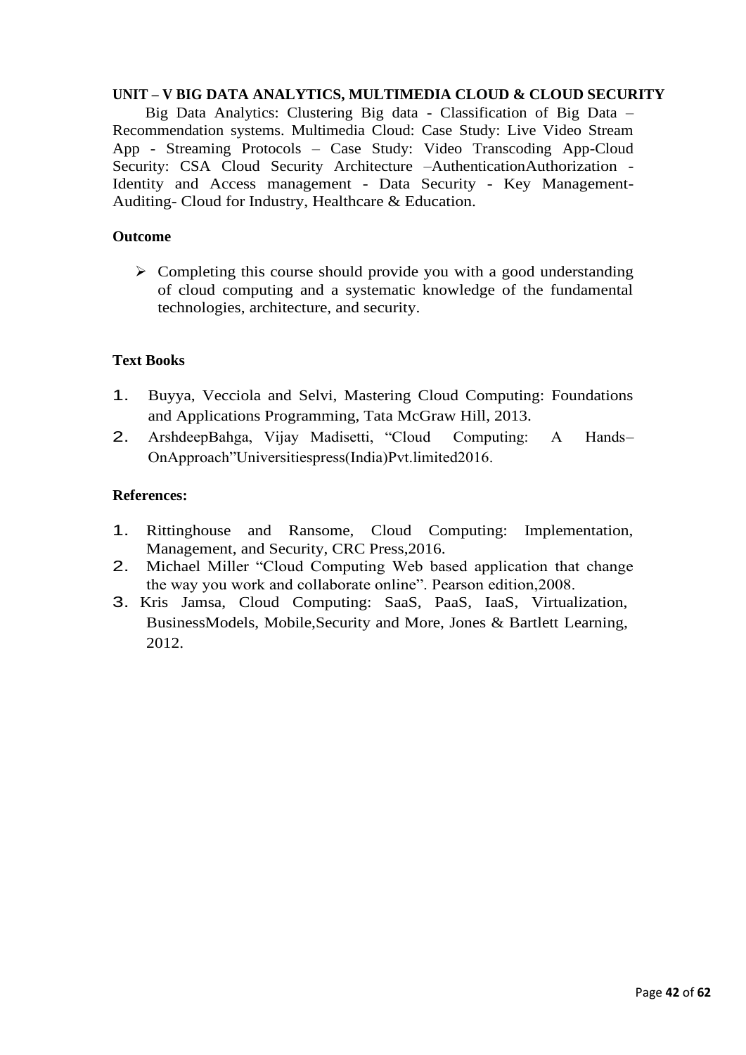**UNIT – V BIG DATA ANALYTICS, MULTIMEDIA CLOUD & CLOUD SECURITY**

Big Data Analytics: Clustering Big data - Classification of Big Data – Recommendation systems. Multimedia Cloud: Case Study: Live Video Stream App - Streaming Protocols – Case Study: Video Transcoding App-Cloud Security: CSA Cloud Security Architecture –AuthenticationAuthorization - Identity and Access management - Data Security - Key Management-Auditing- Cloud for Industry, Healthcare & Education.

**Outcome**

- Completing this course should provide you with a good understanding of cloud computing and a systematic knowledge of the fundamental technologies, architecture, and security.

**Text Books**

1. Buyya, Vecciola and Selvi, Mastering Cloud Computing: Foundations and Applications Programming, Tata McGraw Hill, 2013.
2. ArshdeepBahga, Vijay Madisetti, "Cloud Computing: A Hands–OnApproach"Universitiespress(India)Pvt.limited2016.

**References:**

1. Rittinghouse and Ransome, Cloud Computing: Implementation, Management, and Security, CRC Press,2016.
2. Michael Miller "Cloud Computing Web based application that change the way you work and collaborate online". Pearson edition,2008.
3. Kris Jamsa, Cloud Computing: SaaS, PaaS, IaaS, Virtualization, BusinessModels, Mobile,Security and More, Jones & Bartlett Learning, 2012.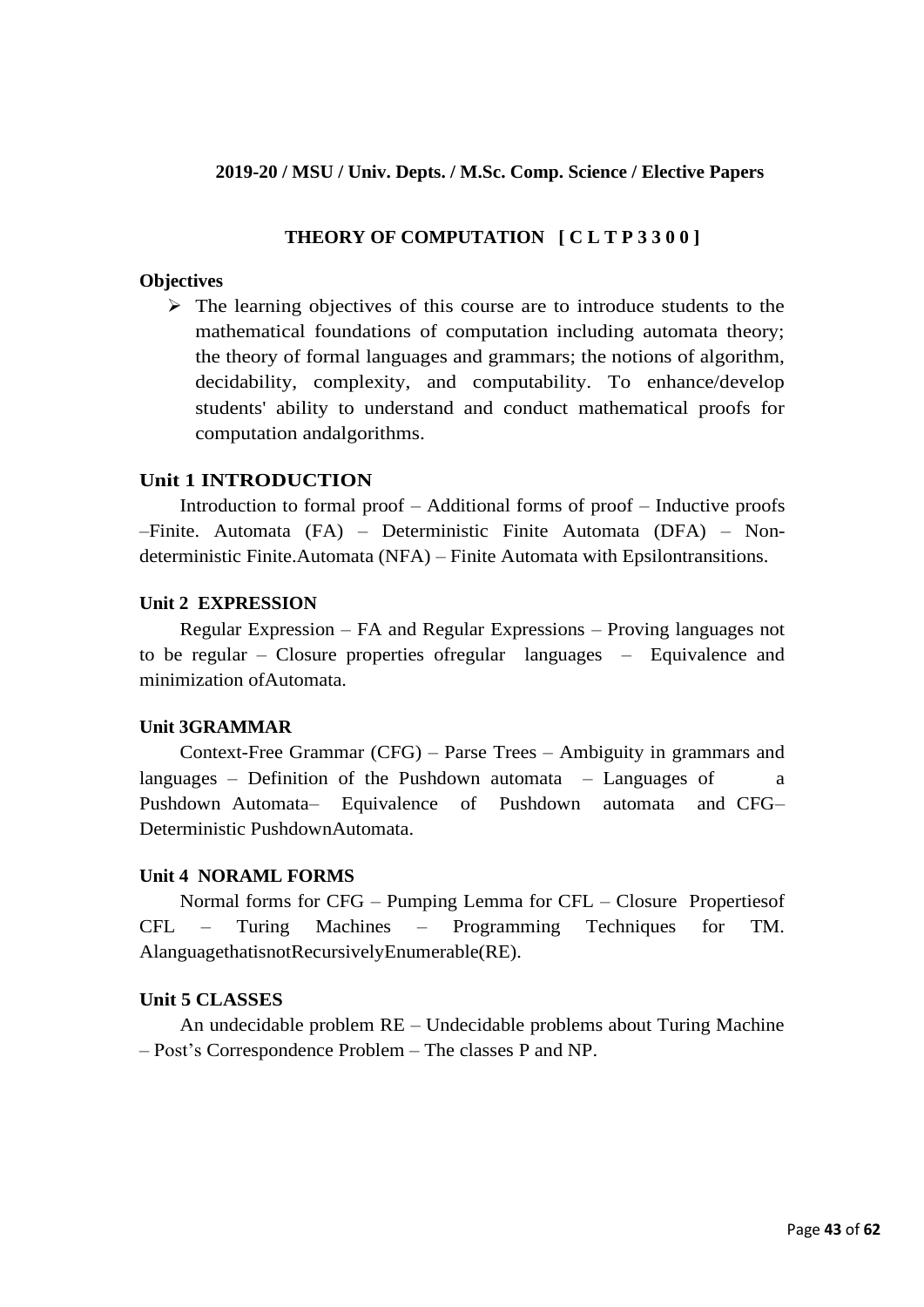**2019-20 / MSU / Univ. Depts. / M.Sc. Comp. Science / Elective Papers**

## THEORY OF COMPUTATION [ C L T P 3 3 0 0 ]

**Objectives**

- The learning objectives of this course are to introduce students to the mathematical foundations of computation including automata theory; the theory of formal languages and grammars; the notions of algorithm, decidability, complexity, and computability. To enhance/develop students' ability to understand and conduct mathematical proofs for computation andalgorithms.

### Unit 1 INTRODUCTION

Introduction to formal proof – Additional forms of proof – Inductive proofs –Finite. Automata (FA) – Deterministic Finite Automata (DFA) – Non-deterministic Finite.Automata (NFA) – Finite Automata with Epsilontransitions.

### Unit 2 EXPRESSION

Regular Expression – FA and Regular Expressions – Proving languages not to be regular – Closure properties ofregular languages – Equivalence and minimization ofAutomata.

### Unit 3GRAMMAR

Context-Free Grammar (CFG) – Parse Trees – Ambiguity in grammars and languages – Definition of the Pushdown automata – Languages of a Pushdown Automata– Equivalence of Pushdown automata and CFG– Deterministic PushdownAutomata.

### Unit 4 NORAML FORMS

Normal forms for CFG – Pumping Lemma for CFL – Closure Propertiesof CFL – Turing Machines – Programming Techniques for TM. AlanguagethatisnotRecursivelyEnumerable(RE).

### Unit 5 CLASSES

An undecidable problem RE – Undecidable problems about Turing Machine – Post's Correspondence Problem – The classes P and NP.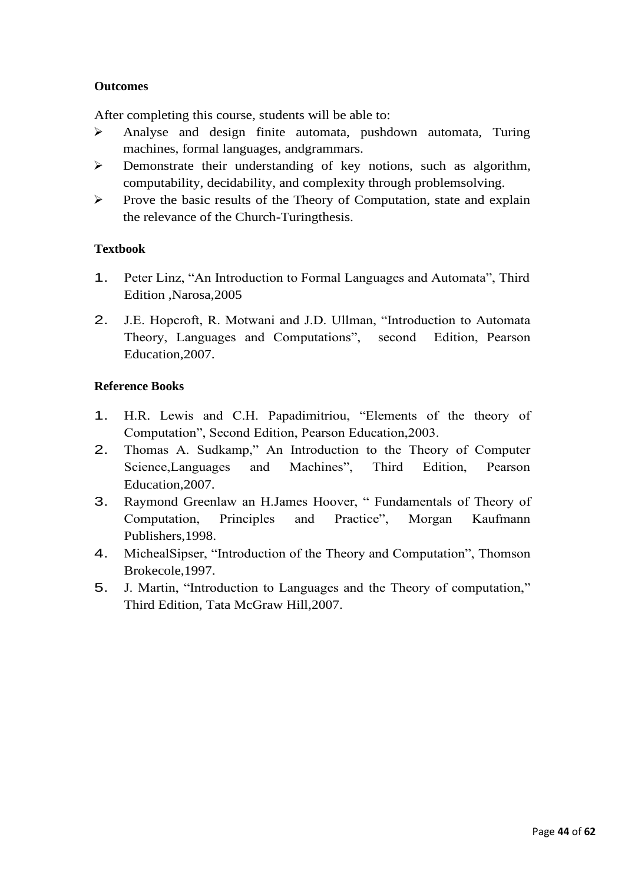**Outcomes**

After completing this course, students will be able to:

- Analyse and design finite automata, pushdown automata, Turing machines, formal languages, andgrammars.
- Demonstrate their understanding of key notions, such as algorithm, computability, decidability, and complexity through problemsolving.
- Prove the basic results of the Theory of Computation, state and explain the relevance of the Church-Turingthesis.

**Textbook**

1. Peter Linz, "An Introduction to Formal Languages and Automata", Third Edition ,Narosa,2005
2. J.E. Hopcroft, R. Motwani and J.D. Ullman, "Introduction to Automata Theory, Languages and Computations", second Edition, Pearson Education,2007.

**Reference Books**

1. H.R. Lewis and C.H. Papadimitriou, "Elements of the theory of Computation", Second Edition, Pearson Education,2003.
2. Thomas A. Sudkamp," An Introduction to the Theory of Computer Science,Languages and Machines", Third Edition, Pearson Education,2007.
3. Raymond Greenlaw an H.James Hoover, " Fundamentals of Theory of Computation, Principles and Practice", Morgan Kaufmann Publishers,1998.
4. MichealSipser, "Introduction of the Theory and Computation", Thomson Brokecole,1997.
5. J. Martin, "Introduction to Languages and the Theory of computation," Third Edition, Tata McGraw Hill,2007.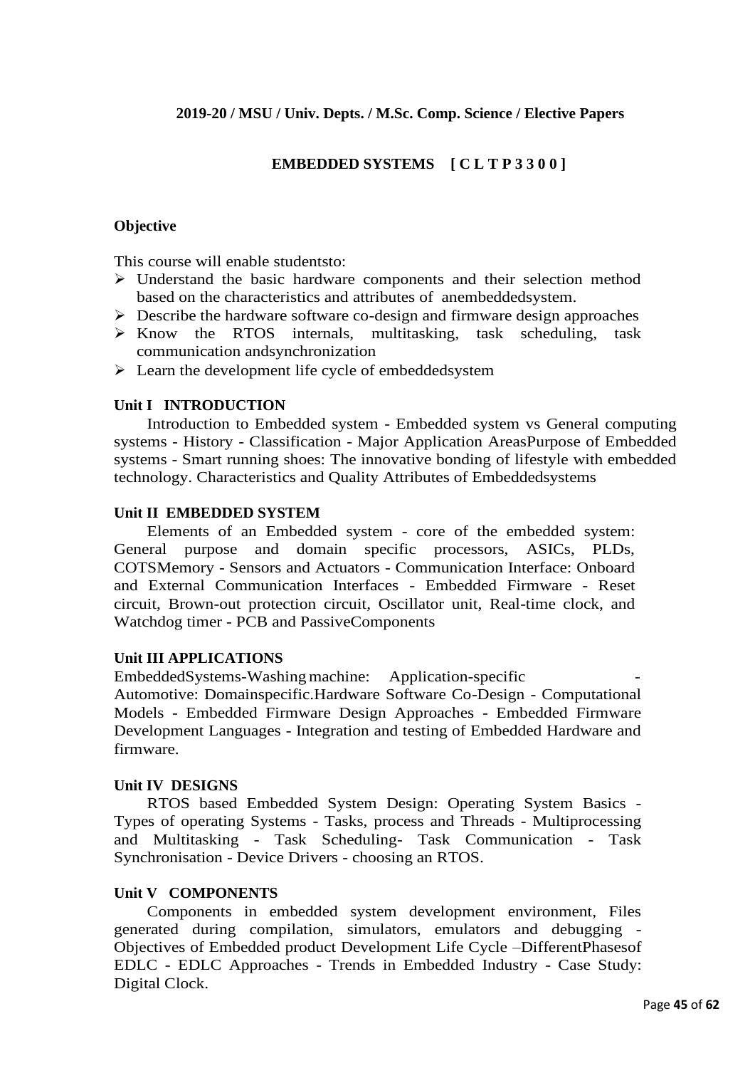**2019-20 / MSU / Univ. Depts. / M.Sc. Comp. Science / Elective Papers**

## EMBEDDED SYSTEMS [ C L T P 3 3 0 0 ]

### Objective

This course will enable studentsto:

- Understand the basic hardware components and their selection method based on the characteristics and attributes of anembeddedsystem.
- Describe the hardware software co-design and firmware design approaches
- Know the RTOS internals, multitasking, task scheduling, task communication andsynchronization
- Learn the development life cycle of embeddedsystem

### Unit I INTRODUCTION

Introduction to Embedded system - Embedded system vs General computing systems - History - Classification - Major Application AreasPurpose of Embedded systems - Smart running shoes: The innovative bonding of lifestyle with embedded technology. Characteristics and Quality Attributes of Embeddedsystems

### Unit II EMBEDDED SYSTEM

Elements of an Embedded system - core of the embedded system: General purpose and domain specific processors, ASICs, PLDs, COTSMemory - Sensors and Actuators - Communication Interface: Onboard and External Communication Interfaces - Embedded Firmware - Reset circuit, Brown-out protection circuit, Oscillator unit, Real-time clock, and Watchdog timer - PCB and PassiveComponents

### Unit III APPLICATIONS

EmbeddedSystems-Washing machine: Application-specific - Automotive: Domainspecific.Hardware Software Co-Design - Computational Models - Embedded Firmware Design Approaches - Embedded Firmware Development Languages - Integration and testing of Embedded Hardware and firmware.

### Unit IV DESIGNS

RTOS based Embedded System Design: Operating System Basics - Types of operating Systems - Tasks, process and Threads - Multiprocessing and Multitasking - Task Scheduling- Task Communication - Task Synchronisation - Device Drivers - choosing an RTOS.

### Unit V COMPONENTS

Components in embedded system development environment, Files generated during compilation, simulators, emulators and debugging - Objectives of Embedded product Development Life Cycle –DifferentPhasesof EDLC - EDLC Approaches - Trends in Embedded Industry - Case Study: Digital Clock.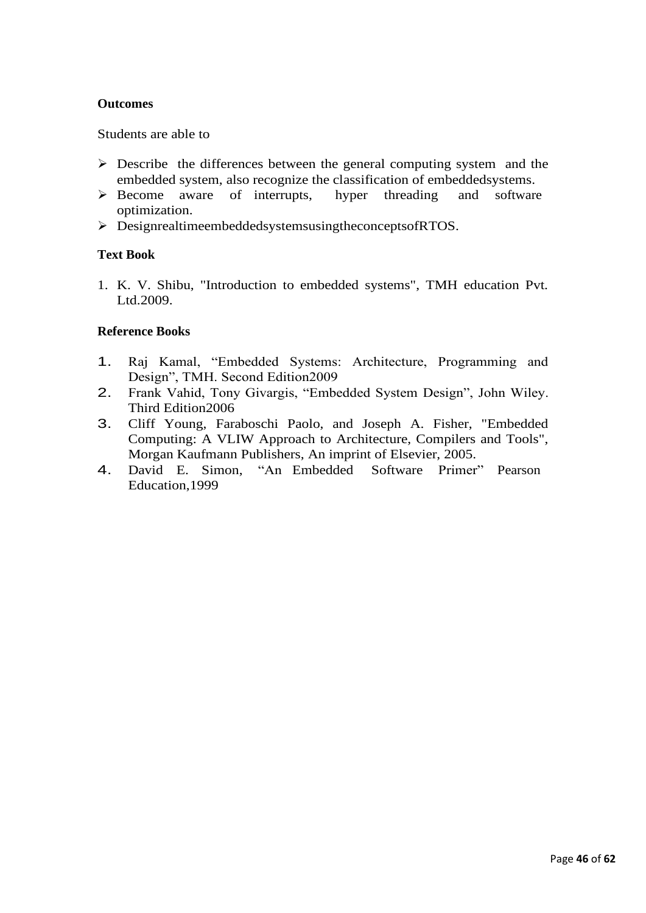**Outcomes**

Students are able to

- Describe the differences between the general computing system and the embedded system, also recognize the classification of embeddedsystems.
- Become aware of interrupts, hyper threading and software optimization.
- DesignrealtimeembeddedsystemsusingtheconceptsofRTOS.

**Text Book**

1. K. V. Shibu, "Introduction to embedded systems", TMH education Pvt. Ltd.2009.

**Reference Books**

1. Raj Kamal, “Embedded Systems: Architecture, Programming and Design”, TMH. Second Edition2009
2. Frank Vahid, Tony Givargis, “Embedded System Design”, John Wiley. Third Edition2006
3. Cliff Young, Faraboschi Paolo, and Joseph A. Fisher, "Embedded Computing: A VLIW Approach to Architecture, Compilers and Tools", Morgan Kaufmann Publishers, An imprint of Elsevier, 2005.
4. David E. Simon, “An Embedded Software Primer” Pearson Education,1999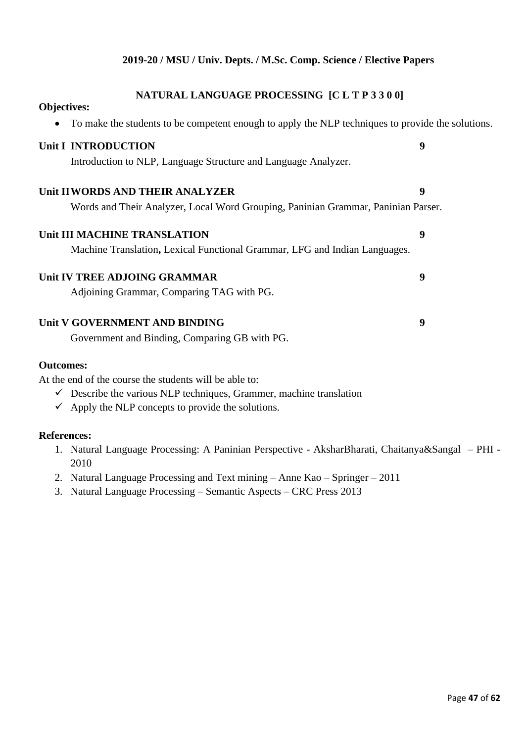**2019-20 / MSU / Univ. Depts. / M.Sc. Comp. Science / Elective Papers**

## NATURAL LANGUAGE PROCESSING [C L T P 3 3 0 0]

**Objectives:**

- To make the students to be competent enough to apply the NLP techniques to provide the solutions.

**Unit I INTRODUCTION** **9**

Introduction to NLP, Language Structure and Language Analyzer.

**Unit II WORDS AND THEIR ANALYZER** **9**

Words and Their Analyzer, Local Word Grouping, Paninian Grammar, Paninian Parser.

**Unit III MACHINE TRANSLATION** **9**

Machine Translation**,** Lexical Functional Grammar, LFG and Indian Languages.

**Unit IV TREE ADJOING GRAMMAR** **9**

Adjoining Grammar, Comparing TAG with PG.

**Unit V GOVERNMENT AND BINDING** **9**

Government and Binding, Comparing GB with PG.

**Outcomes:**

At the end of the course the students will be able to:

- ✓ Describe the various NLP techniques, Grammer, machine translation
- ✓ Apply the NLP concepts to provide the solutions.

**References:**

1. Natural Language Processing: A Paninian Perspective - AksharBharati, Chaitanya&Sangal – PHI - 2010
2. Natural Language Processing and Text mining – Anne Kao – Springer – 2011
3. Natural Language Processing – Semantic Aspects – CRC Press 2013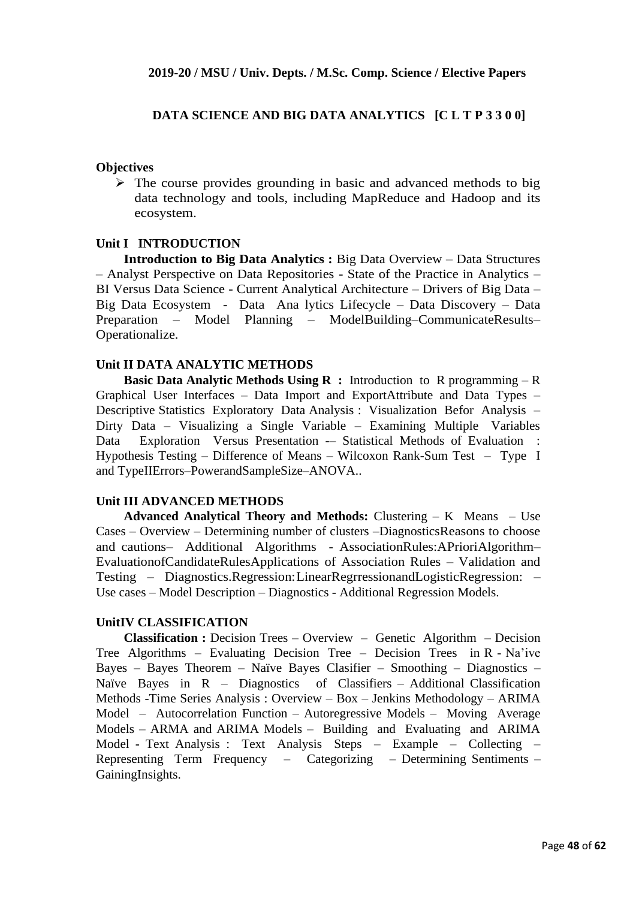**2019-20 / MSU / Univ. Depts. / M.Sc. Comp. Science / Elective Papers**

## DATA SCIENCE AND BIG DATA ANALYTICS [C L T P 3 3 0 0]

### Objectives

- The course provides grounding in basic and advanced methods to big data technology and tools, including MapReduce and Hadoop and its ecosystem.

### Unit I INTRODUCTION

**Introduction to Big Data Analytics :** Big Data Overview – Data Structures – Analyst Perspective on Data Repositories - State of the Practice in Analytics – BI Versus Data Science - Current Analytical Architecture – Drivers of Big Data – Big Data Ecosystem - Data Ana lytics Lifecycle – Data Discovery – Data Preparation – Model Planning – ModelBuilding–CommunicateResults– Operationalize.

### Unit II DATA ANALYTIC METHODS

**Basic Data Analytic Methods Using R :** Introduction to R programming – R Graphical User Interfaces – Data Import and ExportAttribute and Data Types – Descriptive Statistics Exploratory Data Analysis : Visualization Befor Analysis – Dirty Data – Visualizing a Single Variable – Examining Multiple Variables Data Exploration Versus Presentation -– Statistical Methods of Evaluation : Hypothesis Testing – Difference of Means – Wilcoxon Rank-Sum Test – Type I and TypeIIErrors–PowerandSampleSize–ANOVA..

### Unit III ADVANCED METHODS

**Advanced Analytical Theory and Methods:** Clustering – K Means – Use Cases – Overview – Determining number of clusters –DiagnosticsReasons to choose and cautions– Additional Algorithms - AssociationRules:APrioriAlgorithm– EvaluationofCandidateRulesApplications of Association Rules – Validation and Testing – Diagnostics.Regression:LinearRegrressionandLogisticRegression: – Use cases – Model Description – Diagnostics - Additional Regression Models.

### UnitIV CLASSIFICATION

**Classification :** Decision Trees – Overview – Genetic Algorithm – Decision Tree Algorithms – Evaluating Decision Tree – Decision Trees in R - Na'ive Bayes – Bayes Theorem – Naïve Bayes Clasifier – Smoothing – Diagnostics – Naïve Bayes in R – Diagnostics of Classifiers – Additional Classification Methods -Time Series Analysis : Overview – Box – Jenkins Methodology – ARIMA Model – Autocorrelation Function – Autoregressive Models – Moving Average Models – ARMA and ARIMA Models – Building and Evaluating and ARIMA Model - Text Analysis : Text Analysis Steps – Example – Collecting – Representing Term Frequency – Categorizing – Determining Sentiments – GainingInsights.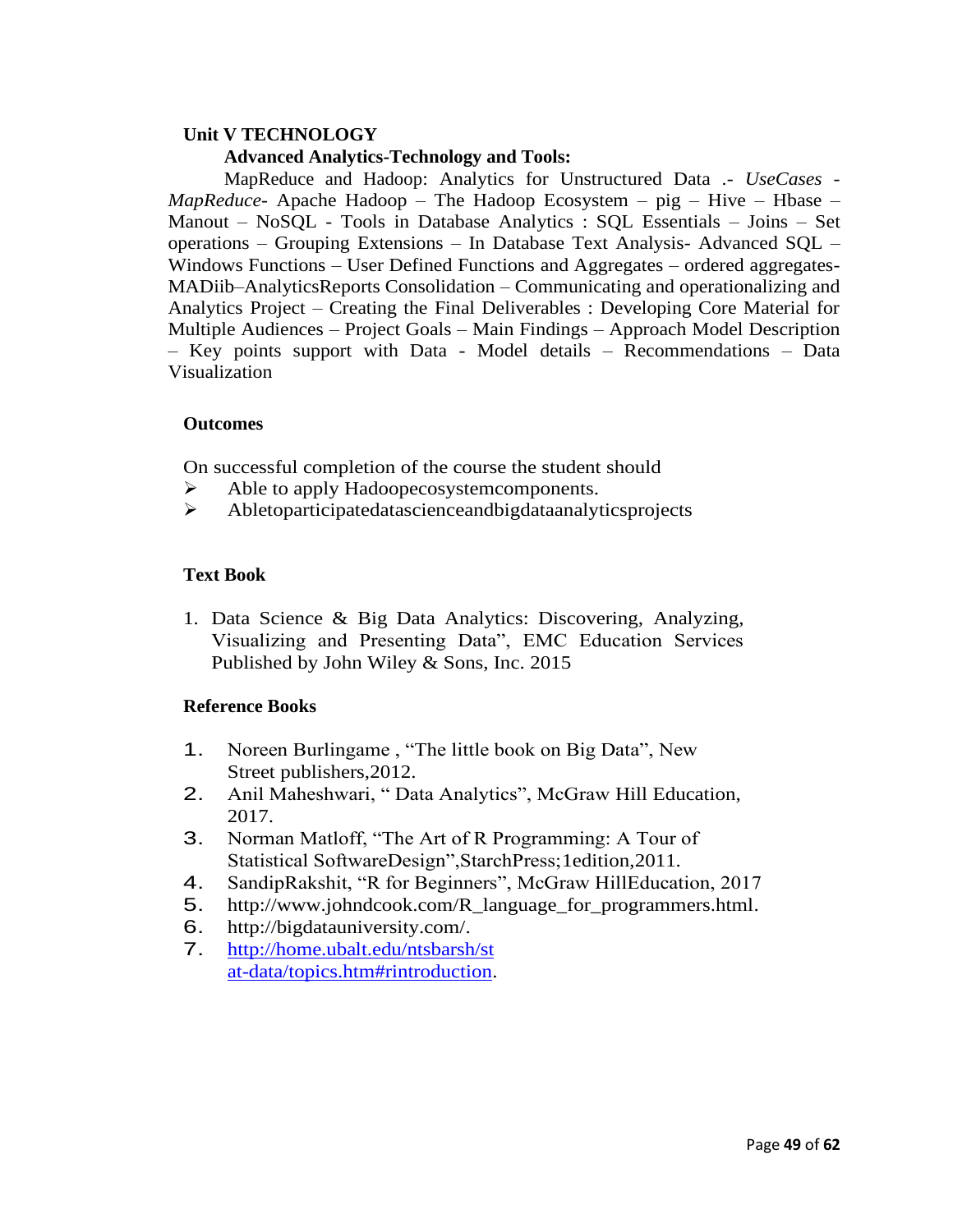**Unit V TECHNOLOGY**

**Advanced Analytics-Technology and Tools:**

MapReduce and Hadoop: Analytics for Unstructured Data .- *UseCases* - *MapReduce*- Apache Hadoop – The Hadoop Ecosystem – pig – Hive – Hbase – Manout – NoSQL - Tools in Database Analytics : SQL Essentials – Joins – Set operations – Grouping Extensions – In Database Text Analysis- Advanced SQL – Windows Functions – User Defined Functions and Aggregates – ordered aggregates- MADiib–AnalyticsReports Consolidation – Communicating and operationalizing and Analytics Project – Creating the Final Deliverables : Developing Core Material for Multiple Audiences – Project Goals – Main Findings – Approach Model Description – Key points support with Data - Model details – Recommendations – Data Visualization

**Outcomes**

On successful completion of the course the student should

- Able to apply Hadoopecosystemcomponents.
- Abletoparticipatedatascienceandbigdataanalyticsprojects

**Text Book**

1. Data Science & Big Data Analytics: Discovering, Analyzing, Visualizing and Presenting Data", EMC Education Services Published by John Wiley & Sons, Inc. 2015

**Reference Books**

1. Noreen Burlingame , "The little book on Big Data", New Street publishers,2012.
2. Anil Maheshwari, " Data Analytics", McGraw Hill Education, 2017.
3. Norman Matloff, "The Art of R Programming: A Tour of Statistical SoftwareDesign",StarchPress;1edition,2011.
4. SandipRakshit, "R for Beginners", McGraw HillEducation, 2017
5. http://www.johndcook.com/R_language_for_programmers.html.
6. http://bigdatauniversity.com/.
7. [http://home.ubalt.edu/ntsbarsh/stat-data/topics.htm#rintroduction](http://home.ubalt.edu/ntsbarsh/stat-data/topics.htm#rintroduction).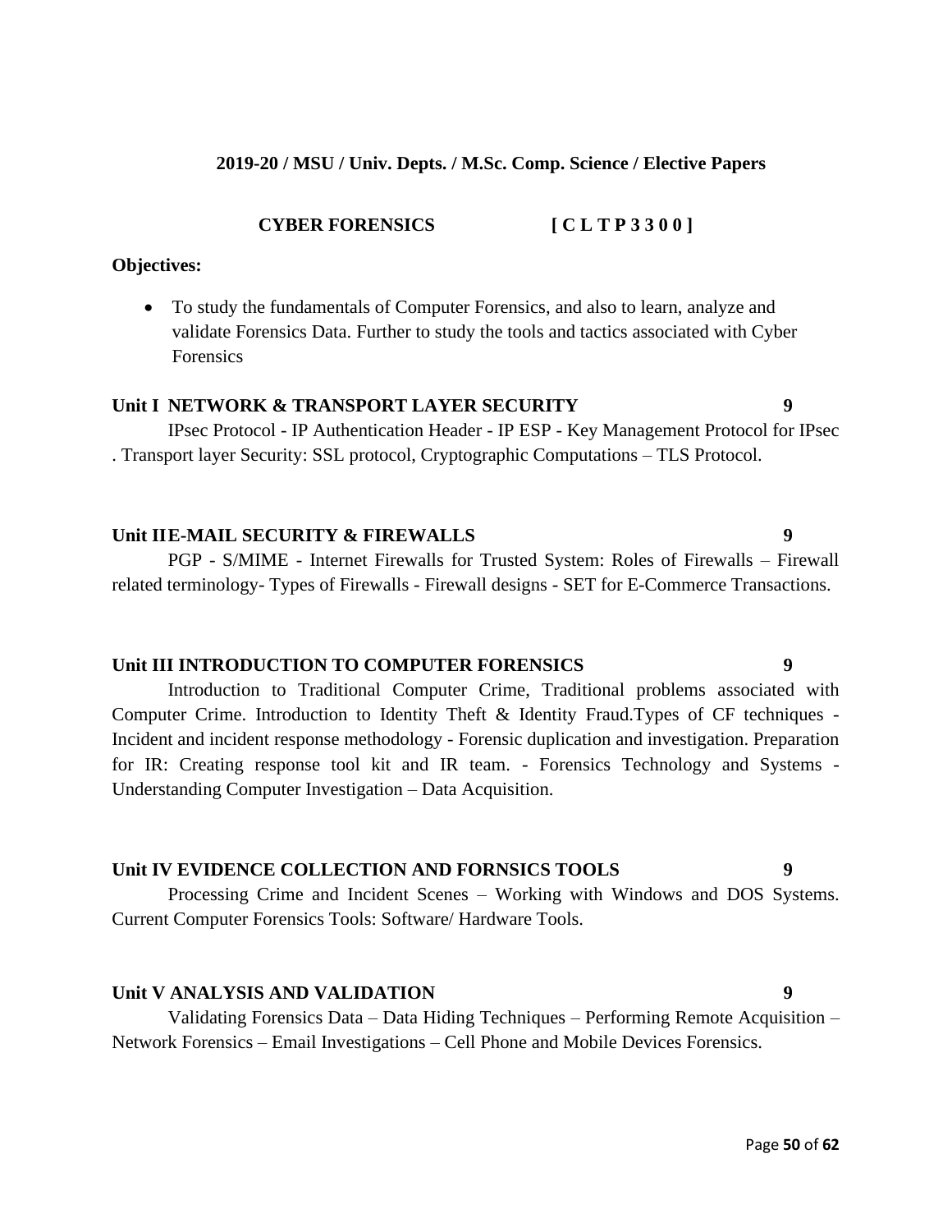**2019-20 / MSU / Univ. Depts. / M.Sc. Comp. Science / Elective Papers**

## CYBER FORENSICS [ C L T P 3 3 0 0 ]

**Objectives:**

- To study the fundamentals of Computer Forensics, and also to learn, analyze and validate Forensics Data. Further to study the tools and tactics associated with Cyber Forensics

### Unit I NETWORK & TRANSPORT LAYER SECURITY 9

IPsec Protocol - IP Authentication Header - IP ESP - Key Management Protocol for IPsec . Transport layer Security: SSL protocol, Cryptographic Computations – TLS Protocol.

### Unit II E-MAIL SECURITY & FIREWALLS 9

PGP - S/MIME - Internet Firewalls for Trusted System: Roles of Firewalls – Firewall related terminology- Types of Firewalls - Firewall designs - SET for E-Commerce Transactions.

### Unit III INTRODUCTION TO COMPUTER FORENSICS 9

Introduction to Traditional Computer Crime, Traditional problems associated with Computer Crime. Introduction to Identity Theft & Identity Fraud.Types of CF techniques - Incident and incident response methodology - Forensic duplication and investigation. Preparation for IR: Creating response tool kit and IR team. - Forensics Technology and Systems - Understanding Computer Investigation – Data Acquisition.

### Unit IV EVIDENCE COLLECTION AND FORNSICS TOOLS 9

Processing Crime and Incident Scenes – Working with Windows and DOS Systems. Current Computer Forensics Tools: Software/ Hardware Tools.

### Unit V ANALYSIS AND VALIDATION 9

Validating Forensics Data – Data Hiding Techniques – Performing Remote Acquisition – Network Forensics – Email Investigations – Cell Phone and Mobile Devices Forensics.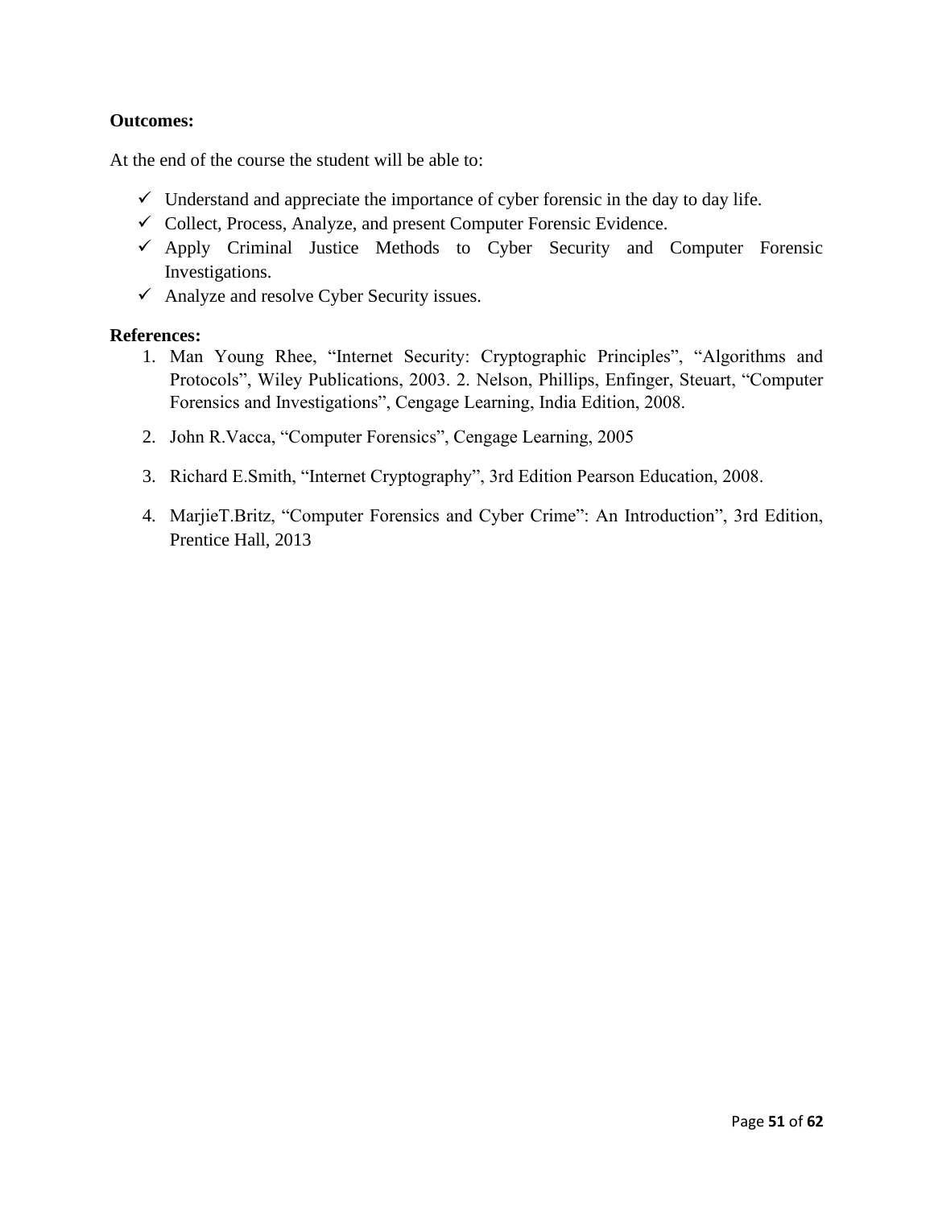**Outcomes:**

At the end of the course the student will be able to:

- ✓ Understand and appreciate the importance of cyber forensic in the day to day life.
- ✓ Collect, Process, Analyze, and present Computer Forensic Evidence.
- ✓ Apply Criminal Justice Methods to Cyber Security and Computer Forensic Investigations.
- ✓ Analyze and resolve Cyber Security issues.

**References:**

1. Man Young Rhee, "Internet Security: Cryptographic Principles", "Algorithms and Protocols", Wiley Publications, 2003. 2. Nelson, Phillips, Enfinger, Steuart, "Computer Forensics and Investigations", Cengage Learning, India Edition, 2008.
2. John R.Vacca, "Computer Forensics", Cengage Learning, 2005
3. Richard E.Smith, "Internet Cryptography", 3rd Edition Pearson Education, 2008.
4. MarjieT.Britz, "Computer Forensics and Cyber Crime": An Introduction", 3rd Edition, Prentice Hall, 2013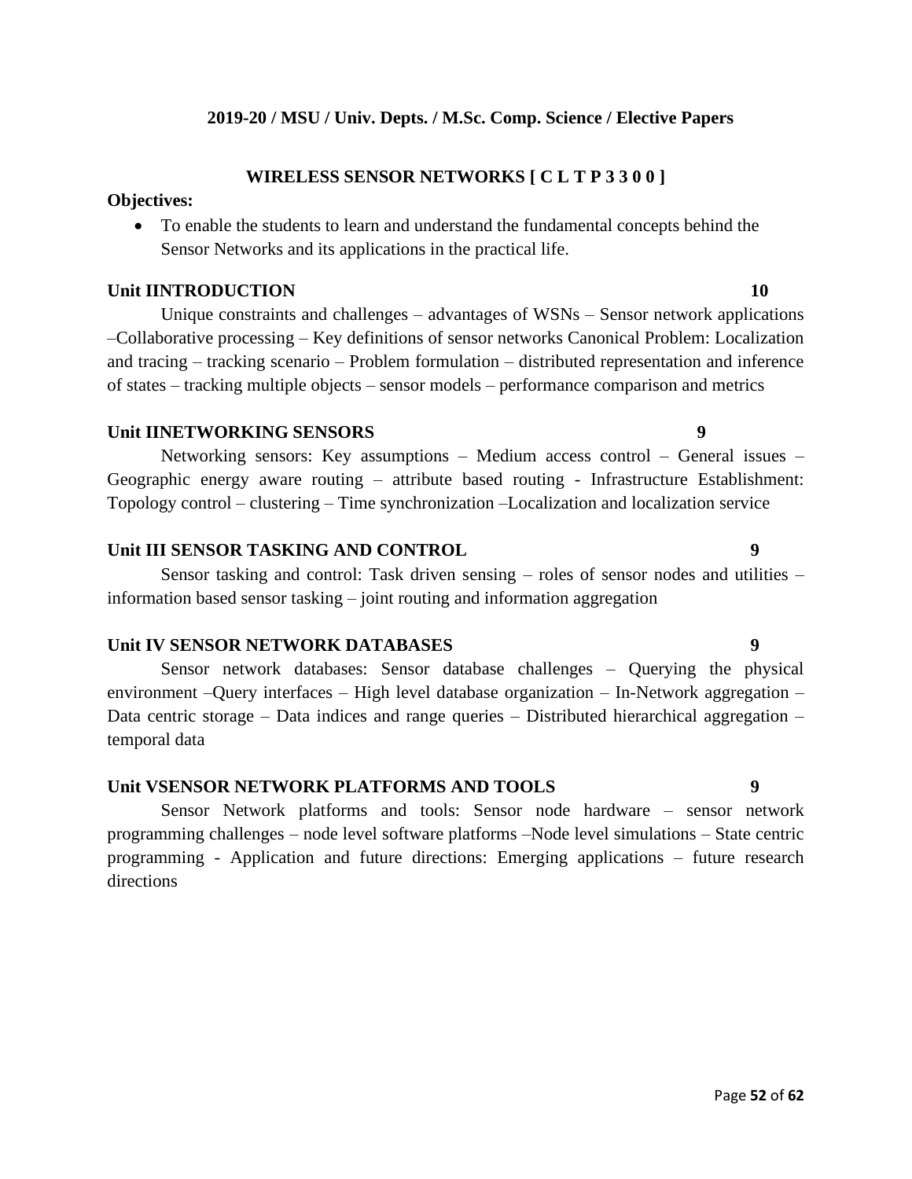**2019-20 / MSU / Univ. Depts. / M.Sc. Comp. Science / Elective Papers**

## WIRELESS SENSOR NETWORKS [ C L T P 3 3 0 0 ]

**Objectives:**

- To enable the students to learn and understand the fundamental concepts behind the Sensor Networks and its applications in the practical life.

### Unit IINTRODUCTION 10

Unique constraints and challenges – advantages of WSNs – Sensor network applications –Collaborative processing – Key definitions of sensor networks Canonical Problem: Localization and tracing – tracking scenario – Problem formulation – distributed representation and inference of states – tracking multiple objects – sensor models – performance comparison and metrics

### Unit IINETWORKING SENSORS 9

Networking sensors: Key assumptions – Medium access control – General issues – Geographic energy aware routing – attribute based routing - Infrastructure Establishment: Topology control – clustering – Time synchronization –Localization and localization service

### Unit III SENSOR TASKING AND CONTROL 9

Sensor tasking and control: Task driven sensing – roles of sensor nodes and utilities – information based sensor tasking – joint routing and information aggregation

### Unit IV SENSOR NETWORK DATABASES 9

Sensor network databases: Sensor database challenges – Querying the physical environment –Query interfaces – High level database organization – In-Network aggregation – Data centric storage – Data indices and range queries – Distributed hierarchical aggregation – temporal data

### Unit VSENSOR NETWORK PLATFORMS AND TOOLS 9

Sensor Network platforms and tools: Sensor node hardware – sensor network programming challenges – node level software platforms –Node level simulations – State centric programming - Application and future directions: Emerging applications – future research directions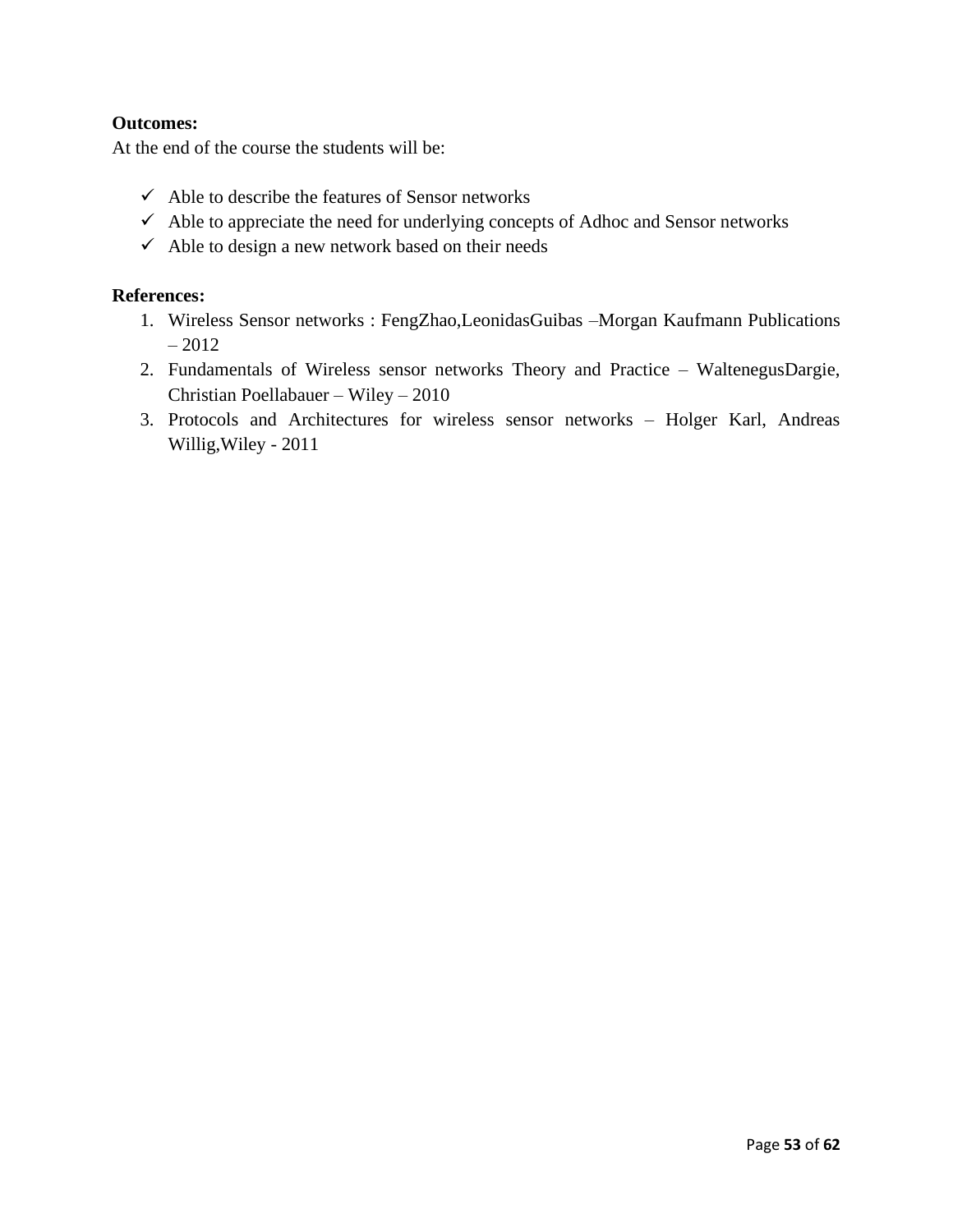**Outcomes:**

At the end of the course the students will be:

- ✓ Able to describe the features of Sensor networks
- ✓ Able to appreciate the need for underlying concepts of Adhoc and Sensor networks
- ✓ Able to design a new network based on their needs

**References:**

1. Wireless Sensor networks : FengZhao,LeonidasGuibas –Morgan Kaufmann Publications – 2012
2. Fundamentals of Wireless sensor networks Theory and Practice – WaltenegusDargie, Christian Poellabauer – Wiley – 2010
3. Protocols and Architectures for wireless sensor networks – Holger Karl, Andreas Willig,Wiley - 2011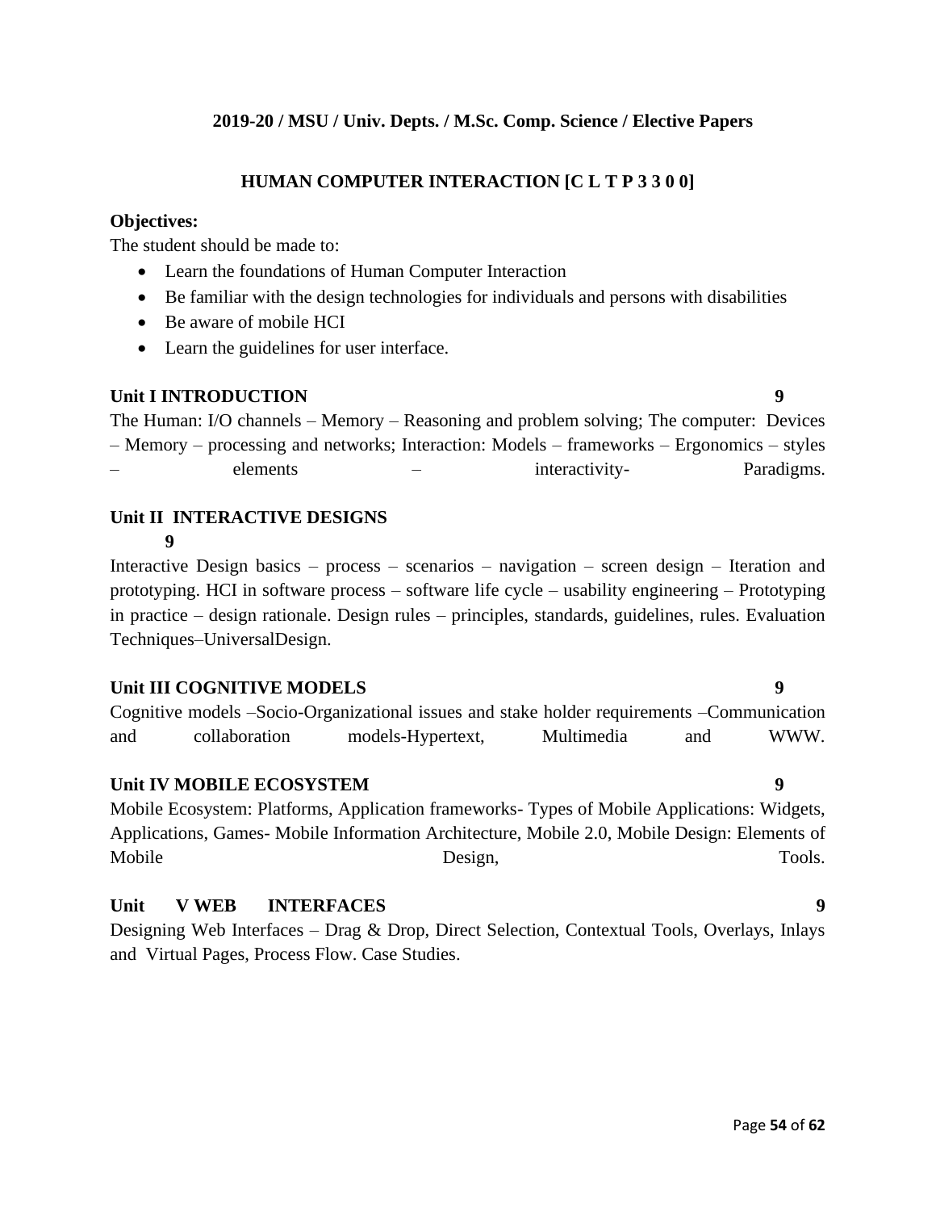**2019-20 / MSU / Univ. Depts. / M.Sc. Comp. Science / Elective Papers**

## HUMAN COMPUTER INTERACTION [C L T P 3 3 0 0]

**Objectives:**

The student should be made to:

- Learn the foundations of Human Computer Interaction
- Be familiar with the design technologies for individuals and persons with disabilities
- Be aware of mobile HCI
- Learn the guidelines for user interface.

### Unit I INTRODUCTION 9

The Human: I/O channels – Memory – Reasoning and problem solving; The computer: Devices – Memory – processing and networks; Interaction: Models – frameworks – Ergonomics – styles – elements – interactivity- Paradigms.

### Unit II INTERACTIVE DESIGNS 9

Interactive Design basics – process – scenarios – navigation – screen design – Iteration and prototyping. HCI in software process – software life cycle – usability engineering – Prototyping in practice – design rationale. Design rules – principles, standards, guidelines, rules. Evaluation Techniques–UniversalDesign.

### Unit III COGNITIVE MODELS 9

Cognitive models –Socio-Organizational issues and stake holder requirements –Communication and collaboration models-Hypertext, Multimedia and WWW.

### Unit IV MOBILE ECOSYSTEM 9

Mobile Ecosystem: Platforms, Application frameworks- Types of Mobile Applications: Widgets, Applications, Games- Mobile Information Architecture, Mobile 2.0, Mobile Design: Elements of Mobile Design, Tools.

### Unit V WEB INTERFACES 9

Designing Web Interfaces – Drag & Drop, Direct Selection, Contextual Tools, Overlays, Inlays and Virtual Pages, Process Flow. Case Studies.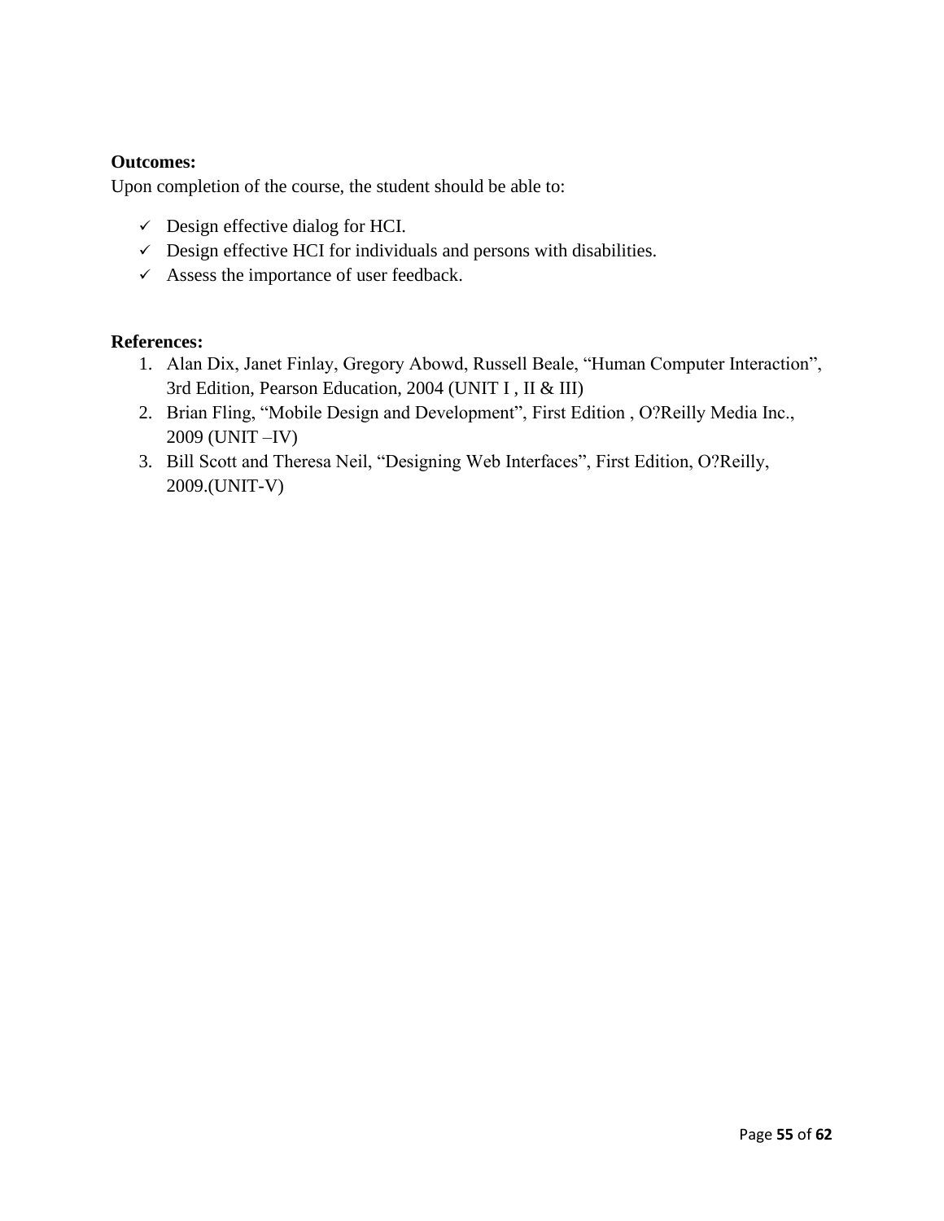**Outcomes:**

Upon completion of the course, the student should be able to:

- ✓ Design effective dialog for HCI.
- ✓ Design effective HCI for individuals and persons with disabilities.
- ✓ Assess the importance of user feedback.

**References:**

1. Alan Dix, Janet Finlay, Gregory Abowd, Russell Beale, "Human Computer Interaction", 3rd Edition, Pearson Education, 2004 (UNIT I , II & III)
2. Brian Fling, "Mobile Design and Development", First Edition , O?Reilly Media Inc., 2009 (UNIT –IV)
3. Bill Scott and Theresa Neil, "Designing Web Interfaces", First Edition, O?Reilly, 2009.(UNIT-V)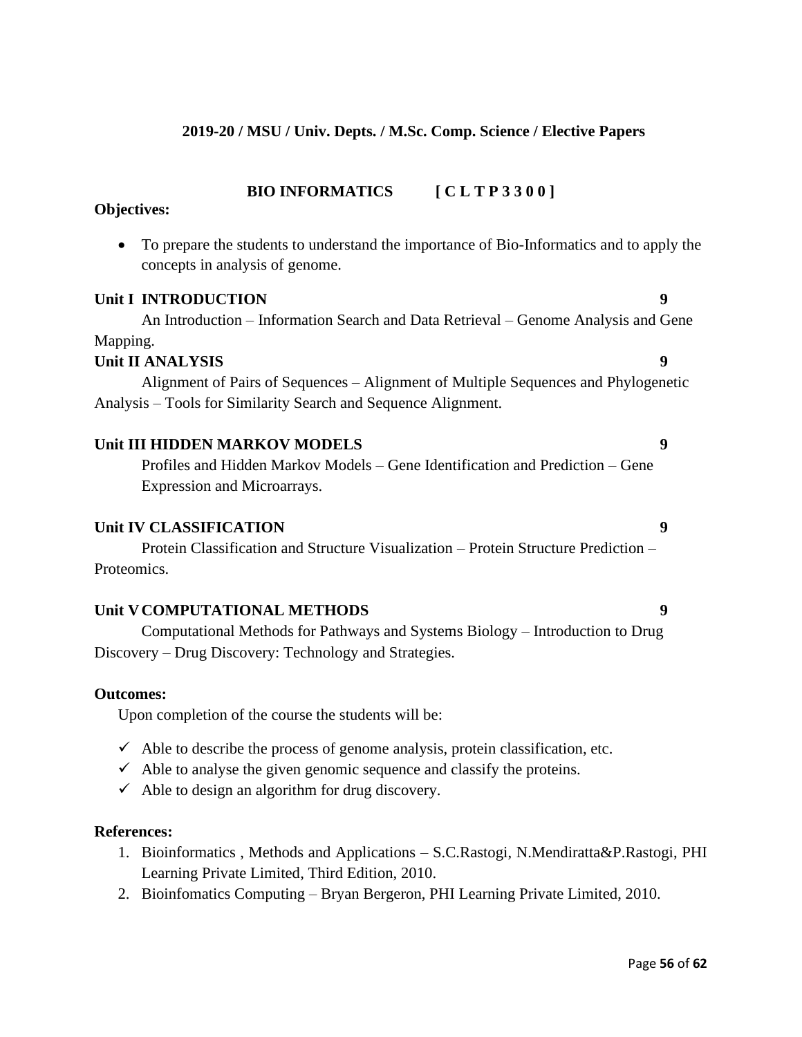**2019-20 / MSU / Univ. Depts. / M.Sc. Comp. Science / Elective Papers**

## BIO INFORMATICS [ C L T P 3 3 0 0 ]

**Objectives:**

- To prepare the students to understand the importance of Bio-Informatics and to apply the concepts in analysis of genome.

**Unit I INTRODUCTION** **9**

An Introduction – Information Search and Data Retrieval – Genome Analysis and Gene Mapping.

**Unit II ANALYSIS** **9**

Alignment of Pairs of Sequences – Alignment of Multiple Sequences and Phylogenetic Analysis – Tools for Similarity Search and Sequence Alignment.

**Unit III HIDDEN MARKOV MODELS** **9**

Profiles and Hidden Markov Models – Gene Identification and Prediction – Gene Expression and Microarrays.

**Unit IV CLASSIFICATION** **9**

Protein Classification and Structure Visualization – Protein Structure Prediction – Proteomics.

**Unit V COMPUTATIONAL METHODS** **9**

Computational Methods for Pathways and Systems Biology – Introduction to Drug Discovery – Drug Discovery: Technology and Strategies.

**Outcomes:**

Upon completion of the course the students will be:

- ✓ Able to describe the process of genome analysis, protein classification, etc.
- ✓ Able to analyse the given genomic sequence and classify the proteins.
- ✓ Able to design an algorithm for drug discovery.

**References:**

1. Bioinformatics , Methods and Applications – S.C.Rastogi, N.Mendiratta&P.Rastogi, PHI Learning Private Limited, Third Edition, 2010.
2. Bioinfomatics Computing – Bryan Bergeron, PHI Learning Private Limited, 2010.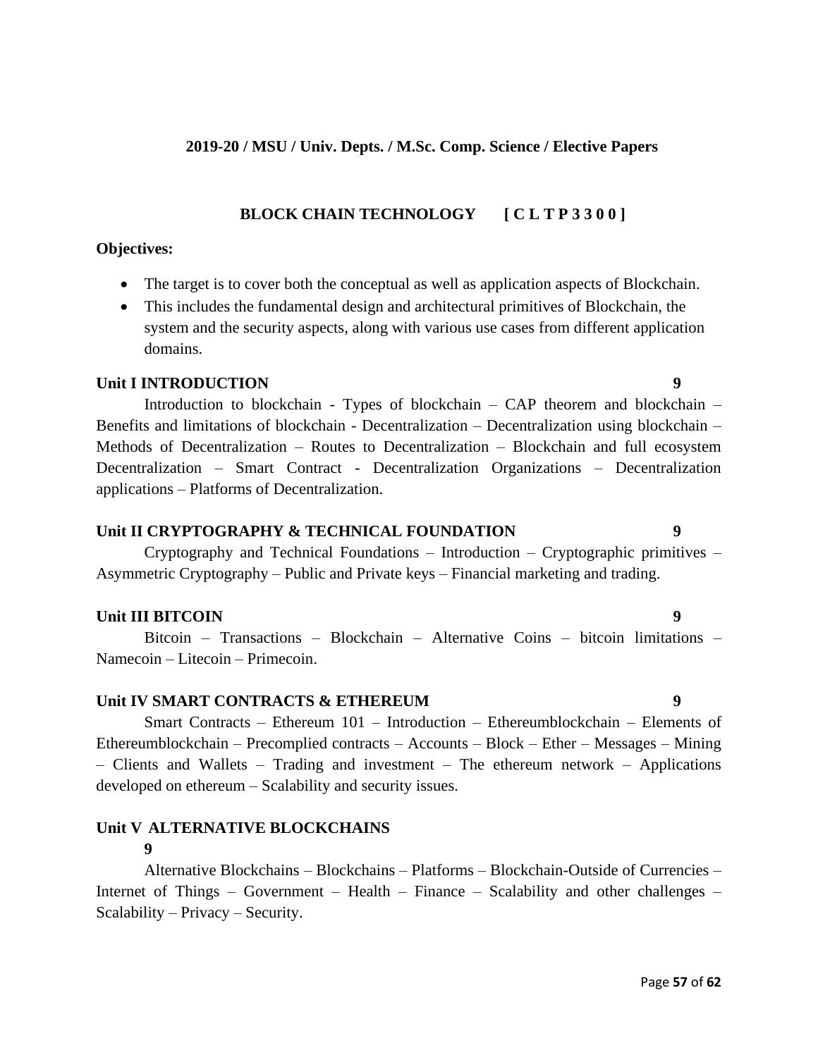**2019-20 / MSU / Univ. Depts. / M.Sc. Comp. Science / Elective Papers**

## BLOCK CHAIN TECHNOLOGY [ C L T P 3 3 0 0 ]

**Objectives:**

- The target is to cover both the conceptual as well as application aspects of Blockchain.
- This includes the fundamental design and architectural primitives of Blockchain, the system and the security aspects, along with various use cases from different application domains.

### Unit I INTRODUCTION 9

Introduction to blockchain - Types of blockchain – CAP theorem and blockchain – Benefits and limitations of blockchain - Decentralization – Decentralization using blockchain – Methods of Decentralization – Routes to Decentralization – Blockchain and full ecosystem Decentralization – Smart Contract - Decentralization Organizations – Decentralization applications – Platforms of Decentralization.

### Unit II CRYPTOGRAPHY & TECHNICAL FOUNDATION 9

Cryptography and Technical Foundations – Introduction – Cryptographic primitives – Asymmetric Cryptography – Public and Private keys – Financial marketing and trading.

### Unit III BITCOIN 9

Bitcoin – Transactions – Blockchain – Alternative Coins – bitcoin limitations – Namecoin – Litecoin – Primecoin.

### Unit IV SMART CONTRACTS & ETHEREUM 9

Smart Contracts – Ethereum 101 – Introduction – Ethereumblockchain – Elements of Ethereumblockchain – Precomplied contracts – Accounts – Block – Ether – Messages – Mining – Clients and Wallets – Trading and investment – The ethereum network – Applications developed on ethereum – Scalability and security issues.

### Unit V ALTERNATIVE BLOCKCHAINS 9

Alternative Blockchains – Blockchains – Platforms – Blockchain-Outside of Currencies – Internet of Things – Government – Health – Finance – Scalability and other challenges – Scalability – Privacy – Security.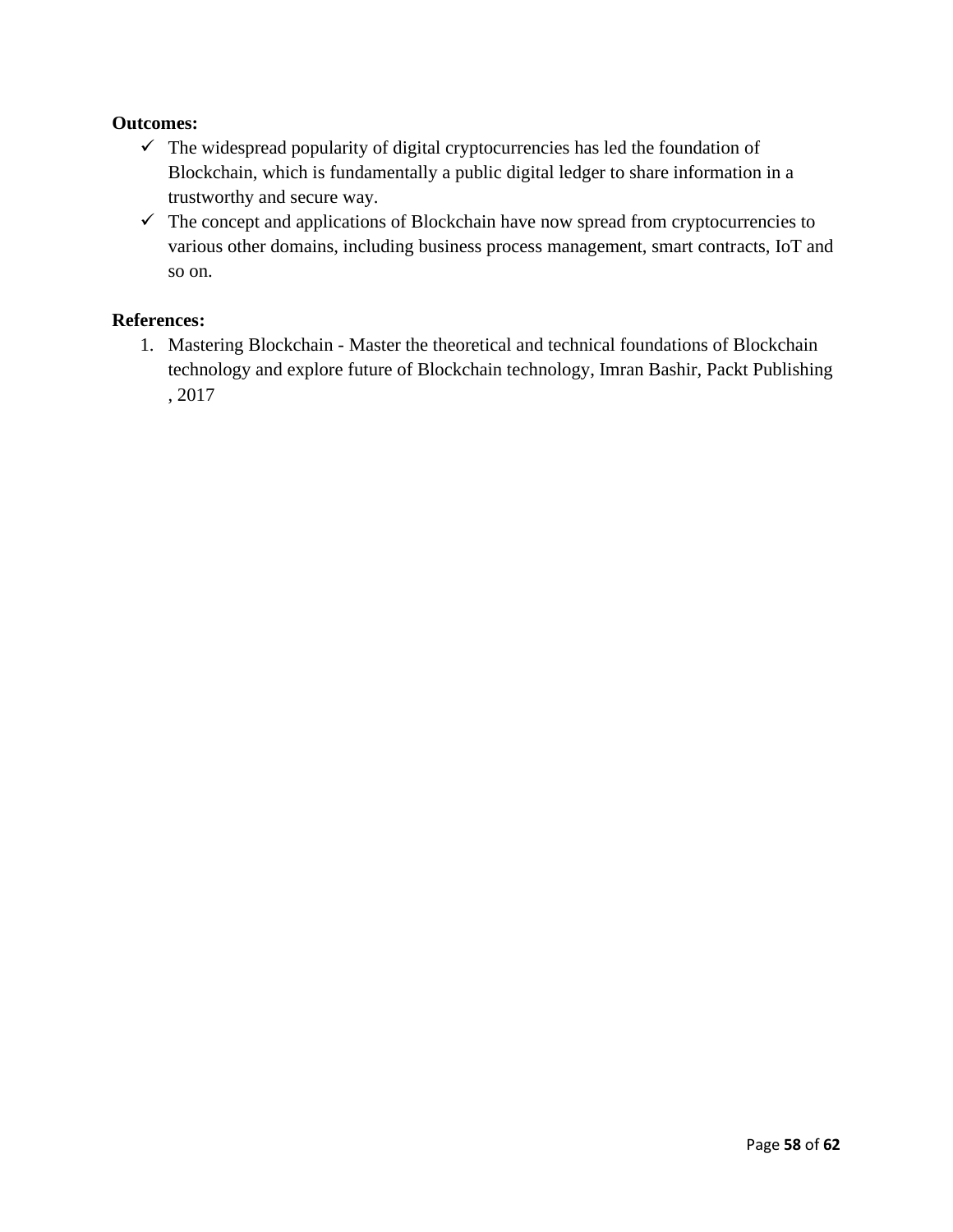**Outcomes:**

- ✓ The widespread popularity of digital cryptocurrencies has led the foundation of Blockchain, which is fundamentally a public digital ledger to share information in a trustworthy and secure way.
- ✓ The concept and applications of Blockchain have now spread from cryptocurrencies to various other domains, including business process management, smart contracts, IoT and so on.

**References:**

1. Mastering Blockchain - Master the theoretical and technical foundations of Blockchain technology and explore future of Blockchain technology, Imran Bashir, Packt Publishing , 2017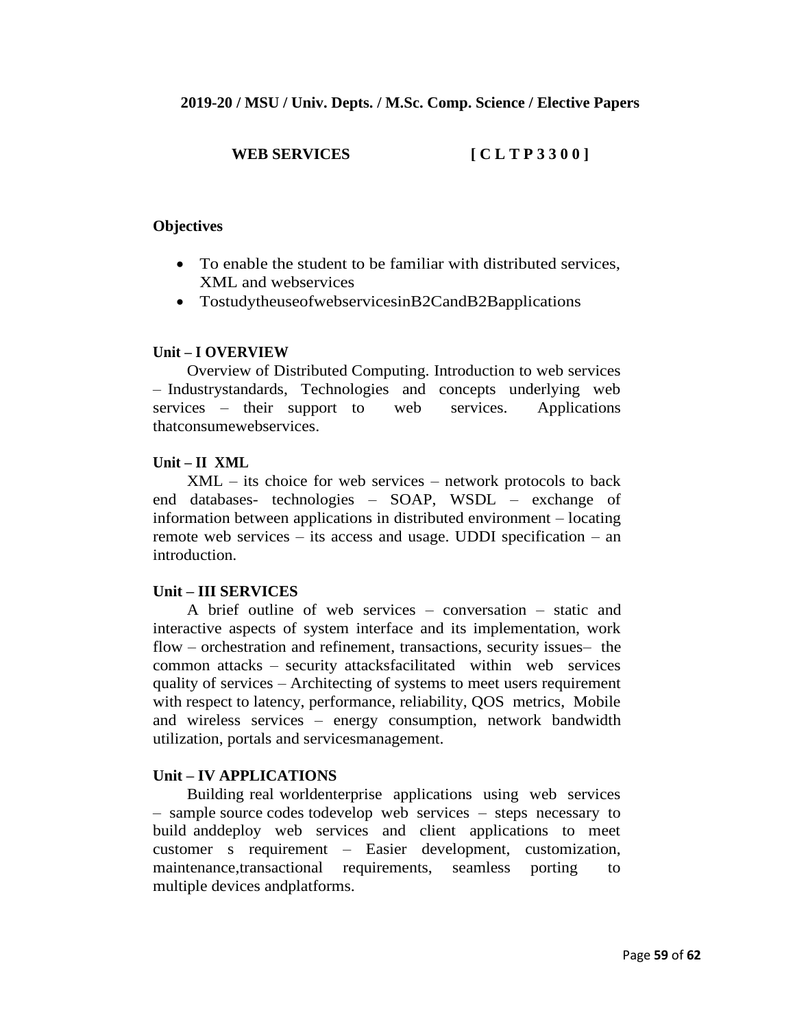**2019-20 / MSU / Univ. Depts. / M.Sc. Comp. Science / Elective Papers**

## WEB SERVICES [ C L T P 3 3 0 0 ]

### Objectives

- To enable the student to be familiar with distributed services, XML and webservices
- TostudytheuseofwebservicesinB2CandB2Bapplications

#### Unit – I OVERVIEW

Overview of Distributed Computing. Introduction to web services – Industrystandards, Technologies and concepts underlying web services – their support to web services. Applications thatconsumewebservices.

#### Unit – II XML

XML – its choice for web services – network protocols to back end databases- technologies – SOAP, WSDL – exchange of information between applications in distributed environment – locating remote web services – its access and usage. UDDI specification – an introduction.

#### Unit – III SERVICES

A brief outline of web services – conversation – static and interactive aspects of system interface and its implementation, work flow – orchestration and refinement, transactions, security issues– the common attacks – security attacksfacilitated within web services quality of services – Architecting of systems to meet users requirement with respect to latency, performance, reliability, QOS metrics, Mobile and wireless services – energy consumption, network bandwidth utilization, portals and servicesmanagement.

#### Unit – IV APPLICATIONS

Building real worldenterprise applications using web services – sample source codes todevelop web services – steps necessary to build anddeploy web services and client applications to meet customer s requirement – Easier development, customization, maintenance,transactional requirements, seamless porting to multiple devices andplatforms.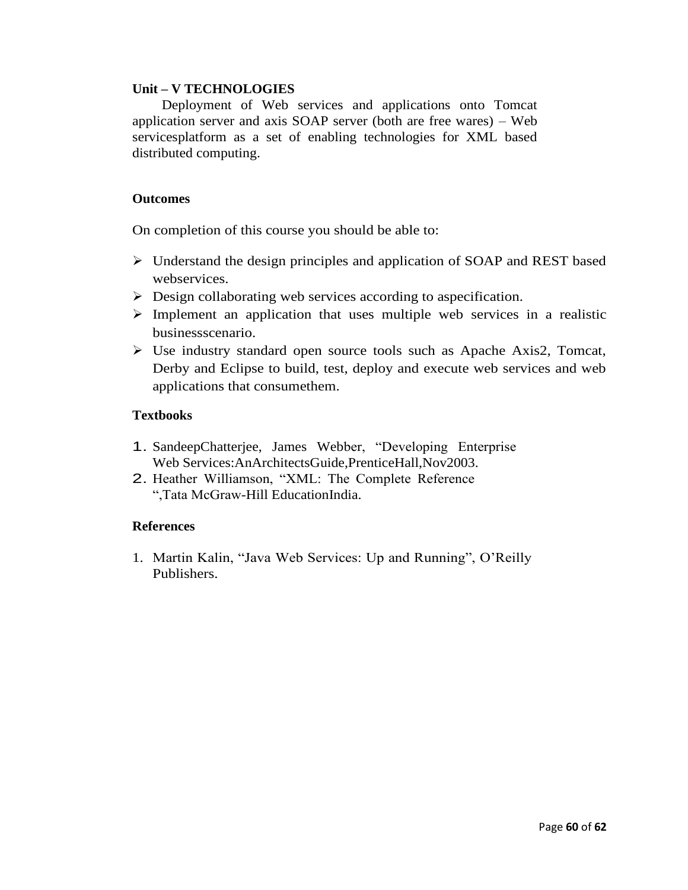**Unit – V TECHNOLOGIES**

Deployment of Web services and applications onto Tomcat application server and axis SOAP server (both are free wares) – Web servicesplatform as a set of enabling technologies for XML based distributed computing.

**Outcomes**

On completion of this course you should be able to:

- Understand the design principles and application of SOAP and REST based webservices.
- Design collaborating web services according to aspecification.
- Implement an application that uses multiple web services in a realistic businessscenario.
- Use industry standard open source tools such as Apache Axis2, Tomcat, Derby and Eclipse to build, test, deploy and execute web services and web applications that consumethem.

**Textbooks**

1. SandeepChatterjee, James Webber, “Developing Enterprise Web Services:AnArchitectsGuide,PrenticeHall,Nov2003.
2. Heather Williamson, “XML: The Complete Reference “,Tata McGraw-Hill EducationIndia.

**References**

1. Martin Kalin, “Java Web Services: Up and Running”, O’Reilly Publishers.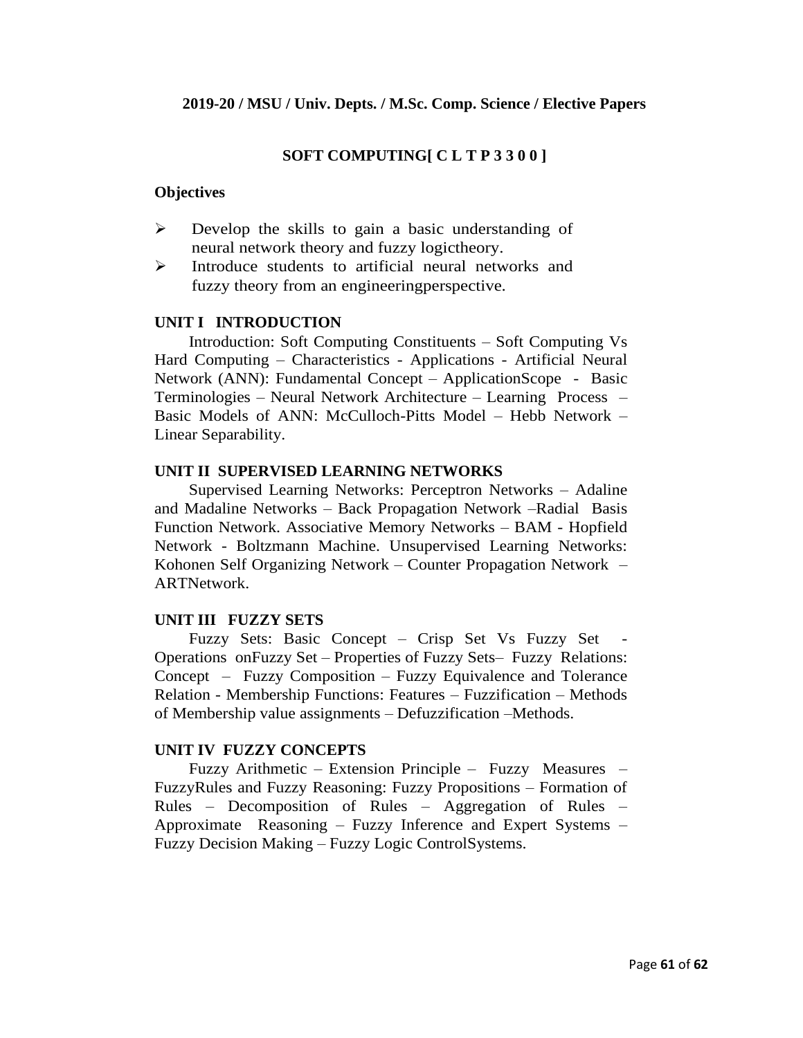**2019-20 / MSU / Univ. Depts. / M.Sc. Comp. Science / Elective Papers**

## SOFT COMPUTING[ C L T P 3 3 0 0 ]

### Objectives

- Develop the skills to gain a basic understanding of neural network theory and fuzzy logictheory.
- Introduce students to artificial neural networks and fuzzy theory from an engineeringperspective.

### UNIT I INTRODUCTION

Introduction: Soft Computing Constituents – Soft Computing Vs Hard Computing – Characteristics - Applications - Artificial Neural Network (ANN): Fundamental Concept – ApplicationScope - Basic Terminologies – Neural Network Architecture – Learning Process – Basic Models of ANN: McCulloch-Pitts Model – Hebb Network – Linear Separability.

### UNIT II SUPERVISED LEARNING NETWORKS

Supervised Learning Networks: Perceptron Networks – Adaline and Madaline Networks – Back Propagation Network –Radial Basis Function Network. Associative Memory Networks – BAM - Hopfield Network - Boltzmann Machine. Unsupervised Learning Networks: Kohonen Self Organizing Network – Counter Propagation Network – ARTNetwork.

### UNIT III FUZZY SETS

Fuzzy Sets: Basic Concept – Crisp Set Vs Fuzzy Set - Operations onFuzzy Set – Properties of Fuzzy Sets– Fuzzy Relations: Concept – Fuzzy Composition – Fuzzy Equivalence and Tolerance Relation - Membership Functions: Features – Fuzzification – Methods of Membership value assignments – Defuzzification –Methods.

### UNIT IV FUZZY CONCEPTS

Fuzzy Arithmetic – Extension Principle – Fuzzy Measures – FuzzyRules and Fuzzy Reasoning: Fuzzy Propositions – Formation of Rules – Decomposition of Rules – Aggregation of Rules – Approximate Reasoning – Fuzzy Inference and Expert Systems – Fuzzy Decision Making – Fuzzy Logic ControlSystems.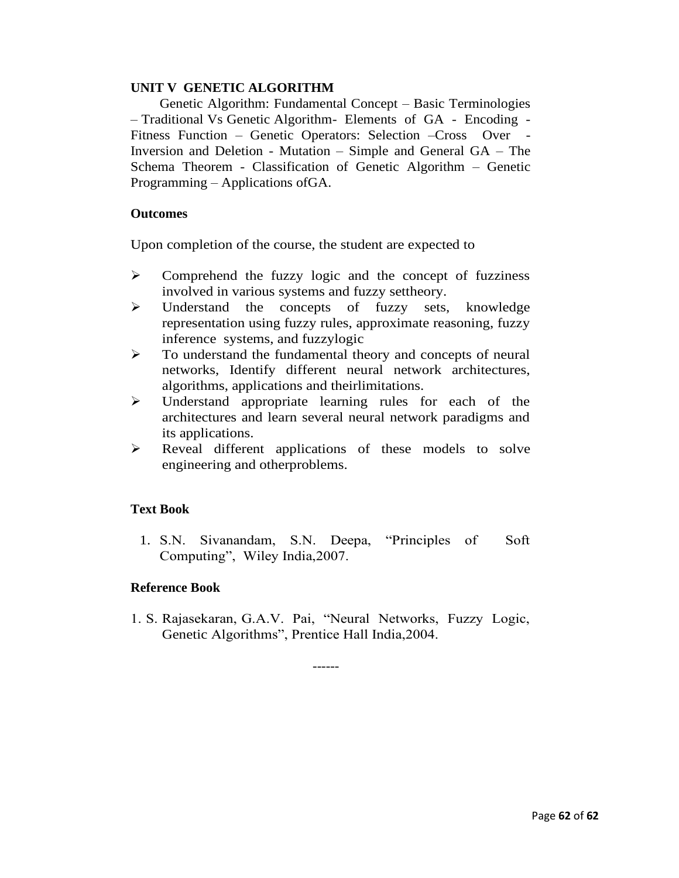**UNIT V GENETIC ALGORITHM**

Genetic Algorithm: Fundamental Concept – Basic Terminologies – Traditional Vs Genetic Algorithm- Elements of GA - Encoding - Fitness Function – Genetic Operators: Selection –Cross Over - Inversion and Deletion - Mutation – Simple and General GA – The Schema Theorem - Classification of Genetic Algorithm – Genetic Programming – Applications ofGA.

**Outcomes**

Upon completion of the course, the student are expected to

- Comprehend the fuzzy logic and the concept of fuzziness involved in various systems and fuzzy settheory.
- Understand the concepts of fuzzy sets, knowledge representation using fuzzy rules, approximate reasoning, fuzzy inference systems, and fuzzylogic
- To understand the fundamental theory and concepts of neural networks, Identify different neural network architectures, algorithms, applications and theirlimitations.
- Understand appropriate learning rules for each of the architectures and learn several neural network paradigms and its applications.
- Reveal different applications of these models to solve engineering and otherproblems.

**Text Book**

1. S.N. Sivanandam, S.N. Deepa, "Principles of Soft Computing", Wiley India,2007.

**Reference Book**

1. S. Rajasekaran, G.A.V. Pai, "Neural Networks, Fuzzy Logic, Genetic Algorithms", Prentice Hall India,2004.

------